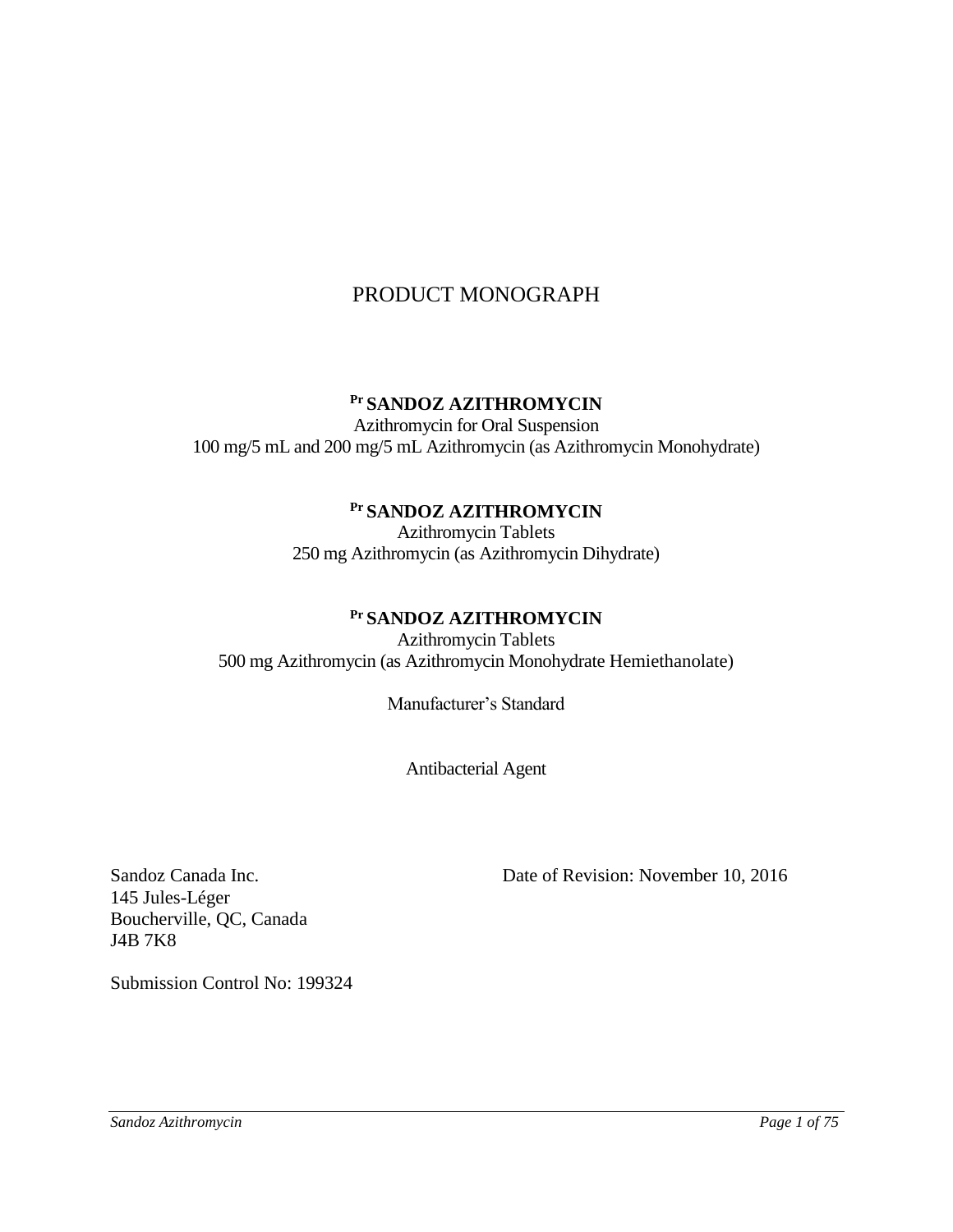# PRODUCT MONOGRAPH

## Pr SANDOZ AZITHROMYCIN

Azithromycin for Oral Suspension
100 mg/5 mL and 200 mg/5 mL Azithromycin (as Azithromycin Monohydrate)

## Pr SANDOZ AZITHROMYCIN

Azithromycin Tablets
250 mg Azithromycin (as Azithromycin Dihydrate)

## Pr SANDOZ AZITHROMYCIN

Azithromycin Tablets
500 mg Azithromycin (as Azithromycin Monohydrate Hemiethanolate)

Manufacturer's Standard

Antibacterial Agent

Sandoz Canada Inc.
145 Jules-Léger
Boucherville, QC, Canada
J4B 7K8

Date of Revision: November 10, 2016

Submission Control No: 199324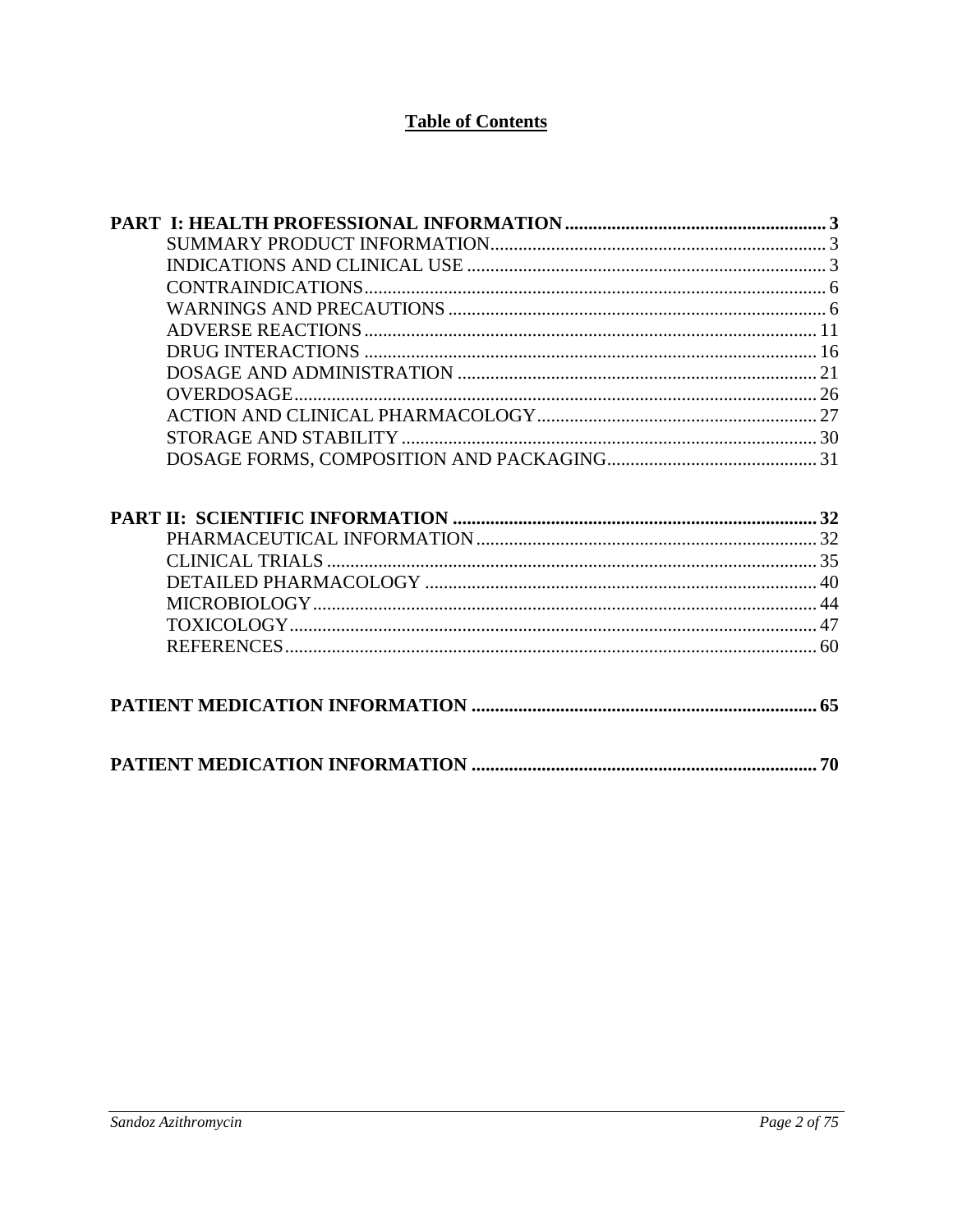# Table of Contents

**PART I: HEALTH PROFESSIONAL INFORMATION** ........................................................ **3**

- SUMMARY PRODUCT INFORMATION........................................................................ 3
- INDICATIONS AND CLINICAL USE ............................................................................ 3
- CONTRAINDICATIONS................................................................................................. 6
- WARNINGS AND PRECAUTIONS ................................................................................ 6
- ADVERSE REACTIONS ................................................................................................ 11
- DRUG INTERACTIONS ................................................................................................ 16
- DOSAGE AND ADMINISTRATION ............................................................................ 21
- OVERDOSAGE............................................................................................................... 26
- ACTION AND CLINICAL PHARMACOLOGY........................................................... 27
- STORAGE AND STABILITY ........................................................................................ 30
- DOSAGE FORMS, COMPOSITION AND PACKAGING............................................ 31

**PART II: SCIENTIFIC INFORMATION** ............................................................................ **32**

- PHARMACEUTICAL INFORMATION......................................................................... 32
- CLINICAL TRIALS ........................................................................................................ 35
- DETAILED PHARMACOLOGY ................................................................................... 40
- MICROBIOLOGY........................................................................................................... 44
- TOXICOLOGY................................................................................................................ 47
- REFERENCES................................................................................................................. 60

**PATIENT MEDICATION INFORMATION** .......................................................................... **65**

**PATIENT MEDICATION INFORMATION** .......................................................................... **70**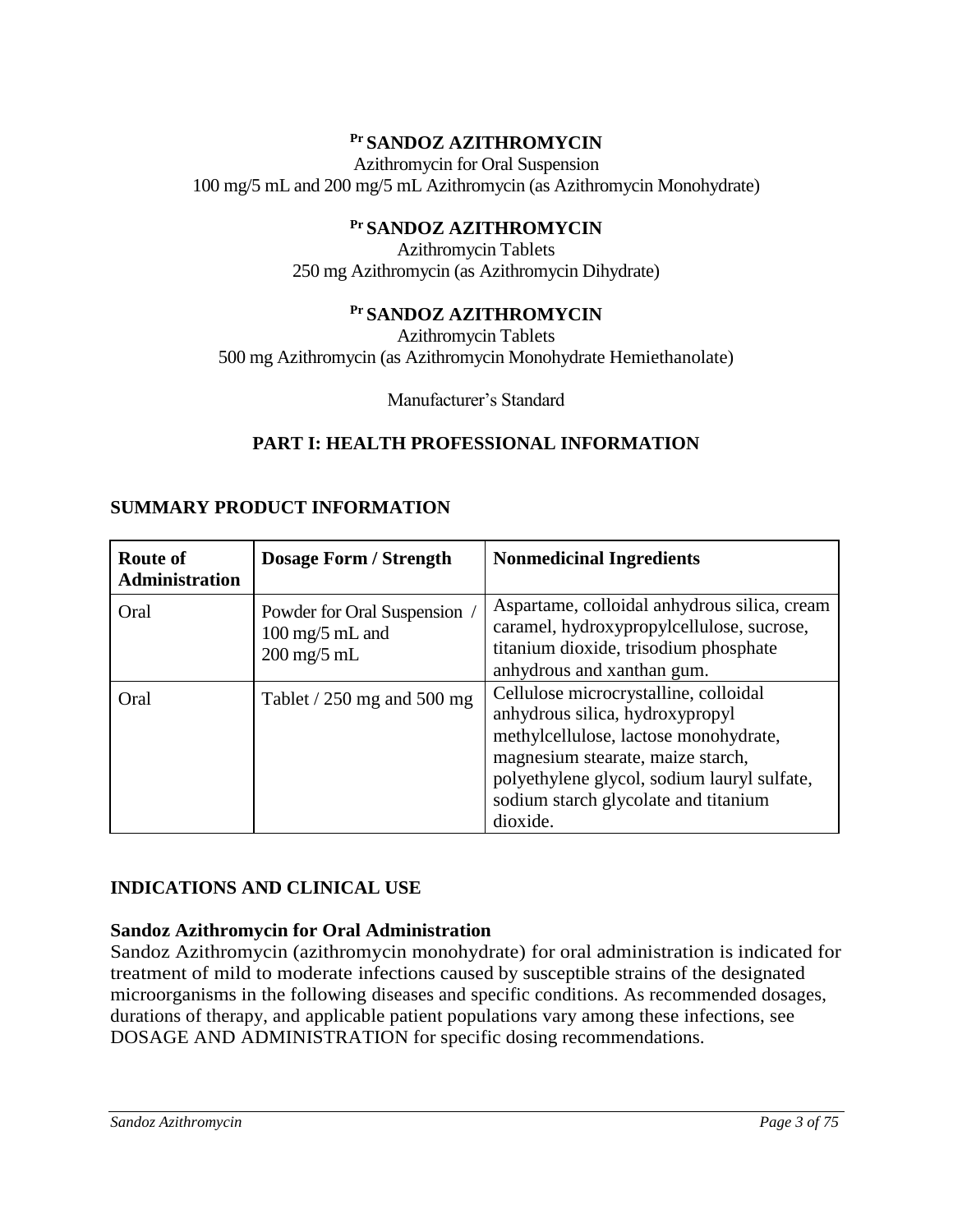# [Pr] SANDOZ AZITHROMYCIN

Azithromycin for Oral Suspension
100 mg/5 mL and 200 mg/5 mL Azithromycin (as Azithromycin Monohydrate)

# [Pr] SANDOZ AZITHROMYCIN

Azithromycin Tablets
250 mg Azithromycin (as Azithromycin Dihydrate)

# [Pr] SANDOZ AZITHROMYCIN

Azithromycin Tablets
500 mg Azithromycin (as Azithromycin Monohydrate Hemiethanolate)

Manufacturer's Standard

## PART I: HEALTH PROFESSIONAL INFORMATION

## SUMMARY PRODUCT INFORMATION

| Route of Administration | Dosage Form / Strength | Nonmedicinal Ingredients |
|---|---|---|
| Oral | Powder for Oral Suspension / 100 mg/5 mL and 200 mg/5 mL | Aspartame, colloidal anhydrous silica, cream caramel, hydroxypropylcellulose, sucrose, titanium dioxide, trisodium phosphate anhydrous and xanthan gum. |
| Oral | Tablet / 250 mg and 500 mg | Cellulose microcrystalline, colloidal anhydrous silica, hydroxypropyl methylcellulose, lactose monohydrate, magnesium stearate, maize starch, polyethylene glycol, sodium lauryl sulfate, sodium starch glycolate and titanium dioxide. |

## INDICATIONS AND CLINICAL USE

### Sandoz Azithromycin for Oral Administration

Sandoz Azithromycin (azithromycin monohydrate) for oral administration is indicated for treatment of mild to moderate infections caused by susceptible strains of the designated microorganisms in the following diseases and specific conditions. As recommended dosages, durations of therapy, and applicable patient populations vary among these infections, see DOSAGE AND ADMINISTRATION for specific dosing recommendations.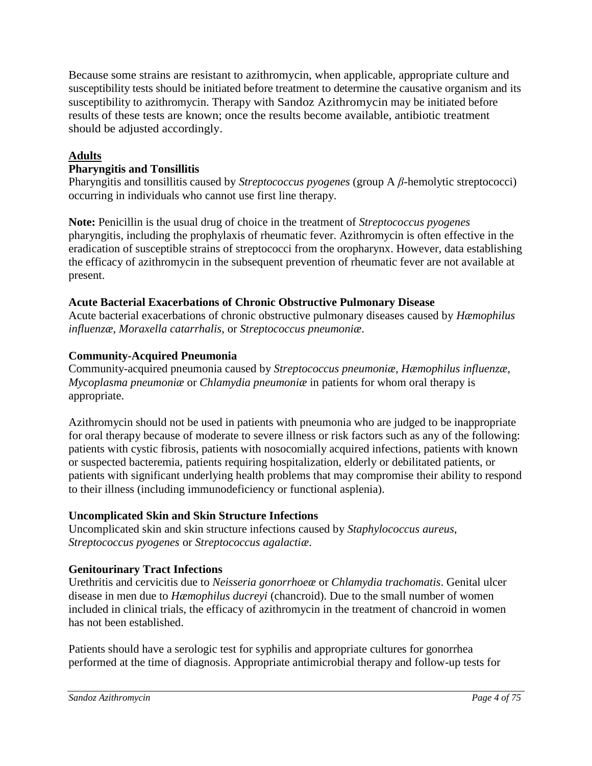Because some strains are resistant to azithromycin, when applicable, appropriate culture and susceptibility tests should be initiated before treatment to determine the causative organism and its susceptibility to azithromycin. Therapy with Sandoz Azithromycin may be initiated before results of these tests are known; once the results become available, antibiotic treatment should be adjusted accordingly.

## Adults

### Pharyngitis and Tonsillitis

Pharyngitis and tonsillitis caused by *Streptococcus pyogenes* (group A $\beta$-hemolytic streptococci) occurring in individuals who cannot use first line therapy.

**Note:** Penicillin is the usual drug of choice in the treatment of *Streptococcus pyogenes* pharyngitis, including the prophylaxis of rheumatic fever. Azithromycin is often effective in the eradication of susceptible strains of streptococci from the oropharynx. However, data establishing the efficacy of azithromycin in the subsequent prevention of rheumatic fever are not available at present.

### Acute Bacterial Exacerbations of Chronic Obstructive Pulmonary Disease

Acute bacterial exacerbations of chronic obstructive pulmonary diseases caused by *Hæmophilus influenzæ*, *Moraxella catarrhalis*, or *Streptococcus pneumoniæ*.

### Community-Acquired Pneumonia

Community-acquired pneumonia caused by *Streptococcus pneumoniæ*, *Hæmophilus influenzæ, Mycoplasma pneumoniæ* or *Chlamydia pneumoniæ* in patients for whom oral therapy is appropriate.

Azithromycin should not be used in patients with pneumonia who are judged to be inappropriate for oral therapy because of moderate to severe illness or risk factors such as any of the following: patients with cystic fibrosis, patients with nosocomially acquired infections, patients with known or suspected bacteremia, patients requiring hospitalization, elderly or debilitated patients, or patients with significant underlying health problems that may compromise their ability to respond to their illness (including immunodeficiency or functional asplenia).

### Uncomplicated Skin and Skin Structure Infections

Uncomplicated skin and skin structure infections caused by *Staphylococcus aureus*, *Streptococcus pyogenes* or *Streptococcus agalactiæ*.

### Genitourinary Tract Infections

Urethritis and cervicitis due to *Neisseria gonorrhoeæ* or *Chlamydia trachomatis*. Genital ulcer disease in men due to *Hæmophilus ducreyi* (chancroid). Due to the small number of women included in clinical trials, the efficacy of azithromycin in the treatment of chancroid in women has not been established.

Patients should have a serologic test for syphilis and appropriate cultures for gonorrhea performed at the time of diagnosis. Appropriate antimicrobial therapy and follow-up tests for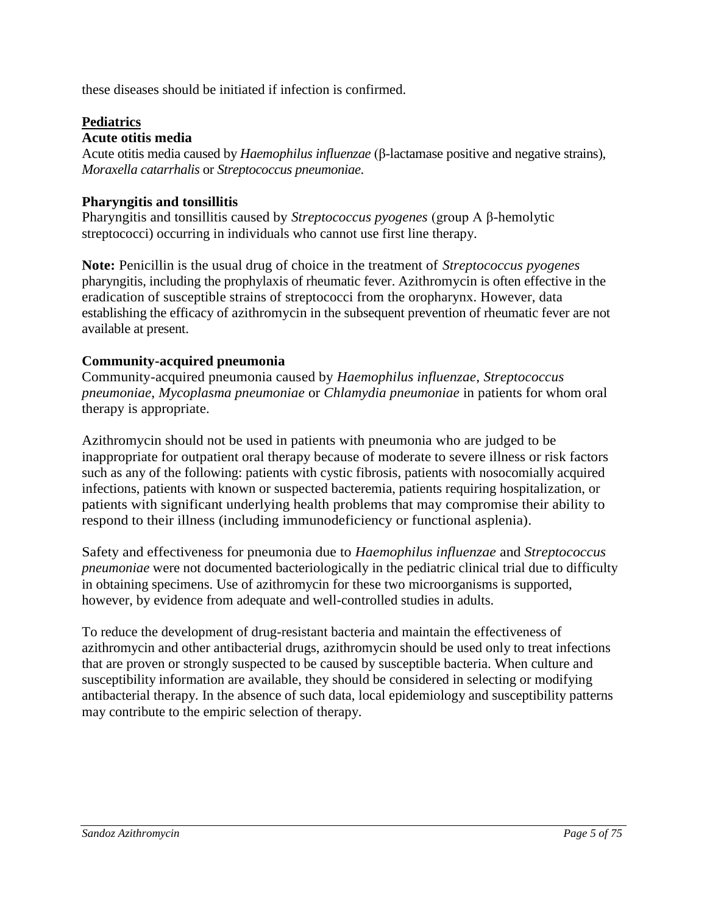these diseases should be initiated if infection is confirmed.

## Pediatrics

### Acute otitis media

Acute otitis media caused by *Haemophilus influenzae* (β-lactamase positive and negative strains), *Moraxella catarrhalis* or *Streptococcus pneumoniae.*

### Pharyngitis and tonsillitis

Pharyngitis and tonsillitis caused by *Streptococcus pyogenes* (group A β-hemolytic streptococci) occurring in individuals who cannot use first line therapy.

**Note:** Penicillin is the usual drug of choice in the treatment of *Streptococcus pyogenes* pharyngitis, including the prophylaxis of rheumatic fever. Azithromycin is often effective in the eradication of susceptible strains of streptococci from the oropharynx. However, data establishing the efficacy of azithromycin in the subsequent prevention of rheumatic fever are not available at present.

### Community-acquired pneumonia

Community-acquired pneumonia caused by *Haemophilus influenzae*, *Streptococcus pneumoniae*, *Mycoplasma pneumoniae* or *Chlamydia pneumoniae* in patients for whom oral therapy is appropriate.

Azithromycin should not be used in patients with pneumonia who are judged to be inappropriate for outpatient oral therapy because of moderate to severe illness or risk factors such as any of the following: patients with cystic fibrosis, patients with nosocomially acquired infections, patients with known or suspected bacteremia, patients requiring hospitalization, or patients with significant underlying health problems that may compromise their ability to respond to their illness (including immunodeficiency or functional asplenia).

Safety and effectiveness for pneumonia due to *Haemophilus influenzae* and *Streptococcus pneumoniae* were not documented bacteriologically in the pediatric clinical trial due to difficulty in obtaining specimens. Use of azithromycin for these two microorganisms is supported, however, by evidence from adequate and well-controlled studies in adults.

To reduce the development of drug-resistant bacteria and maintain the effectiveness of azithromycin and other antibacterial drugs, azithromycin should be used only to treat infections that are proven or strongly suspected to be caused by susceptible bacteria. When culture and susceptibility information are available, they should be considered in selecting or modifying antibacterial therapy. In the absence of such data, local epidemiology and susceptibility patterns may contribute to the empiric selection of therapy.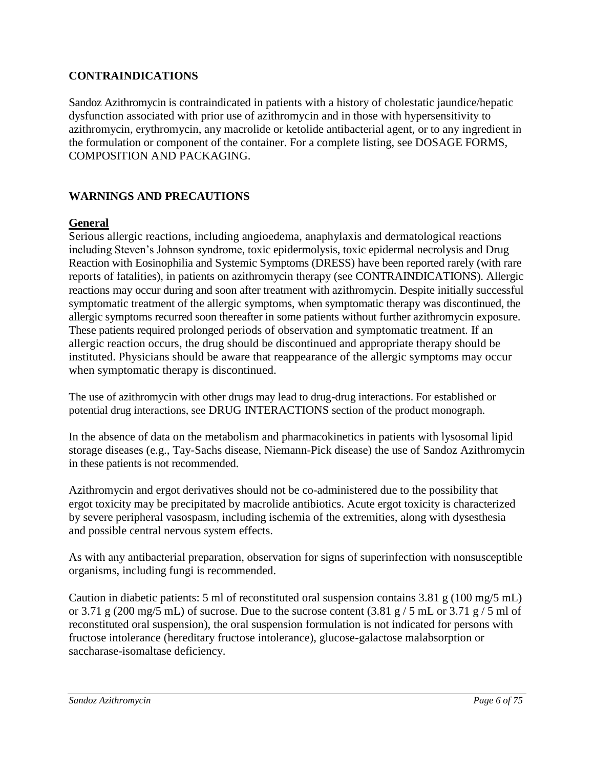## CONTRAINDICATIONS

Sandoz Azithromycin is contraindicated in patients with a history of cholestatic jaundice/hepatic dysfunction associated with prior use of azithromycin and in those with hypersensitivity to azithromycin, erythromycin, any macrolide or ketolide antibacterial agent, or to any ingredient in the formulation or component of the container. For a complete listing, see DOSAGE FORMS, COMPOSITION AND PACKAGING.

## WARNINGS AND PRECAUTIONS

### General

Serious allergic reactions, including angioedema, anaphylaxis and dermatological reactions including Steven's Johnson syndrome, toxic epidermolysis, toxic epidermal necrolysis and Drug Reaction with Eosinophilia and Systemic Symptoms (DRESS) have been reported rarely (with rare reports of fatalities), in patients on azithromycin therapy (see CONTRAINDICATIONS). Allergic reactions may occur during and soon after treatment with azithromycin. Despite initially successful symptomatic treatment of the allergic symptoms, when symptomatic therapy was discontinued, the allergic symptoms recurred soon thereafter in some patients without further azithromycin exposure. These patients required prolonged periods of observation and symptomatic treatment. If an allergic reaction occurs, the drug should be discontinued and appropriate therapy should be instituted. Physicians should be aware that reappearance of the allergic symptoms may occur when symptomatic therapy is discontinued.

The use of azithromycin with other drugs may lead to drug-drug interactions. For established or potential drug interactions, see DRUG INTERACTIONS section of the product monograph.

In the absence of data on the metabolism and pharmacokinetics in patients with lysosomal lipid storage diseases (e.g., Tay-Sachs disease, Niemann-Pick disease) the use of Sandoz Azithromycin in these patients is not recommended.

Azithromycin and ergot derivatives should not be co-administered due to the possibility that ergot toxicity may be precipitated by macrolide antibiotics. Acute ergot toxicity is characterized by severe peripheral vasospasm, including ischemia of the extremities, along with dysesthesia and possible central nervous system effects.

As with any antibacterial preparation, observation for signs of superinfection with nonsusceptible organisms, including fungi is recommended.

Caution in diabetic patients: 5 ml of reconstituted oral suspension contains 3.81 g (100 mg/5 mL) or 3.71 g (200 mg/5 mL) of sucrose. Due to the sucrose content (3.81 g / 5 mL or 3.71 g / 5 ml of reconstituted oral suspension), the oral suspension formulation is not indicated for persons with fructose intolerance (hereditary fructose intolerance), glucose-galactose malabsorption or saccharase-isomaltase deficiency.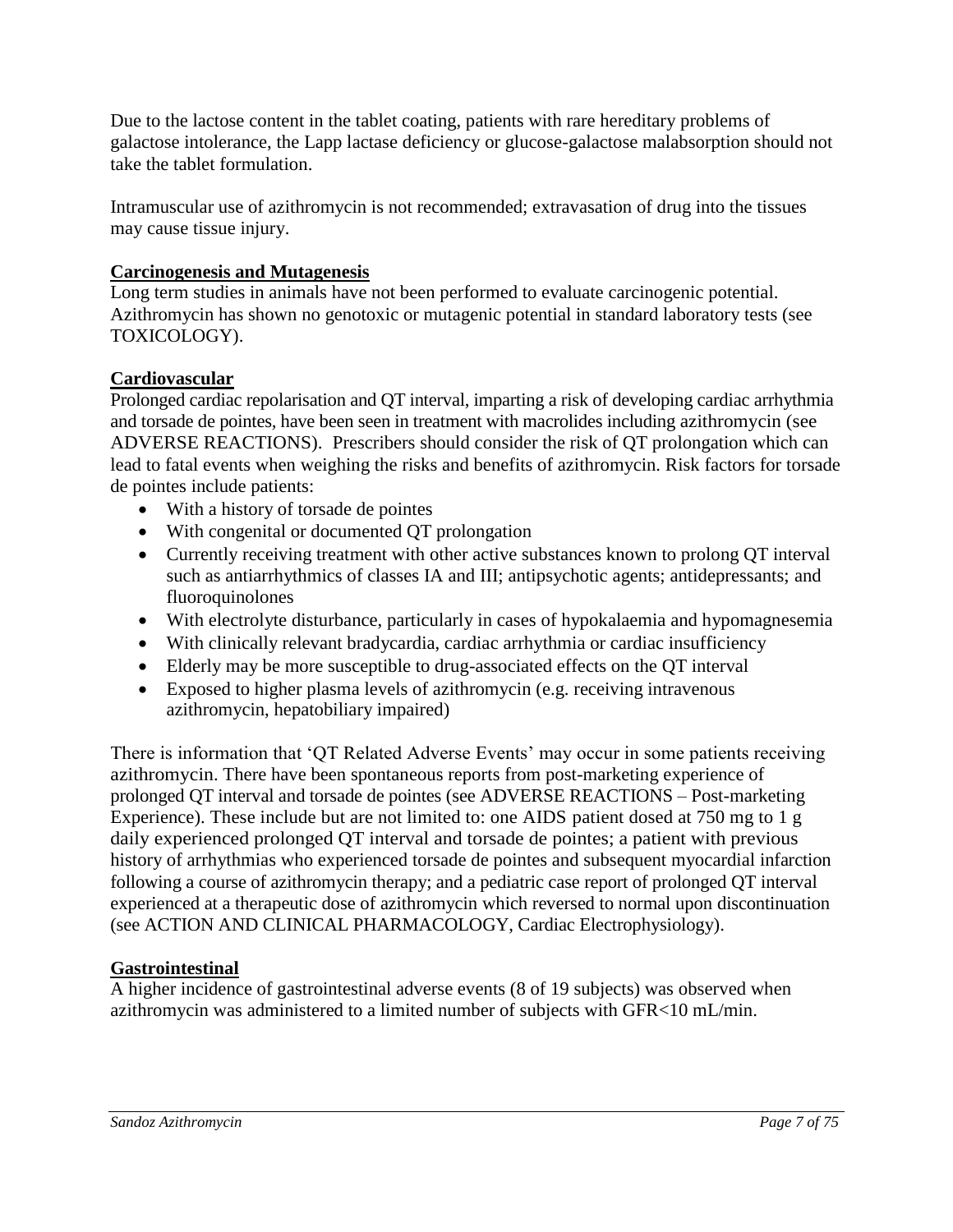Due to the lactose content in the tablet coating, patients with rare hereditary problems of galactose intolerance, the Lapp lactase deficiency or glucose-galactose malabsorption should not take the tablet formulation.

Intramuscular use of azithromycin is not recommended; extravasation of drug into the tissues may cause tissue injury.

**Carcinogenesis and Mutagenesis**

Long term studies in animals have not been performed to evaluate carcinogenic potential. Azithromycin has shown no genotoxic or mutagenic potential in standard laboratory tests (see TOXICOLOGY).

**Cardiovascular**

Prolonged cardiac repolarisation and QT interval, imparting a risk of developing cardiac arrhythmia and torsade de pointes, have been seen in treatment with macrolides including azithromycin (see ADVERSE REACTIONS). Prescribers should consider the risk of QT prolongation which can lead to fatal events when weighing the risks and benefits of azithromycin. Risk factors for torsade de pointes include patients:

- With a history of torsade de pointes
- With congenital or documented QT prolongation
- Currently receiving treatment with other active substances known to prolong QT interval such as antiarrhythmics of classes IA and III; antipsychotic agents; antidepressants; and fluoroquinolones
- With electrolyte disturbance, particularly in cases of hypokalaemia and hypomagnesemia
- With clinically relevant bradycardia, cardiac arrhythmia or cardiac insufficiency
- Elderly may be more susceptible to drug-associated effects on the QT interval
- Exposed to higher plasma levels of azithromycin (e.g. receiving intravenous azithromycin, hepatobiliary impaired)

There is information that 'QT Related Adverse Events' may occur in some patients receiving azithromycin. There have been spontaneous reports from post-marketing experience of prolonged QT interval and torsade de pointes (see ADVERSE REACTIONS – Post-marketing Experience). These include but are not limited to: one AIDS patient dosed at 750 mg to 1 g daily experienced prolonged QT interval and torsade de pointes; a patient with previous history of arrhythmias who experienced torsade de pointes and subsequent myocardial infarction following a course of azithromycin therapy; and a pediatric case report of prolonged QT interval experienced at a therapeutic dose of azithromycin which reversed to normal upon discontinuation (see ACTION AND CLINICAL PHARMACOLOGY, Cardiac Electrophysiology).

**Gastrointestinal**

A higher incidence of gastrointestinal adverse events (8 of 19 subjects) was observed when azithromycin was administered to a limited number of subjects with GFR<10 mL/min.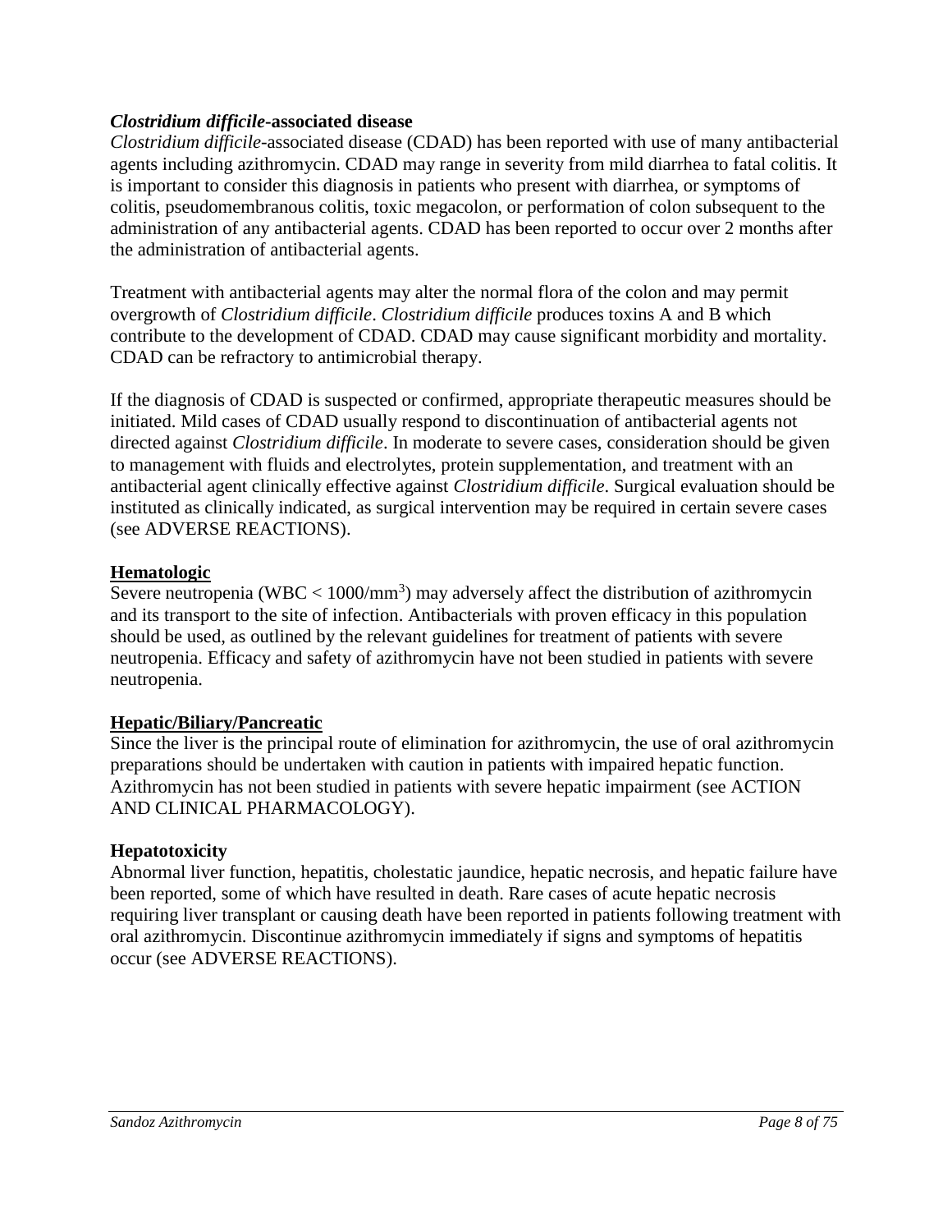### *Clostridium difficile*-associated disease

*Clostridium difficile*-associated disease (CDAD) has been reported with use of many antibacterial agents including azithromycin. CDAD may range in severity from mild diarrhea to fatal colitis. It is important to consider this diagnosis in patients who present with diarrhea, or symptoms of colitis, pseudomembranous colitis, toxic megacolon, or performation of colon subsequent to the administration of any antibacterial agents. CDAD has been reported to occur over 2 months after the administration of antibacterial agents.

Treatment with antibacterial agents may alter the normal flora of the colon and may permit overgrowth of *Clostridium difficile*. *Clostridium difficile* produces toxins A and B which contribute to the development of CDAD. CDAD may cause significant morbidity and mortality. CDAD can be refractory to antimicrobial therapy.

If the diagnosis of CDAD is suspected or confirmed, appropriate therapeutic measures should be initiated. Mild cases of CDAD usually respond to discontinuation of antibacterial agents not directed against *Clostridium difficile*. In moderate to severe cases, consideration should be given to management with fluids and electrolytes, protein supplementation, and treatment with an antibacterial agent clinically effective against *Clostridium difficile*. Surgical evaluation should be instituted as clinically indicated, as surgical intervention may be required in certain severe cases (see ADVERSE REACTIONS).

### Hematologic

Severe neutropenia (WBC < 1000/$mm^3$) may adversely affect the distribution of azithromycin and its transport to the site of infection. Antibacterials with proven efficacy in this population should be used, as outlined by the relevant guidelines for treatment of patients with severe neutropenia. Efficacy and safety of azithromycin have not been studied in patients with severe neutropenia.

### Hepatic/Biliary/Pancreatic

Since the liver is the principal route of elimination for azithromycin, the use of oral azithromycin preparations should be undertaken with caution in patients with impaired hepatic function. Azithromycin has not been studied in patients with severe hepatic impairment (see ACTION AND CLINICAL PHARMACOLOGY).

### Hepatotoxicity

Abnormal liver function, hepatitis, cholestatic jaundice, hepatic necrosis, and hepatic failure have been reported, some of which have resulted in death. Rare cases of acute hepatic necrosis requiring liver transplant or causing death have been reported in patients following treatment with oral azithromycin. Discontinue azithromycin immediately if signs and symptoms of hepatitis occur (see ADVERSE REACTIONS).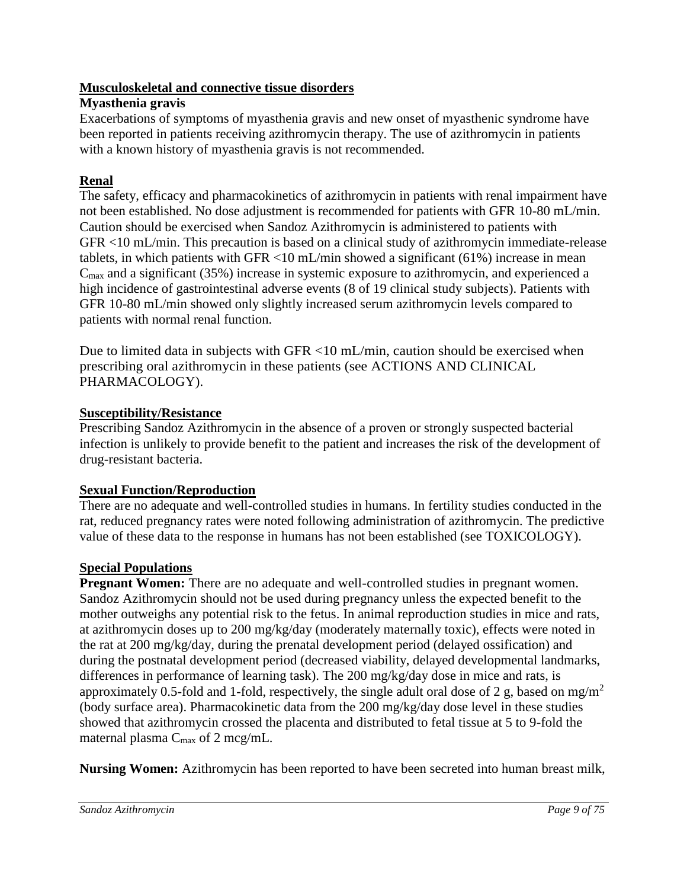**Musculoskeletal and connective tissue disorders**

**Myasthenia gravis**

Exacerbations of symptoms of myasthenia gravis and new onset of myasthenic syndrome have been reported in patients receiving azithromycin therapy. The use of azithromycin in patients with a known history of myasthenia gravis is not recommended.

**Renal**

The safety, efficacy and pharmacokinetics of azithromycin in patients with renal impairment have not been established. No dose adjustment is recommended for patients with GFR 10-80 mL/min. Caution should be exercised when Sandoz Azithromycin is administered to patients with GFR <10 mL/min. This precaution is based on a clinical study of azithromycin immediate-release tablets, in which patients with GFR <10 mL/min showed a significant (61%) increase in mean $C_{max}$ and a significant (35%) increase in systemic exposure to azithromycin, and experienced a high incidence of gastrointestinal adverse events (8 of 19 clinical study subjects). Patients with GFR 10-80 mL/min showed only slightly increased serum azithromycin levels compared to patients with normal renal function.

Due to limited data in subjects with GFR <10 mL/min, caution should be exercised when prescribing oral azithromycin in these patients (see ACTIONS AND CLINICAL PHARMACOLOGY).

**Susceptibility/Resistance**

Prescribing Sandoz Azithromycin in the absence of a proven or strongly suspected bacterial infection is unlikely to provide benefit to the patient and increases the risk of the development of drug-resistant bacteria.

**Sexual Function/Reproduction**

There are no adequate and well-controlled studies in humans. In fertility studies conducted in the rat, reduced pregnancy rates were noted following administration of azithromycin. The predictive value of these data to the response in humans has not been established (see TOXICOLOGY).

**Special Populations**

**Pregnant Women:** There are no adequate and well-controlled studies in pregnant women. Sandoz Azithromycin should not be used during pregnancy unless the expected benefit to the mother outweighs any potential risk to the fetus. In animal reproduction studies in mice and rats, at azithromycin doses up to 200 mg/kg/day (moderately maternally toxic), effects were noted in the rat at 200 mg/kg/day, during the prenatal development period (delayed ossification) and during the postnatal development period (decreased viability, delayed developmental landmarks, differences in performance of learning task). The 200 mg/kg/day dose in mice and rats, is approximately 0.5-fold and 1-fold, respectively, the single adult oral dose of 2 g, based on $mg/m^2$ (body surface area). Pharmacokinetic data from the 200 mg/kg/day dose level in these studies showed that azithromycin crossed the placenta and distributed to fetal tissue at 5 to 9-fold the maternal plasma $C_{max}$ of 2 mcg/mL.

**Nursing Women:** Azithromycin has been reported to have been secreted into human breast milk,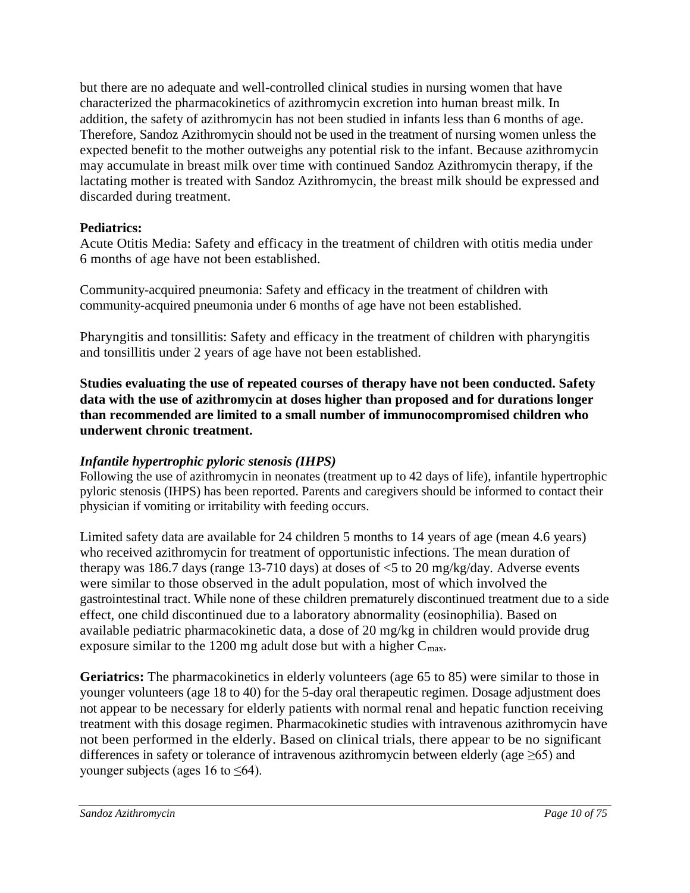but there are no adequate and well-controlled clinical studies in nursing women that have characterized the pharmacokinetics of azithromycin excretion into human breast milk. In addition, the safety of azithromycin has not been studied in infants less than 6 months of age. Therefore, Sandoz Azithromycin should not be used in the treatment of nursing women unless the expected benefit to the mother outweighs any potential risk to the infant. Because azithromycin may accumulate in breast milk over time with continued Sandoz Azithromycin therapy, if the lactating mother is treated with Sandoz Azithromycin, the breast milk should be expressed and discarded during treatment.

**Pediatrics:**
Acute Otitis Media: Safety and efficacy in the treatment of children with otitis media under 6 months of age have not been established.

Community-acquired pneumonia: Safety and efficacy in the treatment of children with community-acquired pneumonia under 6 months of age have not been established.

Pharyngitis and tonsillitis: Safety and efficacy in the treatment of children with pharyngitis and tonsillitis under 2 years of age have not been established.

**Studies evaluating the use of repeated courses of therapy have not been conducted. Safety data with the use of azithromycin at doses higher than proposed and for durations longer than recommended are limited to a small number of immunocompromised children who underwent chronic treatment.**

***Infantile hypertrophic pyloric stenosis (IHPS)***
Following the use of azithromycin in neonates (treatment up to 42 days of life), infantile hypertrophic pyloric stenosis (IHPS) has been reported. Parents and caregivers should be informed to contact their physician if vomiting or irritability with feeding occurs.

Limited safety data are available for 24 children 5 months to 14 years of age (mean 4.6 years) who received azithromycin for treatment of opportunistic infections. The mean duration of therapy was 186.7 days (range 13-710 days) at doses of <5 to 20 mg/kg/day. Adverse events were similar to those observed in the adult population, most of which involved the gastrointestinal tract. While none of these children prematurely discontinued treatment due to a side effect, one child discontinued due to a laboratory abnormality (eosinophilia). Based on available pediatric pharmacokinetic data, a dose of 20 mg/kg in children would provide drug exposure similar to the 1200 mg adult dose but with a higher $C_{max}$.

**Geriatrics:** The pharmacokinetics in elderly volunteers (age 65 to 85) were similar to those in younger volunteers (age 18 to 40) for the 5-day oral therapeutic regimen. Dosage adjustment does not appear to be necessary for elderly patients with normal renal and hepatic function receiving treatment with this dosage regimen. Pharmacokinetic studies with intravenous azithromycin have not been performed in the elderly. Based on clinical trials, there appear to be no significant differences in safety or tolerance of intravenous azithromycin between elderly (age ≥65) and younger subjects (ages 16 to ≤64).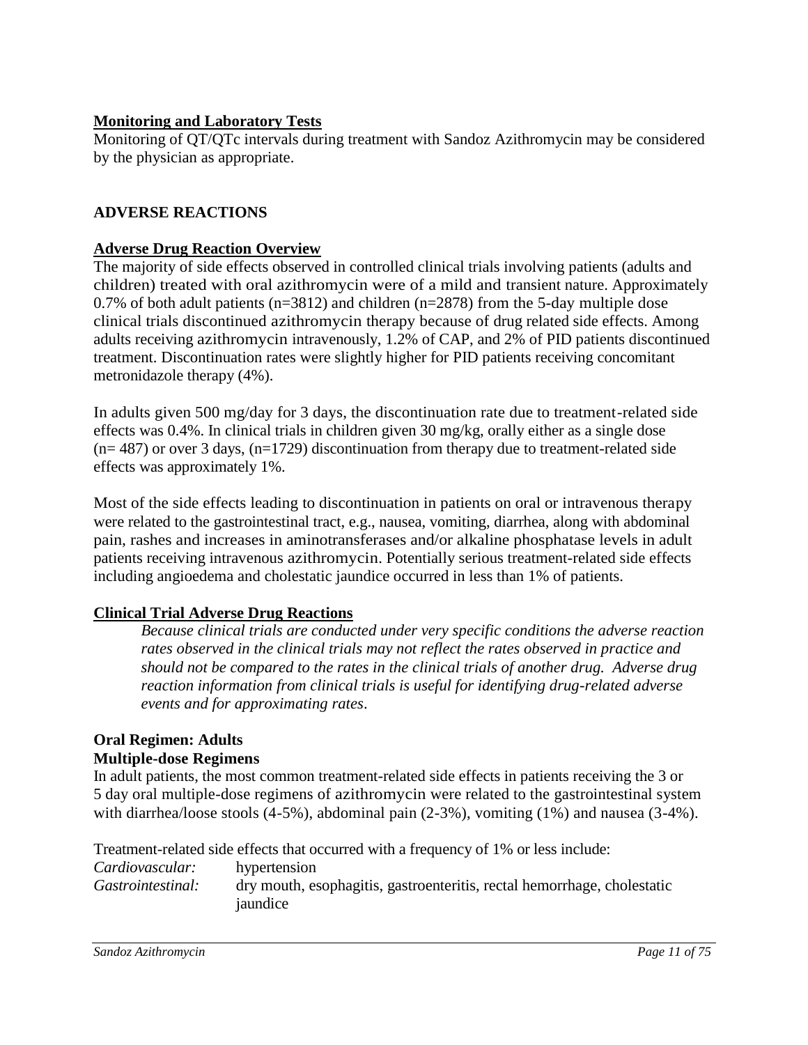**Monitoring and Laboratory Tests**

Monitoring of QT/QTc intervals during treatment with Sandoz Azithromycin may be considered by the physician as appropriate.

## ADVERSE REACTIONS

**Adverse Drug Reaction Overview**

The majority of side effects observed in controlled clinical trials involving patients (adults and children) treated with oral azithromycin were of a mild and transient nature. Approximately 0.7% of both adult patients (n=3812) and children (n=2878) from the 5-day multiple dose clinical trials discontinued azithromycin therapy because of drug related side effects. Among adults receiving azithromycin intravenously, 1.2% of CAP, and 2% of PID patients discontinued treatment. Discontinuation rates were slightly higher for PID patients receiving concomitant metronidazole therapy (4%).

In adults given 500 mg/day for 3 days, the discontinuation rate due to treatment-related side effects was 0.4%. In clinical trials in children given 30 mg/kg, orally either as a single dose (n= 487) or over 3 days, (n=1729) discontinuation from therapy due to treatment-related side effects was approximately 1%.

Most of the side effects leading to discontinuation in patients on oral or intravenous therapy were related to the gastrointestinal tract, e.g., nausea, vomiting, diarrhea, along with abdominal pain, rashes and increases in aminotransferases and/or alkaline phosphatase levels in adult patients receiving intravenous azithromycin. Potentially serious treatment-related side effects including angioedema and cholestatic jaundice occurred in less than 1% of patients.

**Clinical Trial Adverse Drug Reactions**

*Because clinical trials are conducted under very specific conditions the adverse reaction rates observed in the clinical trials may not reflect the rates observed in practice and should not be compared to the rates in the clinical trials of another drug. Adverse drug reaction information from clinical trials is useful for identifying drug-related adverse events and for approximating rates.*

**Oral Regimen: Adults**

**Multiple-dose Regimens**

In adult patients, the most common treatment-related side effects in patients receiving the 3 or 5 day oral multiple-dose regimens of azithromycin were related to the gastrointestinal system with diarrhea/loose stools (4-5%), abdominal pain (2-3%), vomiting (1%) and nausea (3-4%).

Treatment-related side effects that occurred with a frequency of 1% or less include:

*Cardiovascular:* hypertension

*Gastrointestinal:* dry mouth, esophagitis, gastroenteritis, rectal hemorrhage, cholestatic jaundice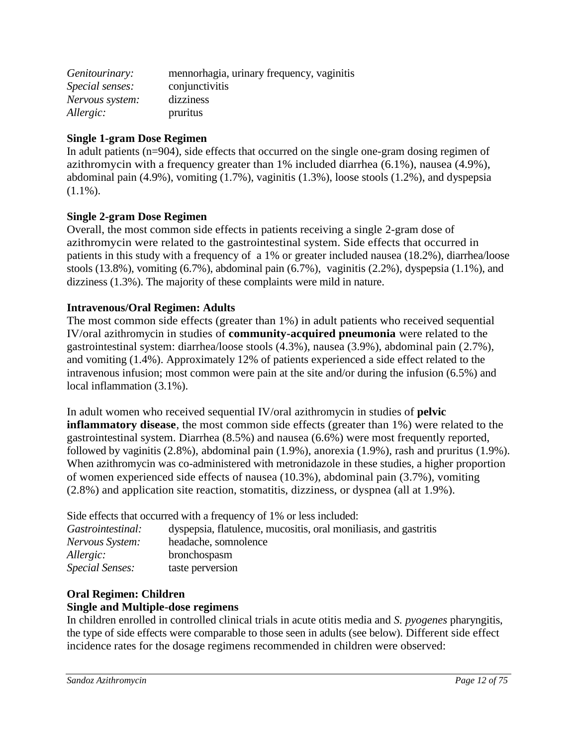| | |
|---|---|
| *Genitourinary:* | mennorhagia, urinary frequency, vaginitis |
| *Special senses:* | conjunctivitis |
| *Nervous system:* | dizziness |
| *Allergic:* | pruritus |

**Single 1-gram Dose Regimen**

In adult patients (n=904), side effects that occurred on the single one-gram dosing regimen of azithromycin with a frequency greater than 1% included diarrhea (6.1%), nausea (4.9%), abdominal pain (4.9%), vomiting (1.7%), vaginitis (1.3%), loose stools (1.2%), and dyspepsia (1.1%).

**Single 2-gram Dose Regimen**

Overall, the most common side effects in patients receiving a single 2-gram dose of azithromycin were related to the gastrointestinal system. Side effects that occurred in patients in this study with a frequency of  a 1% or greater included nausea (18.2%), diarrhea/loose stools (13.8%), vomiting (6.7%), abdominal pain (6.7%),  vaginitis (2.2%), dyspepsia (1.1%), and dizziness (1.3%). The majority of these complaints were mild in nature.

**Intravenous/Oral Regimen: Adults**

The most common side effects (greater than 1%) in adult patients who received sequential IV/oral azithromycin in studies of **community-acquired pneumonia** were related to the gastrointestinal system: diarrhea/loose stools (4.3%), nausea (3.9%), abdominal pain (2.7%), and vomiting (1.4%). Approximately 12% of patients experienced a side effect related to the intravenous infusion; most common were pain at the site and/or during the infusion (6.5%) and local inflammation (3.1%).

In adult women who received sequential IV/oral azithromycin in studies of **pelvic inflammatory disease**, the most common side effects (greater than 1%) were related to the gastrointestinal system. Diarrhea (8.5%) and nausea (6.6%) were most frequently reported, followed by vaginitis (2.8%), abdominal pain (1.9%), anorexia (1.9%), rash and pruritus (1.9%). When azithromycin was co-administered with metronidazole in these studies, a higher proportion of women experienced side effects of nausea (10.3%), abdominal pain (3.7%), vomiting (2.8%) and application site reaction, stomatitis, dizziness, or dyspnea (all at 1.9%).

Side effects that occurred with a frequency of 1% or less included:

| | |
|---|---|
| *Gastrointestinal:* | dyspepsia, flatulence, mucositis, oral moniliasis, and gastritis |
| *Nervous System:* | headache, somnolence |
| *Allergic:* | bronchospasm |
| *Special Senses:* | taste perversion |

**Oral Regimen: Children**

**Single and Multiple-dose regimens**

In children enrolled in controlled clinical trials in acute otitis media and *S. pyogenes* pharyngitis, the type of side effects were comparable to those seen in adults (see below). Different side effect incidence rates for the dosage regimens recommended in children were observed: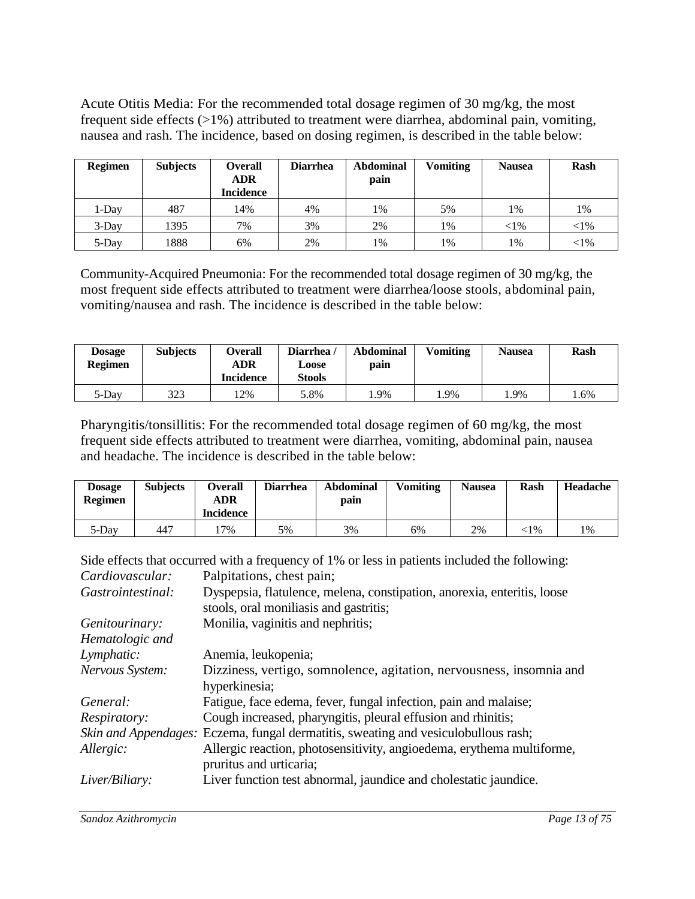Acute Otitis Media: For the recommended total dosage regimen of 30 mg/kg, the most frequent side effects (>1%) attributed to treatment were diarrhea, abdominal pain, vomiting, nausea and rash. The incidence, based on dosing regimen, is described in the table below:

| Regimen | Subjects | Overall ADR Incidence | Diarrhea | Abdominal pain | Vomiting | Nausea | Rash |
|---|---|---|---|---|---|---|---|
| 1-Day | 487 | 14% | 4% | 1% | 5% | 1% | 1% |
| 3-Day | 1395 | 7% | 3% | 2% | 1% | <1% | <1% |
| 5-Day | 1888 | 6% | 2% | 1% | 1% | 1% | <1% |

Community-Acquired Pneumonia: For the recommended total dosage regimen of 30 mg/kg, the most frequent side effects attributed to treatment were diarrhea/loose stools, abdominal pain, vomiting/nausea and rash. The incidence is described in the table below:

| Dosage Regimen | Subjects | Overall ADR Incidence | Diarrhea / Loose Stools | Abdominal pain | Vomiting | Nausea | Rash |
|---|---|---|---|---|---|---|---|
| 5-Day | 323 | 12% | 5.8% | 1.9% | 1.9% | 1.9% | 1.6% |

Pharyngitis/tonsillitis: For the recommended total dosage regimen of 60 mg/kg, the most frequent side effects attributed to treatment were diarrhea, vomiting, abdominal pain, nausea and headache. The incidence is described in the table below:

| Dosage Regimen | Subjects | Overall ADR Incidence | Diarrhea | Abdominal pain | Vomiting | Nausea | Rash | Headache |
|---|---|---|---|---|---|---|---|---|
| 5-Day | 447 | 17% | 5% | 3% | 6% | 2% | <1% | 1% |

Side effects that occurred with a frequency of 1% or less in patients included the following:

*Cardiovascular:* Palpitations, chest pain;
*Gastrointestinal:* Dyspepsia, flatulence, melena, constipation, anorexia, enteritis, loose stools, oral moniliasis and gastritis;
*Genitourinary:* Monilia, vaginitis and nephritis;
*Hematologic and Lymphatic:* Anemia, leukopenia;
*Nervous System:* Dizziness, vertigo, somnolence, agitation, nervousness, insomnia and hyperkinesia;
*General:* Fatigue, face edema, fever, fungal infection, pain and malaise;
*Respiratory:* Cough increased, pharyngitis, pleural effusion and rhinitis;
*Skin and Appendages:* Eczema, fungal dermatitis, sweating and vesiculobullous rash;
*Allergic:* Allergic reaction, photosensitivity, angioedema, erythema multiforme, pruritus and urticaria;
*Liver/Biliary:* Liver function test abnormal, jaundice and cholestatic jaundice.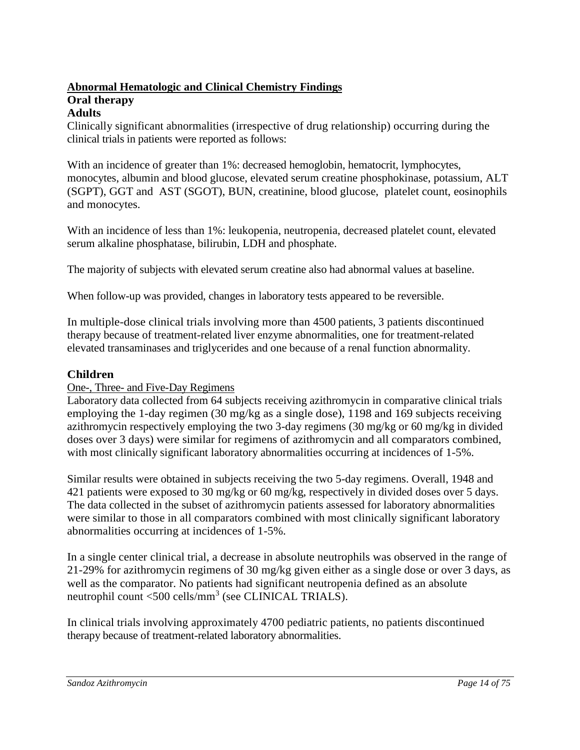## Abnormal Hematologic and Clinical Chemistry Findings

### Oral therapy

### Adults

Clinically significant abnormalities (irrespective of drug relationship) occurring during the clinical trials in patients were reported as follows:

With an incidence of greater than 1%: decreased hemoglobin, hematocrit, lymphocytes, monocytes, albumin and blood glucose, elevated serum creatine phosphokinase, potassium, ALT (SGPT), GGT and AST (SGOT), BUN, creatinine, blood glucose, platelet count, eosinophils and monocytes.

With an incidence of less than 1%: leukopenia, neutropenia, decreased platelet count, elevated serum alkaline phosphatase, bilirubin, LDH and phosphate.

The majority of subjects with elevated serum creatine also had abnormal values at baseline.

When follow-up was provided, changes in laboratory tests appeared to be reversible.

In multiple-dose clinical trials involving more than 4500 patients, 3 patients discontinued therapy because of treatment-related liver enzyme abnormalities, one for treatment-related elevated transaminases and triglycerides and one because of a renal function abnormality.

### Children

One-, Three- and Five-Day Regimens

Laboratory data collected from 64 subjects receiving azithromycin in comparative clinical trials employing the 1-day regimen (30 mg/kg as a single dose), 1198 and 169 subjects receiving azithromycin respectively employing the two 3-day regimens (30 mg/kg or 60 mg/kg in divided doses over 3 days) were similar for regimens of azithromycin and all comparators combined, with most clinically significant laboratory abnormalities occurring at incidences of 1-5%.

Similar results were obtained in subjects receiving the two 5-day regimens. Overall, 1948 and 421 patients were exposed to 30 mg/kg or 60 mg/kg, respectively in divided doses over 5 days. The data collected in the subset of azithromycin patients assessed for laboratory abnormalities were similar to those in all comparators combined with most clinically significant laboratory abnormalities occurring at incidences of 1-5%.

In a single center clinical trial, a decrease in absolute neutrophils was observed in the range of 21-29% for azithromycin regimens of 30 mg/kg given either as a single dose or over 3 days, as well as the comparator. No patients had significant neutropenia defined as an absolute neutrophil count <500 cells/mm$^3$ (see CLINICAL TRIALS).

In clinical trials involving approximately 4700 pediatric patients, no patients discontinued therapy because of treatment-related laboratory abnormalities.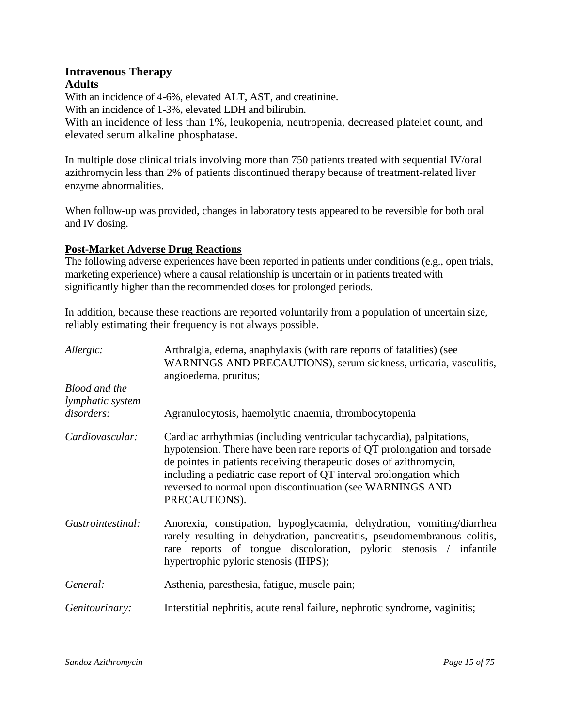**Intravenous Therapy**
**Adults**

With an incidence of 4-6%, elevated ALT, AST, and creatinine.
With an incidence of 1-3%, elevated LDH and bilirubin.
With an incidence of less than 1%, leukopenia, neutropenia, decreased platelet count, and elevated serum alkaline phosphatase.

In multiple dose clinical trials involving more than 750 patients treated with sequential IV/oral azithromycin less than 2% of patients discontinued therapy because of treatment-related liver enzyme abnormalities.

When follow-up was provided, changes in laboratory tests appeared to be reversible for both oral and IV dosing.

## Post-Market Adverse Drug Reactions

The following adverse experiences have been reported in patients under conditions (e.g., open trials, marketing experience) where a causal relationship is uncertain or in patients treated with significantly higher than the recommended doses for prolonged periods.

In addition, because these reactions are reported voluntarily from a population of uncertain size, reliably estimating their frequency is not always possible.

| | |
|---|---|
| *Allergic:* | Arthralgia, edema, anaphylaxis (with rare reports of fatalities) (see WARNINGS AND PRECAUTIONS), serum sickness, urticaria, vasculitis, angioedema, pruritus; |
| *Blood and the lymphatic system disorders:* | Agranulocytosis, haemolytic anaemia, thrombocytopenia |
| *Cardiovascular:* | Cardiac arrhythmias (including ventricular tachycardia), palpitations, hypotension. There have been rare reports of QT prolongation and torsade de pointes in patients receiving therapeutic doses of azithromycin, including a pediatric case report of QT interval prolongation which reversed to normal upon discontinuation (see WARNINGS AND PRECAUTIONS). |
| *Gastrointestinal:* | Anorexia, constipation, hypoglycaemia, dehydration, vomiting/diarrhea rarely resulting in dehydration, pancreatitis, pseudomembranous colitis, rare reports of tongue discoloration, pyloric stenosis / infantile hypertrophic pyloric stenosis (IHPS); |
| *General:* | Asthenia, paresthesia, fatigue, muscle pain; |
| *Genitourinary:* | Interstitial nephritis, acute renal failure, nephrotic syndrome, vaginitis; |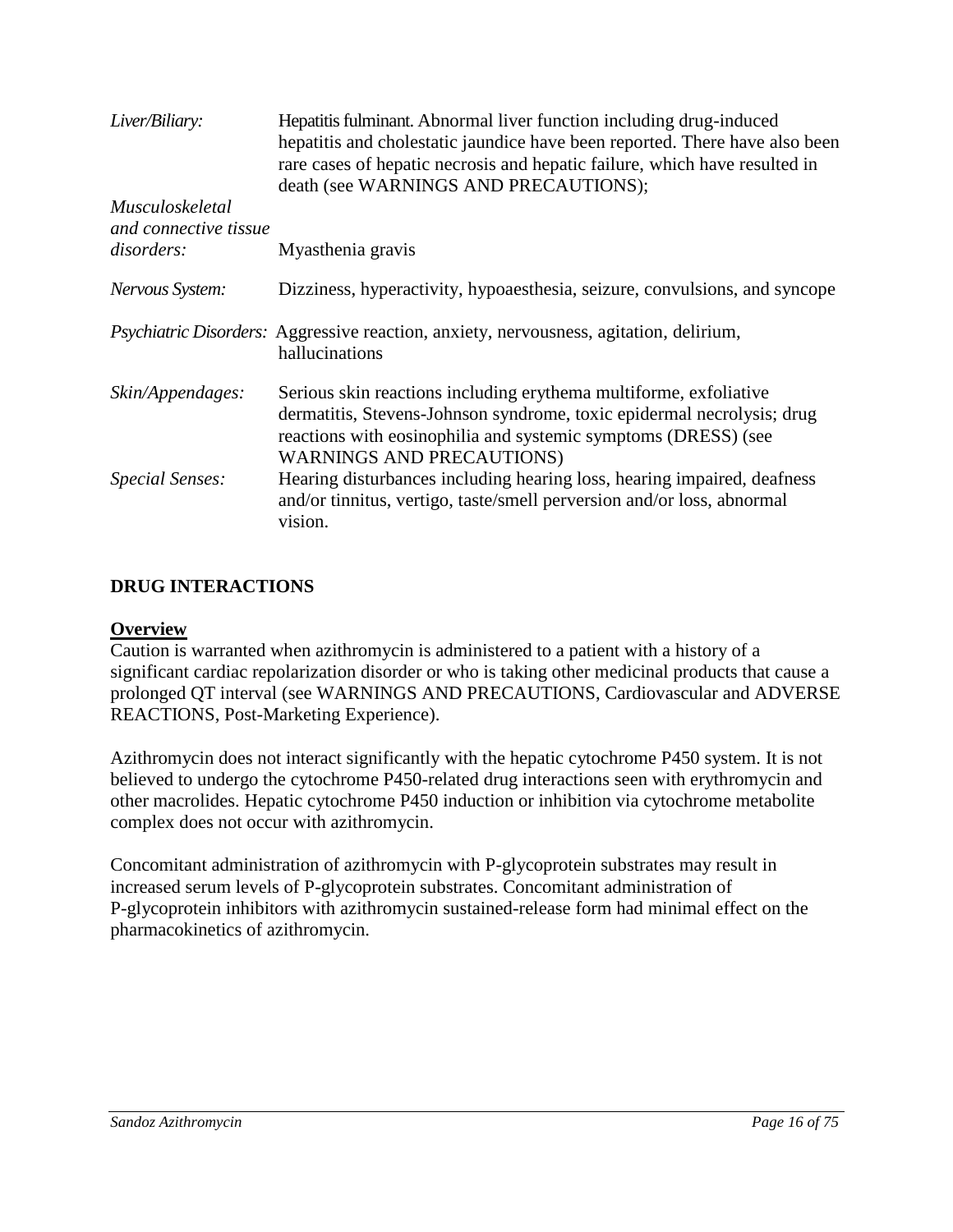| | |
|---|---|
| *Liver/Biliary:* | Hepatitis fulminant. Abnormal liver function including drug-induced hepatitis and cholestatic jaundice have been reported. There have also been rare cases of hepatic necrosis and hepatic failure, which have resulted in death (see WARNINGS AND PRECAUTIONS); |
| *Musculoskeletal and connective tissue disorders:* | Myasthenia gravis |
| *Nervous System:* | Dizziness, hyperactivity, hypoaesthesia, seizure, convulsions, and syncope |
| *Psychiatric Disorders:* | Aggressive reaction, anxiety, nervousness, agitation, delirium, hallucinations |
| *Skin/Appendages:* | Serious skin reactions including erythema multiforme, exfoliative dermatitis, Stevens-Johnson syndrome, toxic epidermal necrolysis; drug reactions with eosinophilia and systemic symptoms (DRESS) (see WARNINGS AND PRECAUTIONS) |
| *Special Senses:* | Hearing disturbances including hearing loss, hearing impaired, deafness and/or tinnitus, vertigo, taste/smell perversion and/or loss, abnormal vision. |

## DRUG INTERACTIONS

### Overview

Caution is warranted when azithromycin is administered to a patient with a history of a significant cardiac repolarization disorder or who is taking other medicinal products that cause a prolonged QT interval (see WARNINGS AND PRECAUTIONS, Cardiovascular and ADVERSE REACTIONS, Post-Marketing Experience).

Azithromycin does not interact significantly with the hepatic cytochrome P450 system. It is not believed to undergo the cytochrome P450-related drug interactions seen with erythromycin and other macrolides. Hepatic cytochrome P450 induction or inhibition via cytochrome metabolite complex does not occur with azithromycin.

Concomitant administration of azithromycin with P-glycoprotein substrates may result in increased serum levels of P-glycoprotein substrates. Concomitant administration of P-glycoprotein inhibitors with azithromycin sustained-release form had minimal effect on the pharmacokinetics of azithromycin.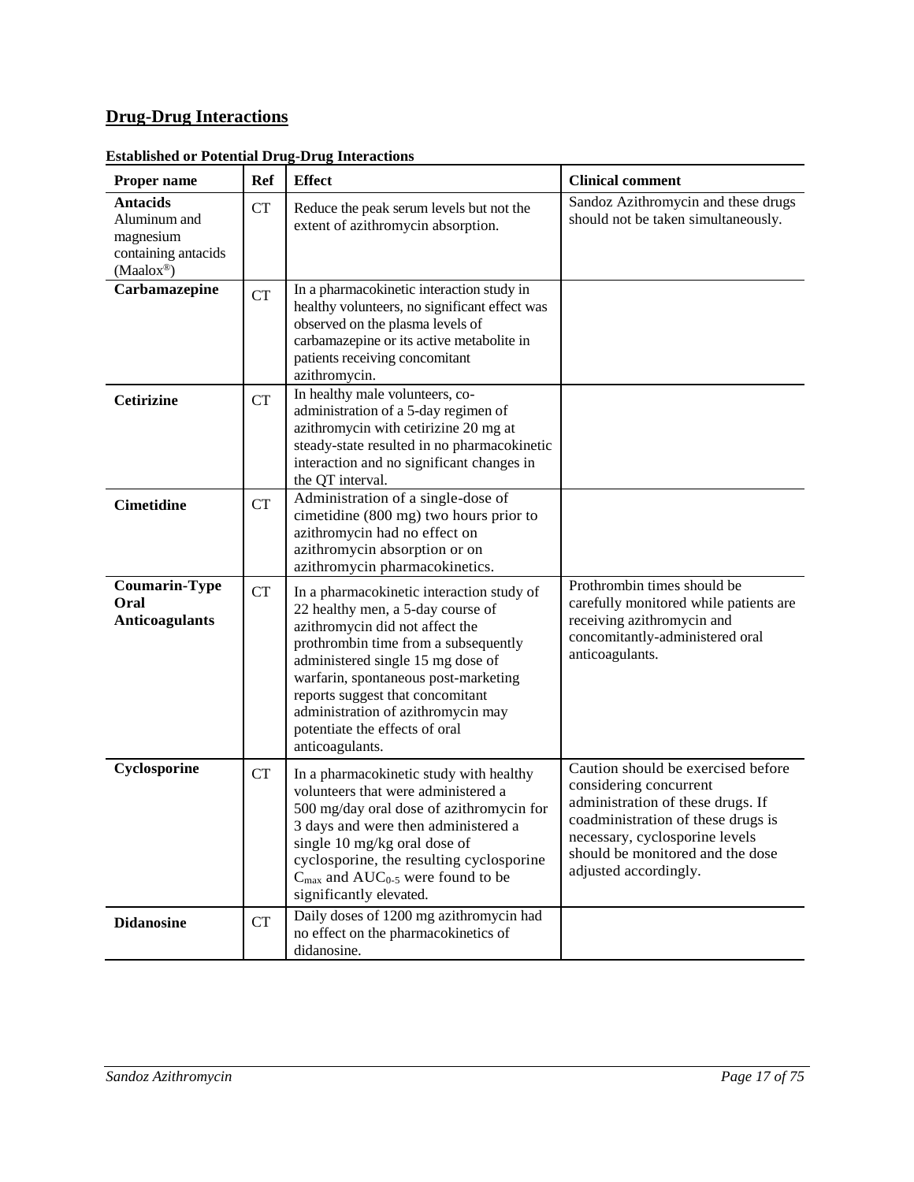## Drug-Drug Interactions

**Established or Potential Drug-Drug Interactions**

| Proper name | Ref | Effect | Clinical comment |
|---|---|---|---|
| **Antacids** Aluminum and magnesium containing antacids (Maalox®) | CT | Reduce the peak serum levels but not the extent of azithromycin absorption. | Sandoz Azithromycin and these drugs should not be taken simultaneously. |
| **Carbamazepine** | CT | In a pharmacokinetic interaction study in healthy volunteers, no significant effect was observed on the plasma levels of carbamazepine or its active metabolite in patients receiving concomitant azithromycin. | |
| **Cetirizine** | CT | In healthy male volunteers, co-administration of a 5-day regimen of azithromycin with cetirizine 20 mg at steady-state resulted in no pharmacokinetic interaction and no significant changes in the QT interval. | |
| **Cimetidine** | CT | Administration of a single-dose of cimetidine (800 mg) two hours prior to azithromycin had no effect on azithromycin absorption or on azithromycin pharmacokinetics. | |
| **Coumarin-Type Oral Anticoagulants** | CT | In a pharmacokinetic interaction study of 22 healthy men, a 5-day course of azithromycin did not affect the prothrombin time from a subsequently administered single 15 mg dose of warfarin, spontaneous post-marketing reports suggest that concomitant administration of azithromycin may potentiate the effects of oral anticoagulants. | Prothrombin times should be carefully monitored while patients are receiving azithromycin and concomitantly-administered oral anticoagulants. |
| **Cyclosporine** | CT | In a pharmacokinetic study with healthy volunteers that were administered a 500 mg/day oral dose of azithromycin for 3 days and were then administered a single 10 mg/kg oral dose of cyclosporine, the resulting cyclosporine $C_{max}$ and $AUC_{0-5}$ were found to be significantly elevated. | Caution should be exercised before considering concurrent administration of these drugs. If coadministration of these drugs is necessary, cyclosporine levels should be monitored and the dose adjusted accordingly. |
| **Didanosine** | CT | Daily doses of 1200 mg azithromycin had no effect on the pharmacokinetics of didanosine. | |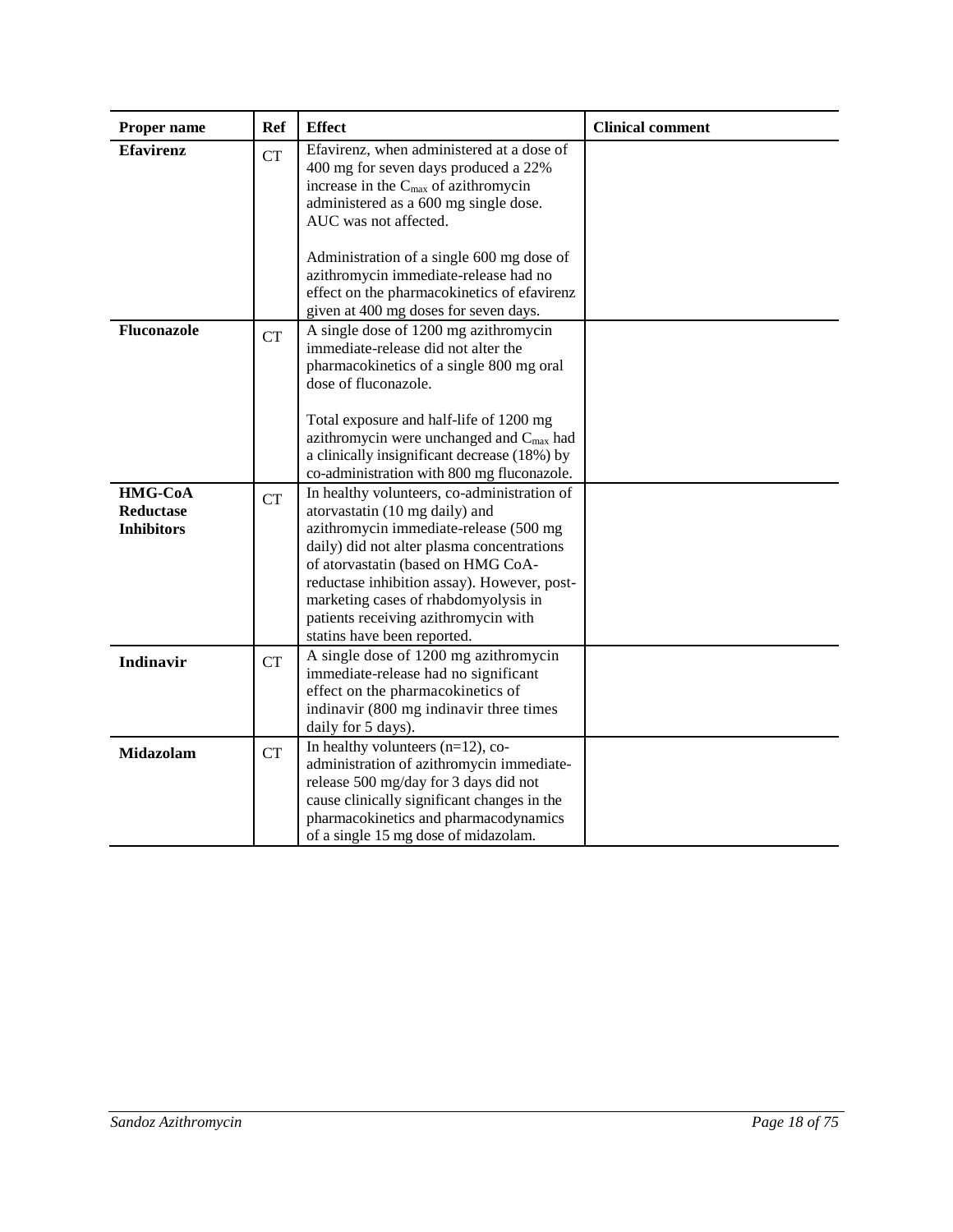| Proper name | Ref | Effect | Clinical comment |
|---|---|---|---|
| **Efavirenz** | CT | Efavirenz, when administered at a dose of 400 mg for seven days produced a 22% increase in the $C_{max}$ of azithromycin administered as a 600 mg single dose. AUC was not affected.<br><br>Administration of a single 600 mg dose of azithromycin immediate-release had no effect on the pharmacokinetics of efavirenz given at 400 mg doses for seven days. | |
| **Fluconazole** | CT | A single dose of 1200 mg azithromycin immediate-release did not alter the pharmacokinetics of a single 800 mg oral dose of fluconazole.<br><br>Total exposure and half-life of 1200 mg azithromycin were unchanged and $C_{max}$ had a clinically insignificant decrease (18%) by co-administration with 800 mg fluconazole. | |
| **HMG-CoA Reductase Inhibitors** | CT | In healthy volunteers, co-administration of atorvastatin (10 mg daily) and azithromycin immediate-release (500 mg daily) did not alter plasma concentrations of atorvastatin (based on HMG CoA-reductase inhibition assay). However, post-marketing cases of rhabdomyolysis in patients receiving azithromycin with statins have been reported. | |
| **Indinavir** | CT | A single dose of 1200 mg azithromycin immediate-release had no significant effect on the pharmacokinetics of indinavir (800 mg indinavir three times daily for 5 days). | |
| **Midazolam** | CT | In healthy volunteers (n=12), co-administration of azithromycin immediate-release 500 mg/day for 3 days did not cause clinically significant changes in the pharmacokinetics and pharmacodynamics of a single 15 mg dose of midazolam. | |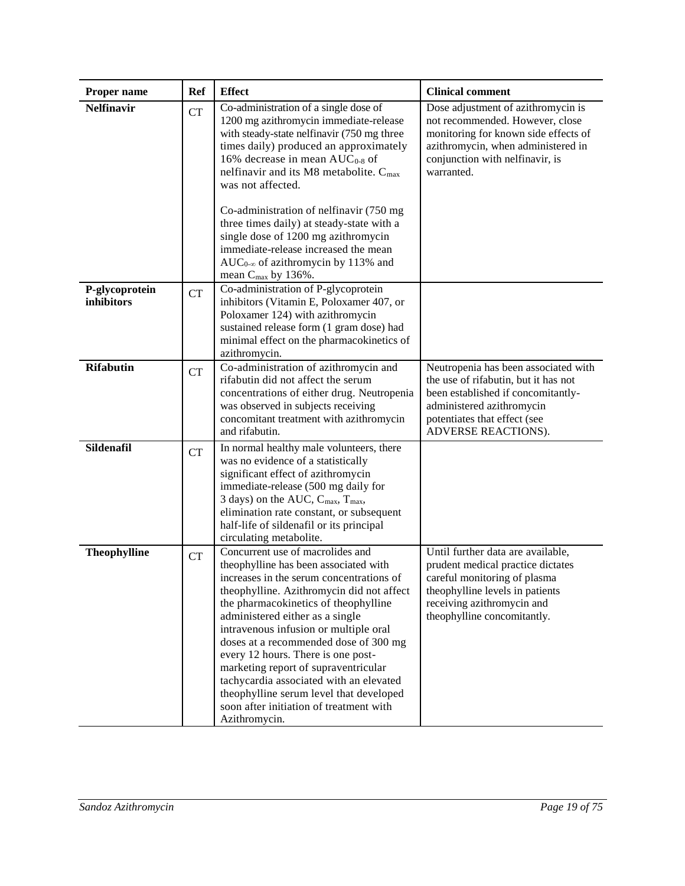| Proper name | Ref | Effect | Clinical comment |
|---|---|---|---|
| **Nelfinavir** | CT | Co-administration of a single dose of 1200 mg azithromycin immediate-release with steady-state nelfinavir (750 mg three times daily) produced an approximately 16% decrease in mean $AUC_{0-8}$ of nelfinavir and its M8 metabolite. $C_{max}$ was not affected.<br><br>Co-administration of nelfinavir (750 mg three times daily) at steady-state with a single dose of 1200 mg azithromycin immediate-release increased the mean $AUC_{0-\infty}$ of azithromycin by 113% and mean $C_{max}$ by 136%. | Dose adjustment of azithromycin is not recommended. However, close monitoring for known side effects of azithromycin, when administered in conjunction with nelfinavir, is warranted. |
| **P-glycoprotein inhibitors** | CT | Co-administration of P-glycoprotein inhibitors (Vitamin E, Poloxamer 407, or Poloxamer 124) with azithromycin sustained release form (1 gram dose) had minimal effect on the pharmacokinetics of azithromycin. | |
| **Rifabutin** | CT | Co-administration of azithromycin and rifabutin did not affect the serum concentrations of either drug. Neutropenia was observed in subjects receiving concomitant treatment with azithromycin and rifabutin. | Neutropenia has been associated with the use of rifabutin, but it has not been established if concomitantly-administered azithromycin potentiates that effect (see ADVERSE REACTIONS). |
| **Sildenafil** | CT | In normal healthy male volunteers, there was no evidence of a statistically significant effect of azithromycin immediate-release (500 mg daily for 3 days) on the AUC, $C_{max}$, $T_{max}$, elimination rate constant, or subsequent half-life of sildenafil or its principal circulating metabolite. | |
| **Theophylline** | CT | Concurrent use of macrolides and theophylline has been associated with increases in the serum concentrations of theophylline. Azithromycin did not affect the pharmacokinetics of theophylline administered either as a single intravenous infusion or multiple oral doses at a recommended dose of 300 mg every 12 hours. There is one post-marketing report of supraventricular tachycardia associated with an elevated theophylline serum level that developed soon after initiation of treatment with Azithromycin. | Until further data are available, prudent medical practice dictates careful monitoring of plasma theophylline levels in patients receiving azithromycin and theophylline concomitantly. |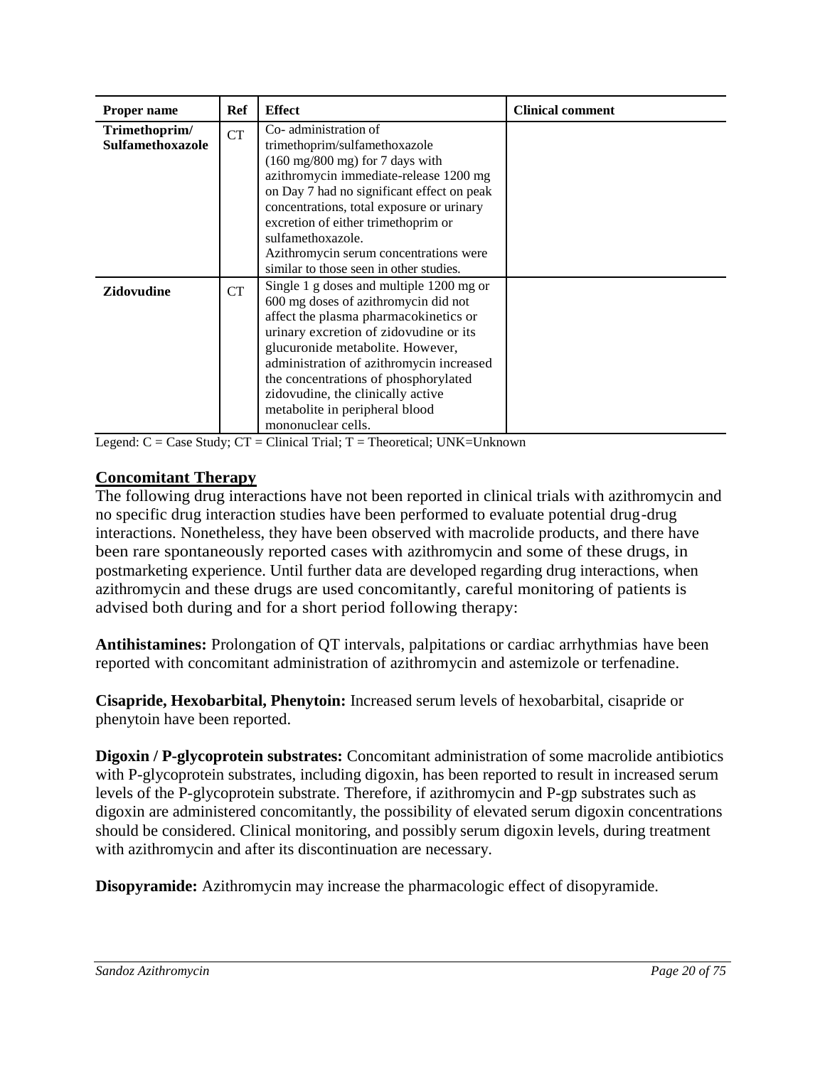| Proper name | Ref | Effect | Clinical comment |
| --- | --- | --- | --- |
| **Trimethoprim/ Sulfamethoxazole** | CT | Co- administration of trimethoprim/sulfamethoxazole (160 mg/800 mg) for 7 days with azithromycin immediate-release 1200 mg on Day 7 had no significant effect on peak concentrations, total exposure or urinary excretion of either trimethoprim or sulfamethoxazole. Azithromycin serum concentrations were similar to those seen in other studies. | |
| **Zidovudine** | CT | Single 1 g doses and multiple 1200 mg or 600 mg doses of azithromycin did not affect the plasma pharmacokinetics or urinary excretion of zidovudine or its glucuronide metabolite. However, administration of azithromycin increased the concentrations of phosphorylated zidovudine, the clinically active metabolite in peripheral blood mononuclear cells. | |

Legend: C = Case Study; CT = Clinical Trial; T = Theoretical; UNK=Unknown

## Concomitant Therapy

The following drug interactions have not been reported in clinical trials with azithromycin and no specific drug interaction studies have been performed to evaluate potential drug-drug interactions. Nonetheless, they have been observed with macrolide products, and there have been rare spontaneously reported cases with azithromycin and some of these drugs, in postmarketing experience. Until further data are developed regarding drug interactions, when azithromycin and these drugs are used concomitantly, careful monitoring of patients is advised both during and for a short period following therapy:

**Antihistamines:** Prolongation of QT intervals, palpitations or cardiac arrhythmias have been reported with concomitant administration of azithromycin and astemizole or terfenadine.

**Cisapride, Hexobarbital, Phenytoin:** Increased serum levels of hexobarbital, cisapride or phenytoin have been reported.

**Digoxin / P-glycoprotein substrates:** Concomitant administration of some macrolide antibiotics with P-glycoprotein substrates, including digoxin, has been reported to result in increased serum levels of the P-glycoprotein substrate. Therefore, if azithromycin and P-gp substrates such as digoxin are administered concomitantly, the possibility of elevated serum digoxin concentrations should be considered. Clinical monitoring, and possibly serum digoxin levels, during treatment with azithromycin and after its discontinuation are necessary.

**Disopyramide:** Azithromycin may increase the pharmacologic effect of disopyramide.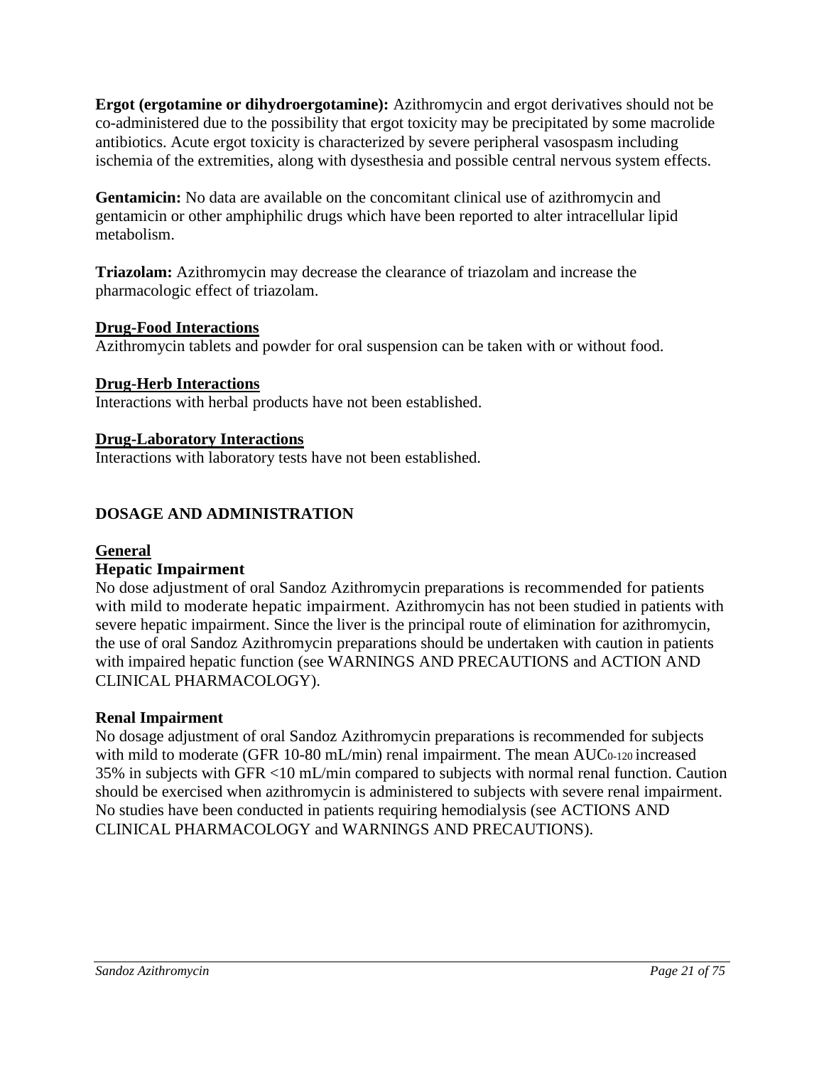**Ergot (ergotamine or dihydroergotamine):** Azithromycin and ergot derivatives should not be co-administered due to the possibility that ergot toxicity may be precipitated by some macrolide antibiotics. Acute ergot toxicity is characterized by severe peripheral vasospasm including ischemia of the extremities, along with dysesthesia and possible central nervous system effects.

**Gentamicin:** No data are available on the concomitant clinical use of azithromycin and gentamicin or other amphiphilic drugs which have been reported to alter intracellular lipid metabolism.

**Triazolam:** Azithromycin may decrease the clearance of triazolam and increase the pharmacologic effect of triazolam.

### Drug-Food Interactions

Azithromycin tablets and powder for oral suspension can be taken with or without food.

### Drug-Herb Interactions

Interactions with herbal products have not been established.

### Drug-Laboratory Interactions

Interactions with laboratory tests have not been established.

## DOSAGE AND ADMINISTRATION

### General

#### Hepatic Impairment

No dose adjustment of oral Sandoz Azithromycin preparations is recommended for patients with mild to moderate hepatic impairment. Azithromycin has not been studied in patients with severe hepatic impairment. Since the liver is the principal route of elimination for azithromycin, the use of oral Sandoz Azithromycin preparations should be undertaken with caution in patients with impaired hepatic function (see WARNINGS AND PRECAUTIONS and ACTION AND CLINICAL PHARMACOLOGY).

#### Renal Impairment

No dosage adjustment of oral Sandoz Azithromycin preparations is recommended for subjects with mild to moderate (GFR 10-80 mL/min) renal impairment. The mean $AUC_{0-120}$ increased 35% in subjects with GFR <10 mL/min compared to subjects with normal renal function. Caution should be exercised when azithromycin is administered to subjects with severe renal impairment. No studies have been conducted in patients requiring hemodialysis (see ACTIONS AND CLINICAL PHARMACOLOGY and WARNINGS AND PRECAUTIONS).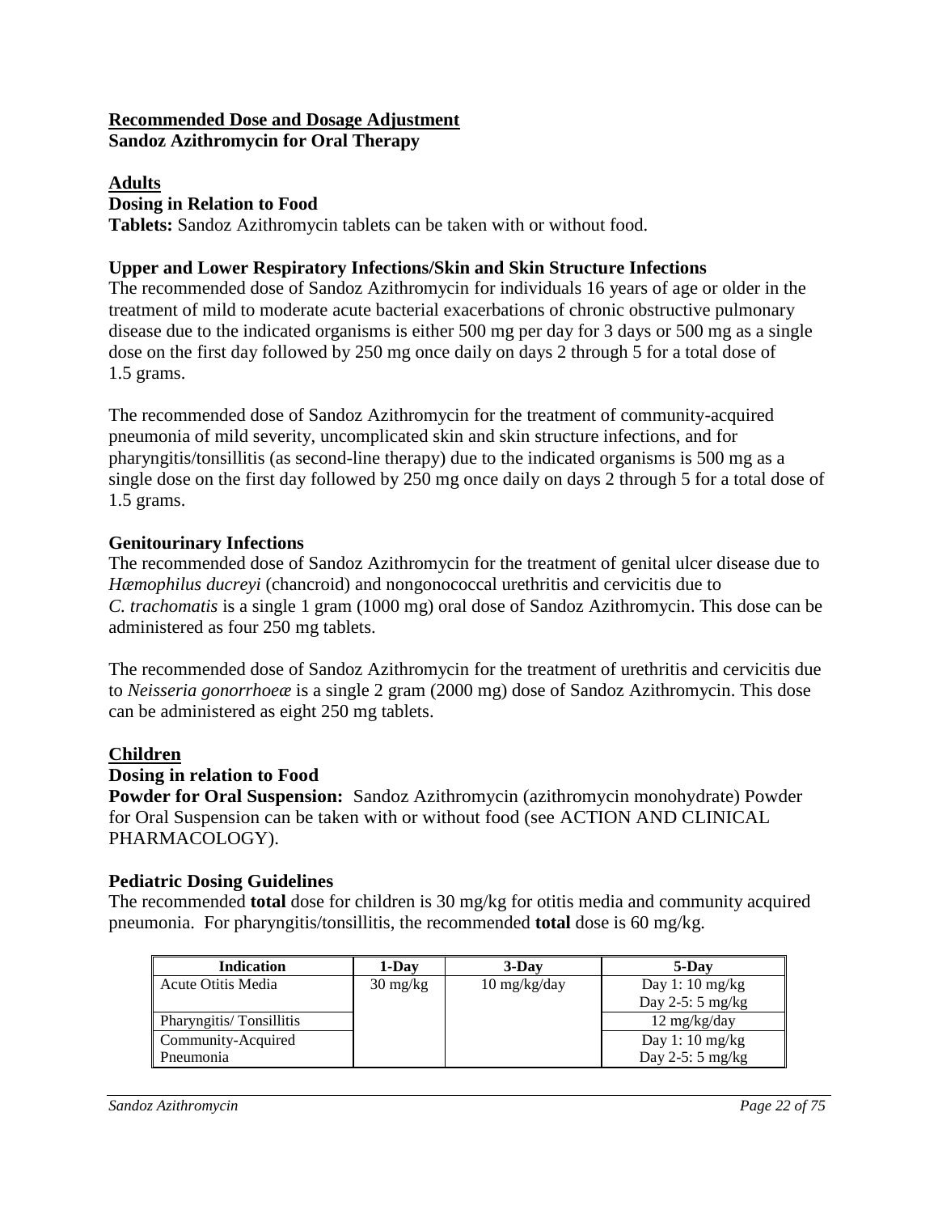## Recommended Dose and Dosage Adjustment

**Sandoz Azithromycin for Oral Therapy**

### Adults

**Dosing in Relation to Food**

**Tablets:** Sandoz Azithromycin tablets can be taken with or without food.

**Upper and Lower Respiratory Infections/Skin and Skin Structure Infections**

The recommended dose of Sandoz Azithromycin for individuals 16 years of age or older in the treatment of mild to moderate acute bacterial exacerbations of chronic obstructive pulmonary disease due to the indicated organisms is either 500 mg per day for 3 days or 500 mg as a single dose on the first day followed by 250 mg once daily on days 2 through 5 for a total dose of 1.5 grams.

The recommended dose of Sandoz Azithromycin for the treatment of community-acquired pneumonia of mild severity, uncomplicated skin and skin structure infections, and for pharyngitis/tonsillitis (as second-line therapy) due to the indicated organisms is 500 mg as a single dose on the first day followed by 250 mg once daily on days 2 through 5 for a total dose of 1.5 grams.

**Genitourinary Infections**

The recommended dose of Sandoz Azithromycin for the treatment of genital ulcer disease due to *Hæmophilus ducreyi* (chancroid) and nongonococcal urethritis and cervicitis due to *C. trachomatis* is a single 1 gram (1000 mg) oral dose of Sandoz Azithromycin. This dose can be administered as four 250 mg tablets.

The recommended dose of Sandoz Azithromycin for the treatment of urethritis and cervicitis due to *Neisseria gonorrhoeæ* is a single 2 gram (2000 mg) dose of Sandoz Azithromycin. This dose can be administered as eight 250 mg tablets.

### Children

**Dosing in relation to Food**

**Powder for Oral Suspension:** Sandoz Azithromycin (azithromycin monohydrate) Powder for Oral Suspension can be taken with or without food (see ACTION AND CLINICAL PHARMACOLOGY).

**Pediatric Dosing Guidelines**

The recommended **total** dose for children is 30 mg/kg for otitis media and community acquired pneumonia. For pharyngitis/tonsillitis, the recommended **total** dose is 60 mg/kg.

| Indication | 1-Day | 3-Day | 5-Day |
|---|---|---|---|
| Acute Otitis Media | 30 mg/kg | 10 mg/kg/day | Day 1: 10 mg/kg<br>Day 2-5: 5 mg/kg |
| Pharyngitis/ Tonsillitis | | | 12 mg/kg/day |
| Community-Acquired Pneumonia | | | Day 1: 10 mg/kg<br>Day 2-5: 5 mg/kg |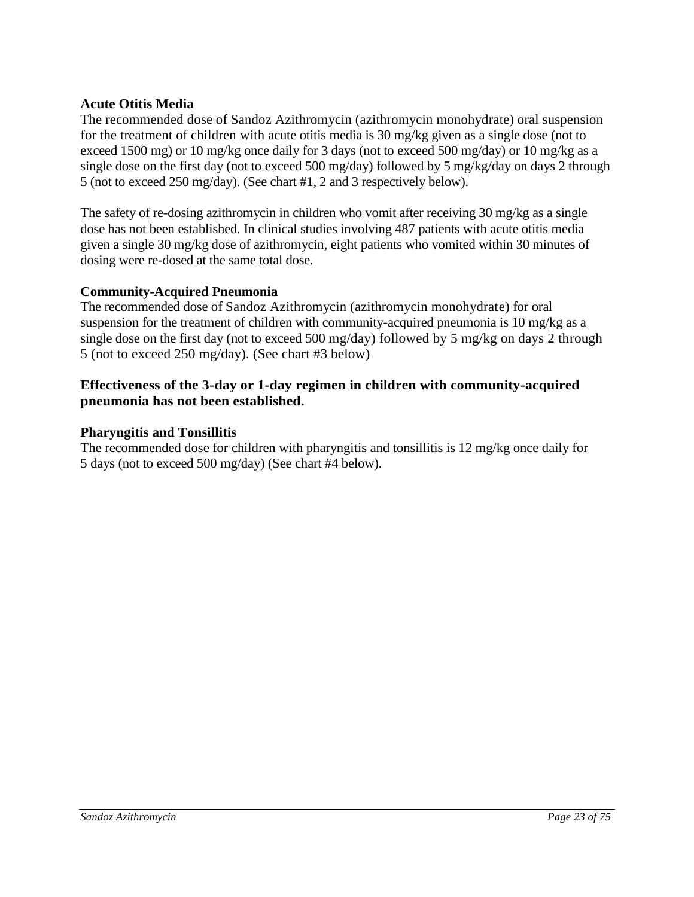### Acute Otitis Media

The recommended dose of Sandoz Azithromycin (azithromycin monohydrate) oral suspension for the treatment of children with acute otitis media is 30 mg/kg given as a single dose (not to exceed 1500 mg) or 10 mg/kg once daily for 3 days (not to exceed 500 mg/day) or 10 mg/kg as a single dose on the first day (not to exceed 500 mg/day) followed by 5 mg/kg/day on days 2 through 5 (not to exceed 250 mg/day). (See chart #1, 2 and 3 respectively below).

The safety of re-dosing azithromycin in children who vomit after receiving 30 mg/kg as a single dose has not been established. In clinical studies involving 487 patients with acute otitis media given a single 30 mg/kg dose of azithromycin, eight patients who vomited within 30 minutes of dosing were re-dosed at the same total dose.

### Community-Acquired Pneumonia

The recommended dose of Sandoz Azithromycin (azithromycin monohydrate) for oral suspension for the treatment of children with community-acquired pneumonia is 10 mg/kg as a single dose on the first day (not to exceed 500 mg/day) followed by 5 mg/kg on days 2 through 5 (not to exceed 250 mg/day). (See chart #3 below)

**Effectiveness of the 3-day or 1-day regimen in children with community-acquired pneumonia has not been established.**

### Pharyngitis and Tonsillitis

The recommended dose for children with pharyngitis and tonsillitis is 12 mg/kg once daily for 5 days (not to exceed 500 mg/day) (See chart #4 below).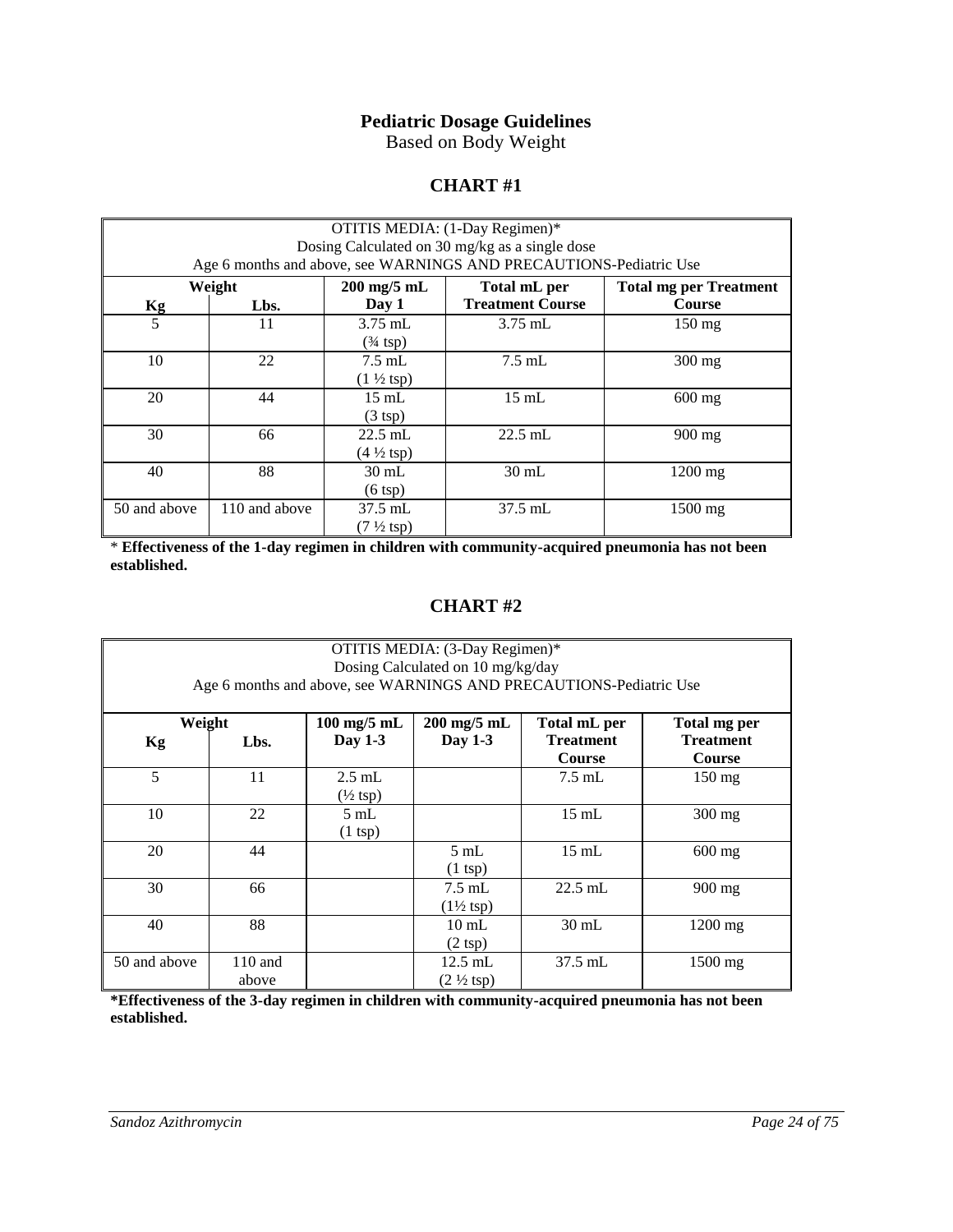## Pediatric Dosage Guidelines

Based on Body Weight

### CHART #1

| OTITIS MEDIA: (1-Day Regimen)* Dosing Calculated on 30 mg/kg as a single dose Age 6 months and above, see WARNINGS AND PRECAUTIONS-Pediatric Use | | | | |
|---|---|---|---|---|
| **Weight** | | **200 mg/5 mL** | **Total mL per** | **Total mg per Treatment** |
| **Kg** | **Lbs.** | **Day 1** | **Treatment Course** | **Course** |
| 5 | 11 | 3.75 mL (¾ tsp) | 3.75 mL | 150 mg |
| 10 | 22 | 7.5 mL (1 ½ tsp) | 7.5 mL | 300 mg |
| 20 | 44 | 15 mL (3 tsp) | 15 mL | 600 mg |
| 30 | 66 | 22.5 mL (4 ½ tsp) | 22.5 mL | 900 mg |
| 40 | 88 | 30 mL (6 tsp) | 30 mL | 1200 mg |
| 50 and above | 110 and above | 37.5 mL (7 ½ tsp) | 37.5 mL | 1500 mg |

\* **Effectiveness of the 1-day regimen in children with community-acquired pneumonia has not been established.**

### CHART #2

| OTITIS MEDIA: (3-Day Regimen)* Dosing Calculated on 10 mg/kg/day Age 6 months and above, see WARNINGS AND PRECAUTIONS-Pediatric Use | | | | | |
|---|---|---|---|---|---|
| **Weight** | | **100 mg/5 mL** | **200 mg/5 mL** | **Total mL per** | **Total mg per** |
| **Kg** | **Lbs.** | **Day 1-3** | **Day 1-3** | **Treatment Course** | **Treatment Course** |
| 5 | 11 | 2.5 mL (½ tsp) | | 7.5 mL | 150 mg |
| 10 | 22 | 5 mL (1 tsp) | | 15 mL | 300 mg |
| 20 | 44 | | 5 mL (1 tsp) | 15 mL | 600 mg |
| 30 | 66 | | 7.5 mL (1½ tsp) | 22.5 mL | 900 mg |
| 40 | 88 | | 10 mL (2 tsp) | 30 mL | 1200 mg |
| 50 and above | 110 and above | | 12.5 mL (2 ½ tsp) | 37.5 mL | 1500 mg |

**\*Effectiveness of the 3-day regimen in children with community-acquired pneumonia has not been established.**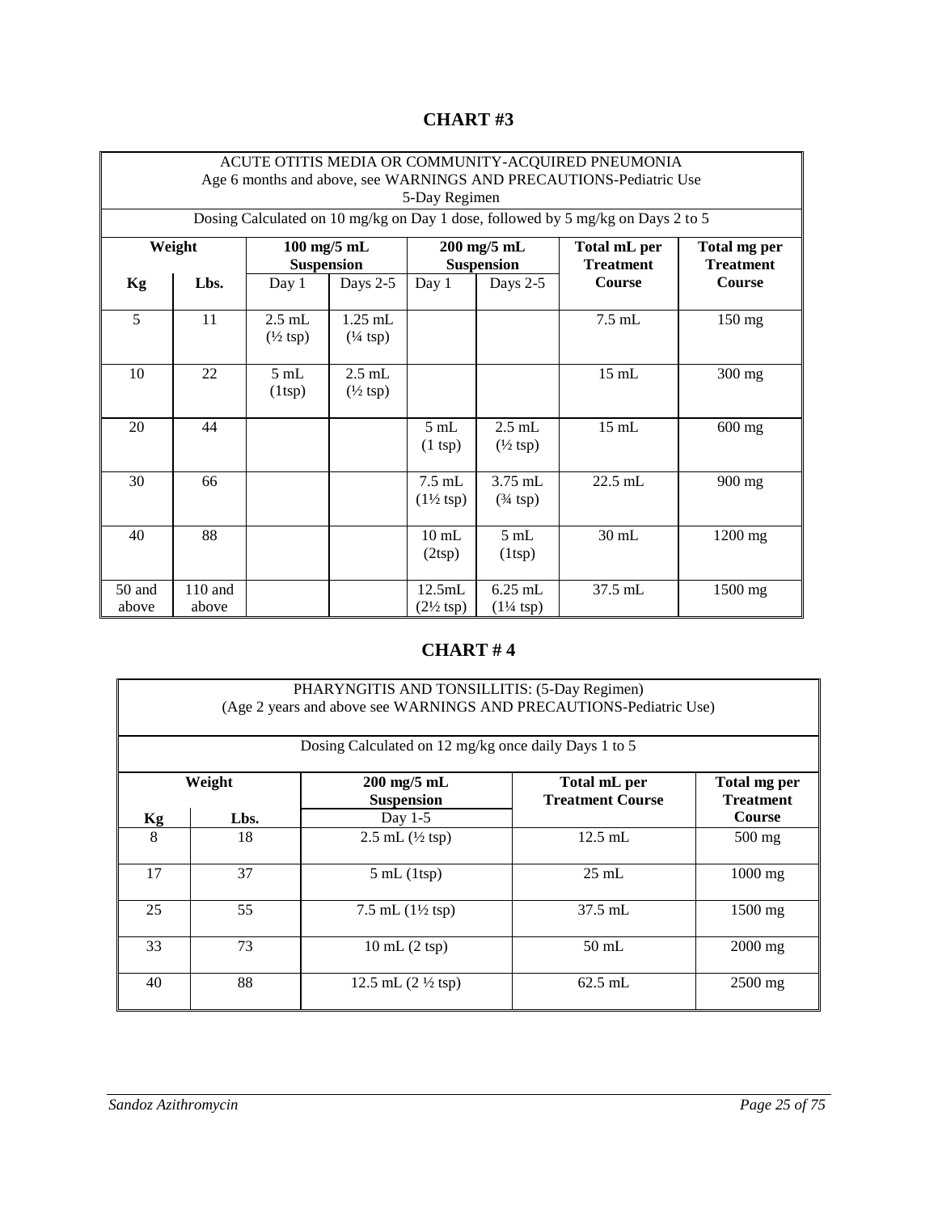## CHART #3

| ACUTE OTITIS MEDIA OR COMMUNITY-ACQUIRED PNEUMONIA<br>Age 6 months and above, see WARNINGS AND PRECAUTIONS-Pediatric Use<br>5-Day Regimen | | | | | | | |
|---|---|---|---|---|---|---|---|
| Dosing Calculated on 10 mg/kg on Day 1 dose, followed by 5 mg/kg on Days 2 to 5 | | | | | | | |
| **Weight** | | **100 mg/5 mL Suspension** | | **200 mg/5 mL Suspension** | | **Total mL per Treatment Course** | **Total mg per Treatment Course** |
| **Kg** | **Lbs.** | Day 1 | Days 2-5 | Day 1 | Days 2-5 | | |
| 5 | 11 | 2.5 mL (½ tsp) | 1.25 mL (¼ tsp) | | | 7.5 mL | 150 mg |
| 10 | 22 | 5 mL (1tsp) | 2.5 mL (½ tsp) | | | 15 mL | 300 mg |
| 20 | 44 | | | 5 mL (1 tsp) | 2.5 mL (½ tsp) | 15 mL | 600 mg |
| 30 | 66 | | | 7.5 mL (1½ tsp) | 3.75 mL (¾ tsp) | 22.5 mL | 900 mg |
| 40 | 88 | | | 10 mL (2tsp) | 5 mL (1tsp) | 30 mL | 1200 mg |
| 50 and above | 110 and above | | | 12.5mL (2½ tsp) | 6.25 mL (1¼ tsp) | 37.5 mL | 1500 mg |

## CHART # 4

| PHARYNGITIS AND TONSILLITIS: (5-Day Regimen)<br>(Age 2 years and above see WARNINGS AND PRECAUTIONS-Pediatric Use) | | | | |
|---|---|---|---|---|
| Dosing Calculated on 12 mg/kg once daily Days 1 to 5 | | | | |
| **Weight** | | **200 mg/5 mL Suspension** | **Total mL per Treatment Course** | **Total mg per Treatment Course** |
| **Kg** | **Lbs.** | Day 1-5 | | |
| 8 | 18 | 2.5 mL (½ tsp) | 12.5 mL | 500 mg |
| 17 | 37 | 5 mL (1tsp) | 25 mL | 1000 mg |
| 25 | 55 | 7.5 mL (1½ tsp) | 37.5 mL | 1500 mg |
| 33 | 73 | 10 mL (2 tsp) | 50 mL | 2000 mg |
| 40 | 88 | 12.5 mL (2 ½ tsp) | 62.5 mL | 2500 mg |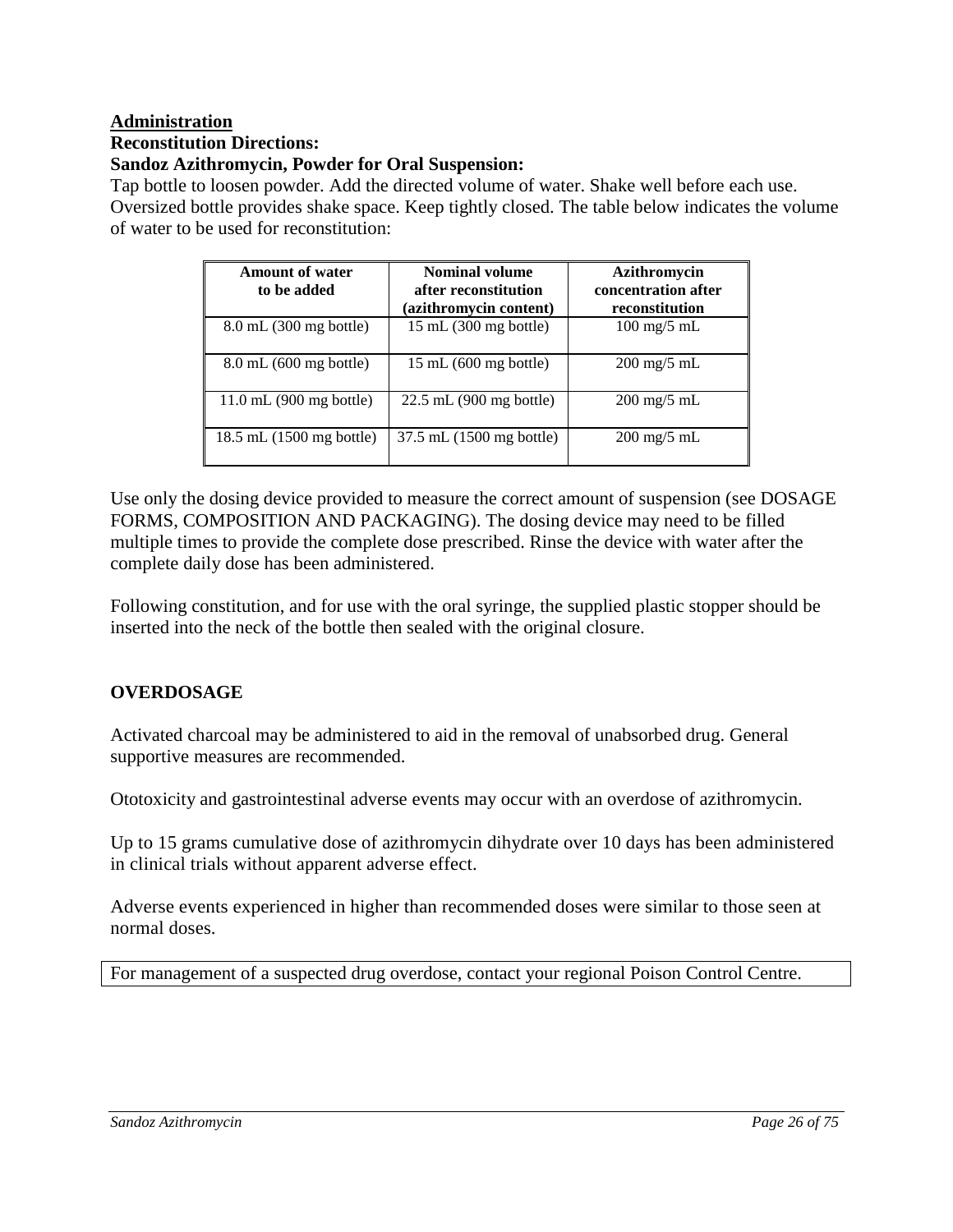**Administration**

**Reconstitution Directions:**

**Sandoz Azithromycin, Powder for Oral Suspension:**

Tap bottle to loosen powder. Add the directed volume of water. Shake well before each use. Oversized bottle provides shake space. Keep tightly closed. The table below indicates the volume of water to be used for reconstitution:

| Amount of water to be added | Nominal volume after reconstitution (azithromycin content) | Azithromycin concentration after reconstitution |
|---|---|---|
| 8.0 mL (300 mg bottle) | 15 mL (300 mg bottle) | 100 mg/5 mL |
| 8.0 mL (600 mg bottle) | 15 mL (600 mg bottle) | 200 mg/5 mL |
| 11.0 mL (900 mg bottle) | 22.5 mL (900 mg bottle) | 200 mg/5 mL |
| 18.5 mL (1500 mg bottle) | 37.5 mL (1500 mg bottle) | 200 mg/5 mL |

Use only the dosing device provided to measure the correct amount of suspension (see DOSAGE FORMS, COMPOSITION AND PACKAGING). The dosing device may need to be filled multiple times to provide the complete dose prescribed. Rinse the device with water after the complete daily dose has been administered.

Following constitution, and for use with the oral syringe, the supplied plastic stopper should be inserted into the neck of the bottle then sealed with the original closure.

## OVERDOSAGE

Activated charcoal may be administered to aid in the removal of unabsorbed drug. General supportive measures are recommended.

Ototoxicity and gastrointestinal adverse events may occur with an overdose of azithromycin.

Up to 15 grams cumulative dose of azithromycin dihydrate over 10 days has been administered in clinical trials without apparent adverse effect.

Adverse events experienced in higher than recommended doses were similar to those seen at normal doses.

For management of a suspected drug overdose, contact your regional Poison Control Centre.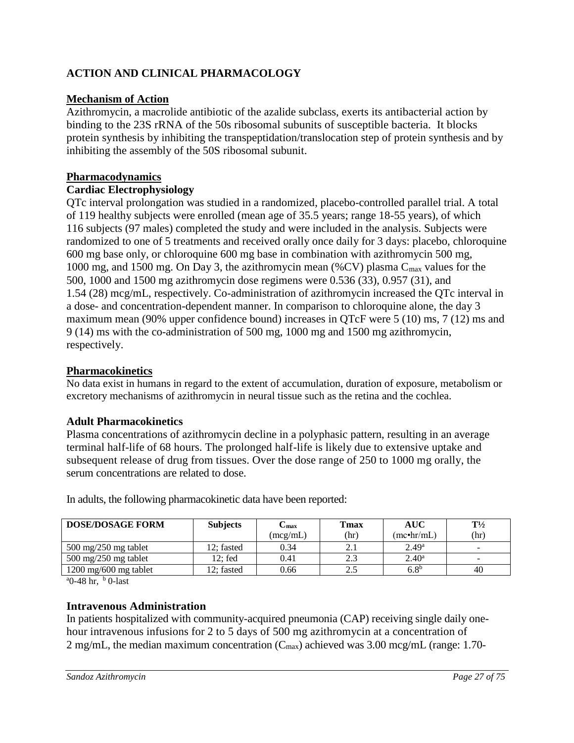## ACTION AND CLINICAL PHARMACOLOGY

### Mechanism of Action

Azithromycin, a macrolide antibiotic of the azalide subclass, exerts its antibacterial action by binding to the 23S rRNA of the 50s ribosomal subunits of susceptible bacteria. It blocks protein synthesis by inhibiting the transpeptidation/translocation step of protein synthesis and by inhibiting the assembly of the 50S ribosomal subunit.

### Pharmacodynamics

#### Cardiac Electrophysiology

QTc interval prolongation was studied in a randomized, placebo-controlled parallel trial. A total of 119 healthy subjects were enrolled (mean age of 35.5 years; range 18-55 years), of which 116 subjects (97 males) completed the study and were included in the analysis. Subjects were randomized to one of 5 treatments and received orally once daily for 3 days: placebo, chloroquine 600 mg base only, or chloroquine 600 mg base in combination with azithromycin 500 mg, 1000 mg, and 1500 mg. On Day 3, the azithromycin mean (%CV) plasma $C_{max}$ values for the 500, 1000 and 1500 mg azithromycin dose regimens were 0.536 (33), 0.957 (31), and 1.54 (28) mcg/mL, respectively. Co-administration of azithromycin increased the QTc interval in a dose- and concentration-dependent manner. In comparison to chloroquine alone, the day 3 maximum mean (90% upper confidence bound) increases in QTcF were 5 (10) ms, 7 (12) ms and 9 (14) ms with the co-administration of 500 mg, 1000 mg and 1500 mg azithromycin, respectively.

### Pharmacokinetics

No data exist in humans in regard to the extent of accumulation, duration of exposure, metabolism or excretory mechanisms of azithromycin in neural tissue such as the retina and the cochlea.

#### Adult Pharmacokinetics

Plasma concentrations of azithromycin decline in a polyphasic pattern, resulting in an average terminal half-life of 68 hours. The prolonged half-life is likely due to extensive uptake and subsequent release of drug from tissues. Over the dose range of 250 to 1000 mg orally, the serum concentrations are related to dose.

In adults, the following pharmacokinetic data have been reported:

| DOSE/DOSAGE FORM | Subjects | $C_{max}$ (mcg/mL) | Tmax (hr) | AUC (mc•hr/mL) | T½ (hr) |
|---|---|---|---|---|---|
| 500 mg/250 mg tablet | 12; fasted | 0.34 | 2.1 | 2.49[a] | - |
| 500 mg/250 mg tablet | 12; fed | 0.41 | 2.3 | 2.40[a] | - |
| 1200 mg/600 mg tablet | 12; fasted | 0.66 | 2.5 | 6.8[b] | 40 |

[a]0-48 hr, [b] 0-last

#### Intravenous Administration

In patients hospitalized with community-acquired pneumonia (CAP) receiving single daily one-hour intravenous infusions for 2 to 5 days of 500 mg azithromycin at a concentration of 2 mg/mL, the median maximum concentration ($C_{max}$) achieved was 3.00 mcg/mL (range: 1.70-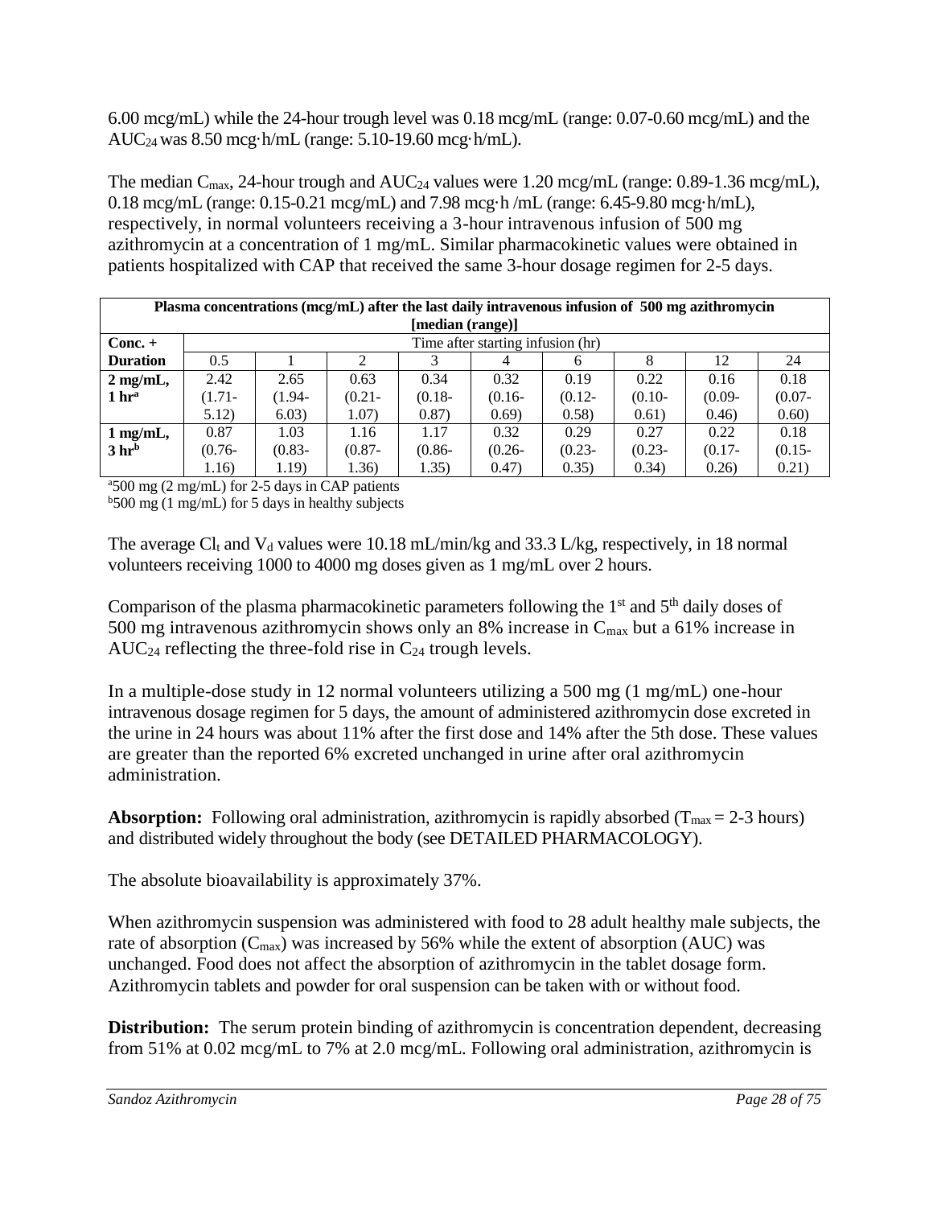6.00 mcg/mL) while the 24-hour trough level was 0.18 mcg/mL (range: 0.07-0.60 mcg/mL) and the $AUC_{24}$ was 8.50 mcg·h/mL (range: 5.10-19.60 mcg·h/mL).

The median $C_{max}$, 24-hour trough and $AUC_{24}$ values were 1.20 mcg/mL (range: 0.89-1.36 mcg/mL), 0.18 mcg/mL (range: 0.15-0.21 mcg/mL) and 7.98 mcg·h /mL (range: 6.45-9.80 mcg·h/mL), respectively, in normal volunteers receiving a 3-hour intravenous infusion of 500 mg azithromycin at a concentration of 1 mg/mL. Similar pharmacokinetic values were obtained in patients hospitalized with CAP that received the same 3-hour dosage regimen for 2-5 days.

| **Plasma concentrations (mcg/mL) after the last daily intravenous infusion of 500 mg azithromycin [median (range)]** | | | | | | | | | |
|---|---|---|---|---|---|---|---|---|---|
| **Conc. + Duration** | Time after starting infusion (hr) | | | | | | | | |
| | 0.5 | 1 | 2 | 3 | 4 | 6 | 8 | 12 | 24 |
| **2 mg/mL, 1 hr[a]** | 2.42 (1.71-5.12) | 2.65 (1.94-6.03) | 0.63 (0.21-1.07) | 0.34 (0.18-0.87) | 0.32 (0.16-0.69) | 0.19 (0.12-0.58) | 0.22 (0.10-0.61) | 0.16 (0.09-0.46) | 0.18 (0.07-0.60) |
| **1 mg/mL, 3 hr[b]** | 0.87 (0.76-1.16) | 1.03 (0.83-1.19) | 1.16 (0.87-1.36) | 1.17 (0.86-1.35) | 0.32 (0.26-0.47) | 0.29 (0.23-0.35) | 0.27 (0.23-0.34) | 0.22 (0.17-0.26) | 0.18 (0.15-0.21) |

[a]500 mg (2 mg/mL) for 2-5 days in CAP patients
[b]500 mg (1 mg/mL) for 5 days in healthy subjects

The average $Cl_t$ and $V_d$ values were 10.18 mL/min/kg and 33.3 L/kg, respectively, in 18 normal volunteers receiving 1000 to 4000 mg doses given as 1 mg/mL over 2 hours.

Comparison of the plasma pharmacokinetic parameters following the 1st and 5th daily doses of 500 mg intravenous azithromycin shows only an 8% increase in $C_{max}$ but a 61% increase in $AUC_{24}$ reflecting the three-fold rise in $C_{24}$ trough levels.

In a multiple-dose study in 12 normal volunteers utilizing a 500 mg (1 mg/mL) one-hour intravenous dosage regimen for 5 days, the amount of administered azithromycin dose excreted in the urine in 24 hours was about 11% after the first dose and 14% after the 5th dose. These values are greater than the reported 6% excreted unchanged in urine after oral azithromycin administration.

**Absorption:** Following oral administration, azithromycin is rapidly absorbed ($T_{max}$ = 2-3 hours) and distributed widely throughout the body (see DETAILED PHARMACOLOGY).

The absolute bioavailability is approximately 37%.

When azithromycin suspension was administered with food to 28 adult healthy male subjects, the rate of absorption ($C_{max}$) was increased by 56% while the extent of absorption (AUC) was unchanged. Food does not affect the absorption of azithromycin in the tablet dosage form. Azithromycin tablets and powder for oral suspension can be taken with or without food.

**Distribution:** The serum protein binding of azithromycin is concentration dependent, decreasing from 51% at 0.02 mcg/mL to 7% at 2.0 mcg/mL. Following oral administration, azithromycin is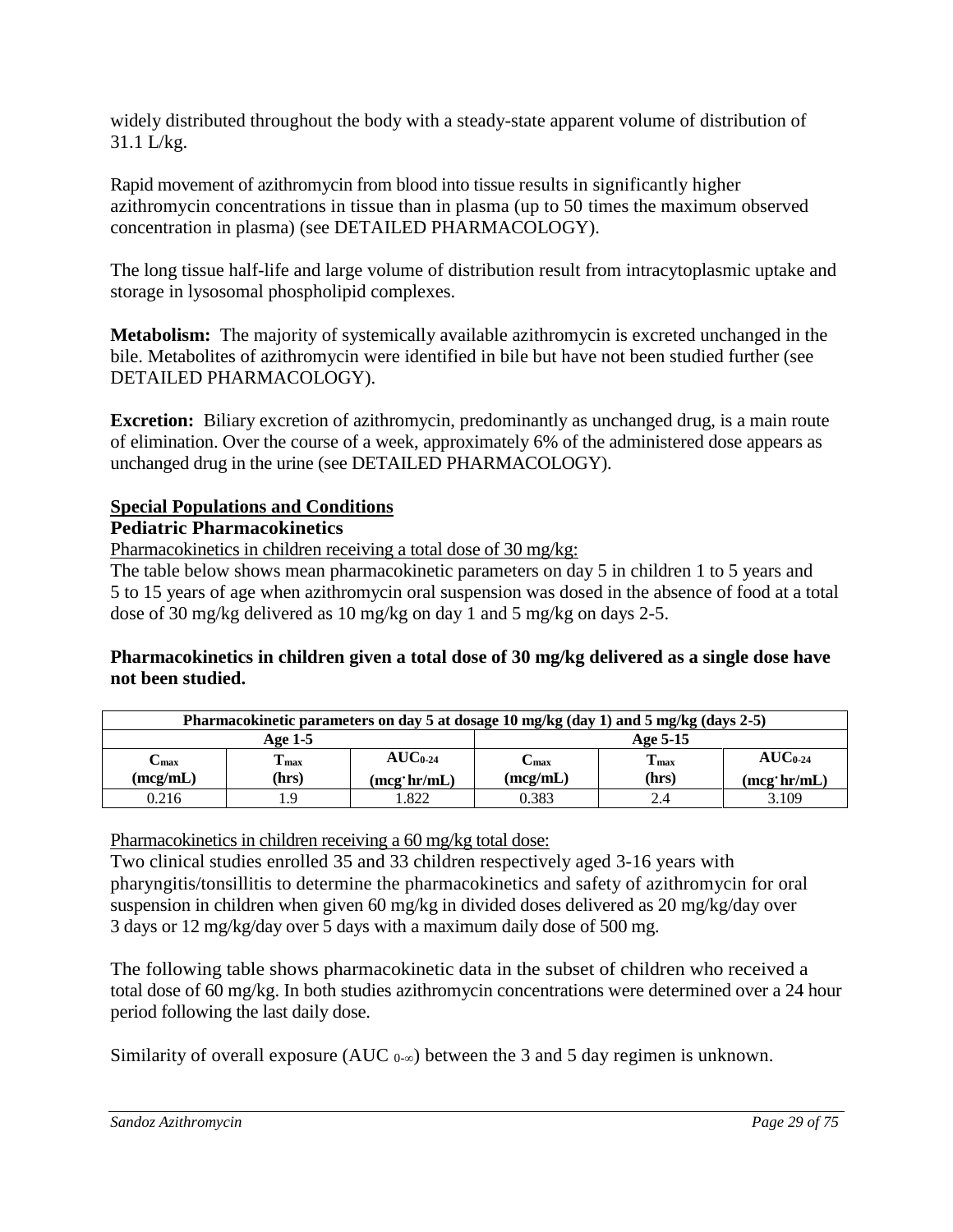widely distributed throughout the body with a steady-state apparent volume of distribution of 31.1 L/kg.

Rapid movement of azithromycin from blood into tissue results in significantly higher azithromycin concentrations in tissue than in plasma (up to 50 times the maximum observed concentration in plasma) (see DETAILED PHARMACOLOGY).

The long tissue half-life and large volume of distribution result from intracytoplasmic uptake and storage in lysosomal phospholipid complexes.

**Metabolism:** The majority of systemically available azithromycin is excreted unchanged in the bile. Metabolites of azithromycin were identified in bile but have not been studied further (see DETAILED PHARMACOLOGY).

**Excretion:** Biliary excretion of azithromycin, predominantly as unchanged drug, is a main route of elimination. Over the course of a week, approximately 6% of the administered dose appears as unchanged drug in the urine (see DETAILED PHARMACOLOGY).

## Special Populations and Conditions

### Pediatric Pharmacokinetics

Pharmacokinetics in children receiving a total dose of 30 mg/kg:

The table below shows mean pharmacokinetic parameters on day 5 in children 1 to 5 years and 5 to 15 years of age when azithromycin oral suspension was dosed in the absence of food at a total dose of 30 mg/kg delivered as 10 mg/kg on day 1 and 5 mg/kg on days 2-5.

**Pharmacokinetics in children given a total dose of 30 mg/kg delivered as a single dose have not been studied.**

| Pharmacokinetic parameters on day 5 at dosage 10 mg/kg (day 1) and 5 mg/kg (days 2-5) | | | | | |
|---|---|---|---|---|---|
| Age 1-5 | | | Age 5-15 | | |
| $C_{max}$ (mcg/mL) | $T_{max}$ (hrs) | $AUC_{0-24}$ (mcg·hr/mL) | $C_{max}$ (mcg/mL) | $T_{max}$ (hrs) | $AUC_{0-24}$ (mcg·hr/mL) |
| 0.216 | 1.9 | 1.822 | 0.383 | 2.4 | 3.109 |

Pharmacokinetics in children receiving a 60 mg/kg total dose:

Two clinical studies enrolled 35 and 33 children respectively aged 3-16 years with pharyngitis/tonsillitis to determine the pharmacokinetics and safety of azithromycin for oral suspension in children when given 60 mg/kg in divided doses delivered as 20 mg/kg/day over 3 days or 12 mg/kg/day over 5 days with a maximum daily dose of 500 mg.

The following table shows pharmacokinetic data in the subset of children who received a total dose of 60 mg/kg. In both studies azithromycin concentrations were determined over a 24 hour period following the last daily dose.

Similarity of overall exposure ($AUC_{0-\infty}$) between the 3 and 5 day regimen is unknown.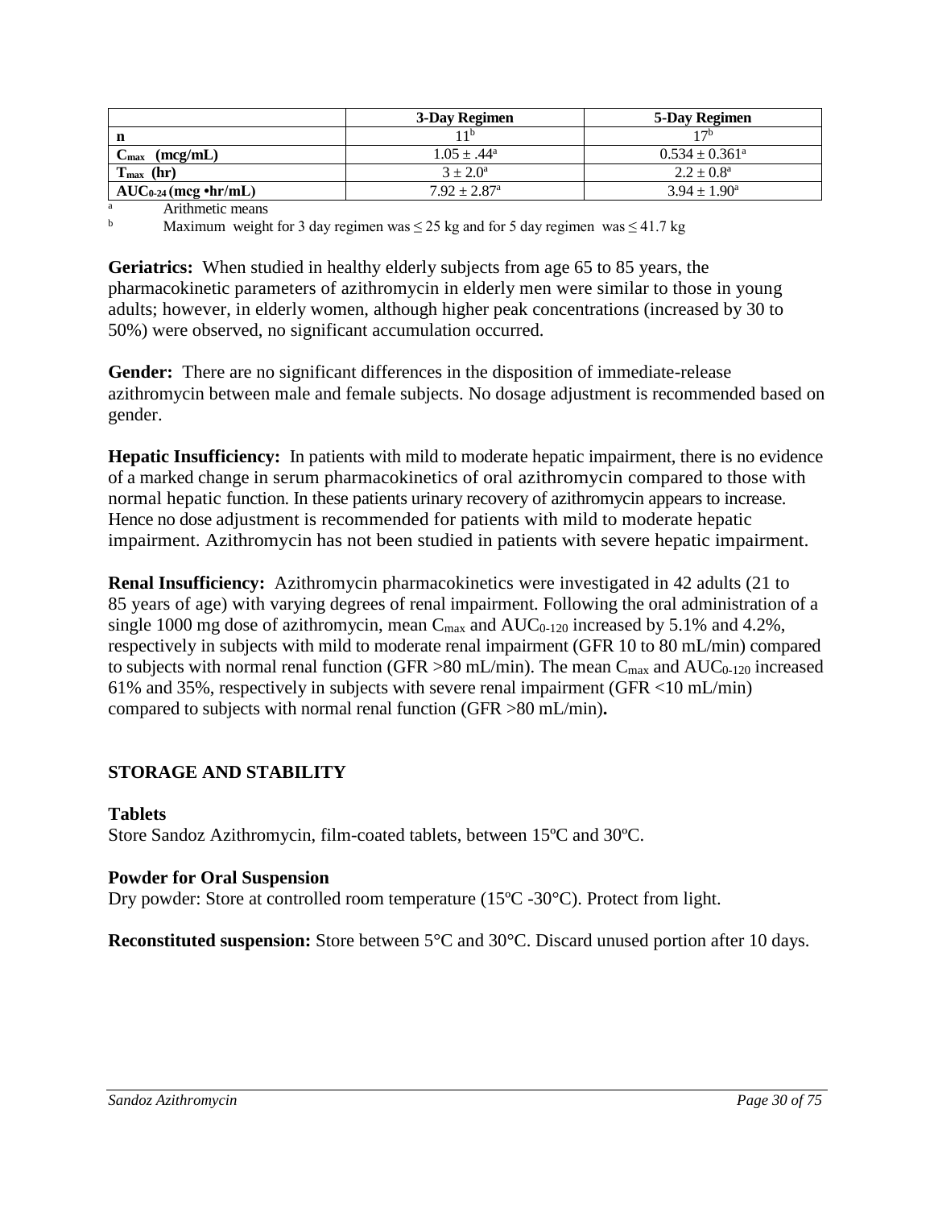| | 3-Day Regimen | 5-Day Regimen |
|---|---|---|
| **n** | 11[b] | 17[b] |
| **$C_{max}$ (mcg/mL)** | $1.05 \pm .44$[a] | $0.534 \pm 0.361$[a] |
| **$T_{max}$ (hr)** | $3 \pm 2.0$[a] | $2.2 \pm 0.8$[a] |
| **$AUC_{0-24}$ (mcg •hr/mL)** | $7.92 \pm 2.87$[a] | $3.94 \pm 1.90$[a] |

[a] Arithmetic means

[b] Maximum weight for 3 day regimen was ≤ 25 kg and for 5 day regimen was ≤ 41.7 kg

**Geriatrics:** When studied in healthy elderly subjects from age 65 to 85 years, the pharmacokinetic parameters of azithromycin in elderly men were similar to those in young adults; however, in elderly women, although higher peak concentrations (increased by 30 to 50%) were observed, no significant accumulation occurred.

**Gender:** There are no significant differences in the disposition of immediate-release azithromycin between male and female subjects. No dosage adjustment is recommended based on gender.

**Hepatic Insufficiency:** In patients with mild to moderate hepatic impairment, there is no evidence of a marked change in serum pharmacokinetics of oral azithromycin compared to those with normal hepatic function. In these patients urinary recovery of azithromycin appears to increase. Hence no dose adjustment is recommended for patients with mild to moderate hepatic impairment. Azithromycin has not been studied in patients with severe hepatic impairment.

**Renal Insufficiency:** Azithromycin pharmacokinetics were investigated in 42 adults (21 to 85 years of age) with varying degrees of renal impairment. Following the oral administration of a single 1000 mg dose of azithromycin, mean $C_{max}$ and $AUC_{0-120}$ increased by 5.1% and 4.2%, respectively in subjects with mild to moderate renal impairment (GFR 10 to 80 mL/min) compared to subjects with normal renal function (GFR >80 mL/min). The mean $C_{max}$ and $AUC_{0-120}$ increased 61% and 35%, respectively in subjects with severe renal impairment (GFR <10 mL/min) compared to subjects with normal renal function (GFR >80 mL/min).

## STORAGE AND STABILITY

### Tablets

Store Sandoz Azithromycin, film-coated tablets, between 15ºC and 30ºC.

### Powder for Oral Suspension

Dry powder: Store at controlled room temperature (15ºC -30°C). Protect from light.

**Reconstituted suspension:** Store between 5°C and 30°C. Discard unused portion after 10 days.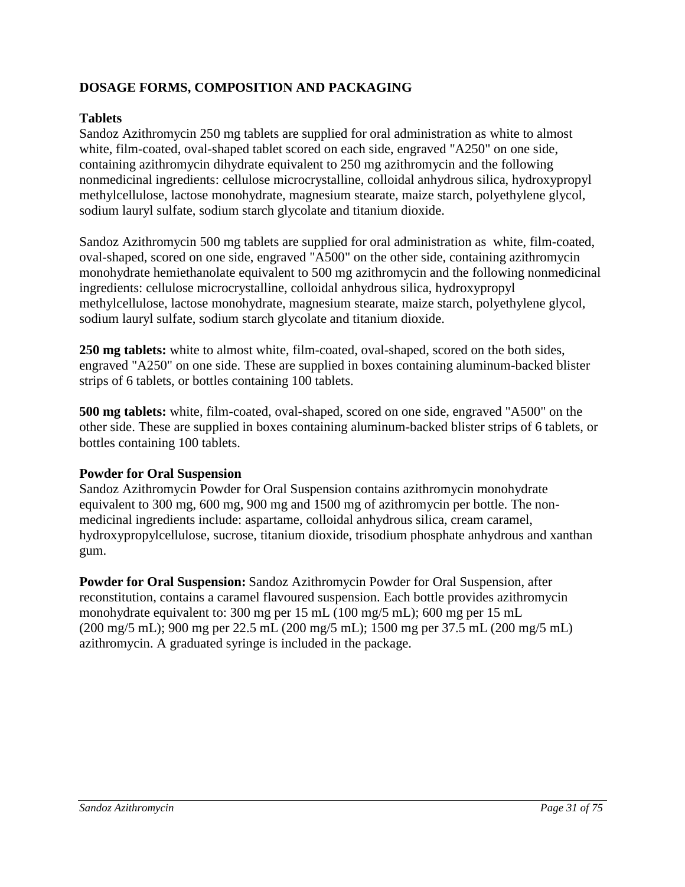## DOSAGE FORMS, COMPOSITION AND PACKAGING

### Tablets

Sandoz Azithromycin 250 mg tablets are supplied for oral administration as white to almost white, film-coated, oval-shaped tablet scored on each side, engraved "A250" on one side, containing azithromycin dihydrate equivalent to 250 mg azithromycin and the following nonmedicinal ingredients: cellulose microcrystalline, colloidal anhydrous silica, hydroxypropyl methylcellulose, lactose monohydrate, magnesium stearate, maize starch, polyethylene glycol, sodium lauryl sulfate, sodium starch glycolate and titanium dioxide.

Sandoz Azithromycin 500 mg tablets are supplied for oral administration as white, film-coated, oval-shaped, scored on one side, engraved "A500" on the other side, containing azithromycin monohydrate hemiethanolate equivalent to 500 mg azithromycin and the following nonmedicinal ingredients: cellulose microcrystalline, colloidal anhydrous silica, hydroxypropyl methylcellulose, lactose monohydrate, magnesium stearate, maize starch, polyethylene glycol, sodium lauryl sulfate, sodium starch glycolate and titanium dioxide.

**250 mg tablets:** white to almost white, film-coated, oval-shaped, scored on the both sides, engraved "A250" on one side. These are supplied in boxes containing aluminum-backed blister strips of 6 tablets, or bottles containing 100 tablets.

**500 mg tablets:** white, film-coated, oval-shaped, scored on one side, engraved "A500" on the other side. These are supplied in boxes containing aluminum-backed blister strips of 6 tablets, or bottles containing 100 tablets.

### Powder for Oral Suspension

Sandoz Azithromycin Powder for Oral Suspension contains azithromycin monohydrate equivalent to 300 mg, 600 mg, 900 mg and 1500 mg of azithromycin per bottle. The non-medicinal ingredients include: aspartame, colloidal anhydrous silica, cream caramel, hydroxypropylcellulose, sucrose, titanium dioxide, trisodium phosphate anhydrous and xanthan gum.

**Powder for Oral Suspension:** Sandoz Azithromycin Powder for Oral Suspension, after reconstitution, contains a caramel flavoured suspension. Each bottle provides azithromycin monohydrate equivalent to: 300 mg per 15 mL (100 mg/5 mL); 600 mg per 15 mL (200 mg/5 mL); 900 mg per 22.5 mL (200 mg/5 mL); 1500 mg per 37.5 mL (200 mg/5 mL) azithromycin. A graduated syringe is included in the package.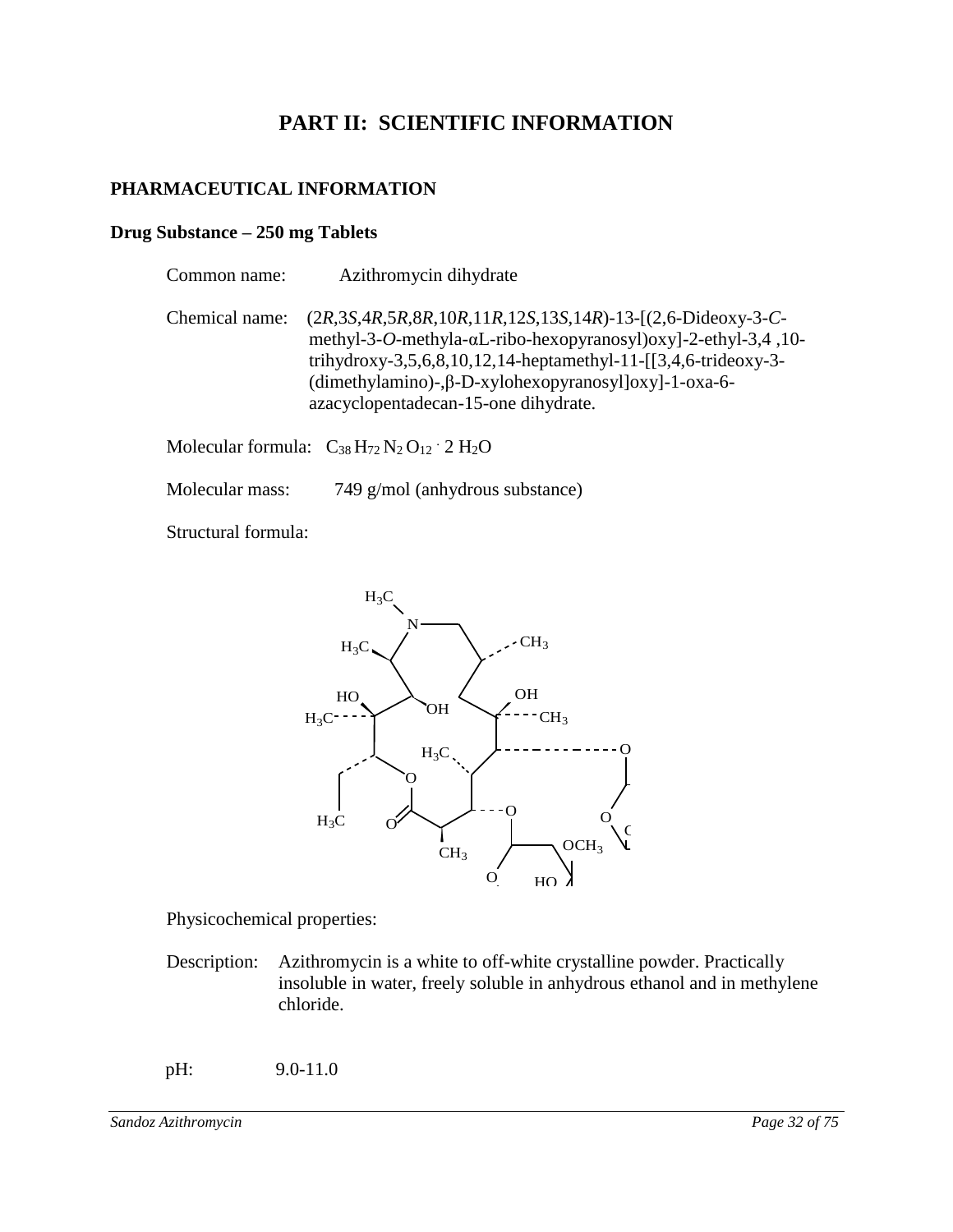# PART II: SCIENTIFIC INFORMATION

## PHARMACEUTICAL INFORMATION

### Drug Substance – 250 mg Tablets

Common name: Azithromycin dihydrate

Chemical name: (2*R*,3*S*,4*R*,5*R*,8*R*,10*R*,11*R*,12*S*,13*S*,14*R*)-13-[(2,6-Dideoxy-3-*C*-methyl-3-*O*-methyla-αL-ribo-hexopyranosyl)oxy]-2-ethyl-3,4 ,10-trihydroxy-3,5,6,8,10,12,14-heptamethyl-11-[[3,4,6-trideoxy-3-(dimethylamino)-,β-D-xylohexopyranosyl]oxy]-1-oxa-6-azacyclopentadecan-15-one dihydrate.

Molecular formula: $C_{38} H_{72} N_2 O_{12} \cdot 2 H_2O$

Molecular mass: 749 g/mol (anhydrous substance)

Structural formula:

Physicochemical properties:

Description: Azithromycin is a white to off-white crystalline powder. Practically insoluble in water, freely soluble in anhydrous ethanol and in methylene chloride.

pH: 9.0-11.0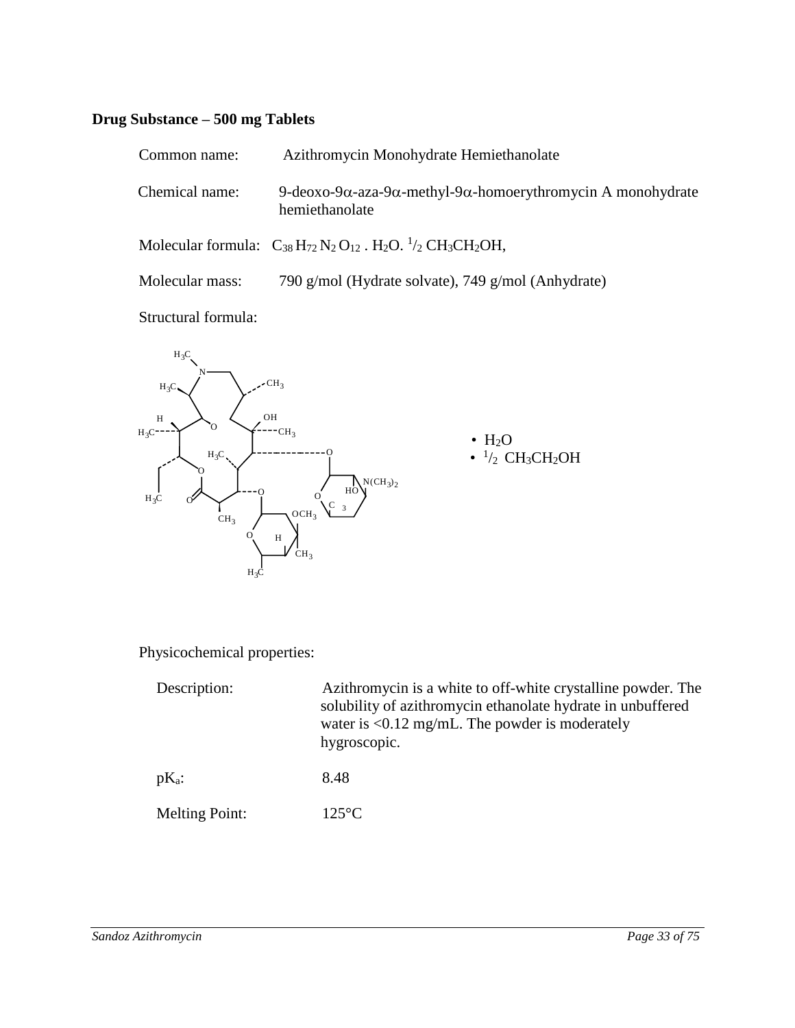### Drug Substance – 500 mg Tablets

Common name: Azithromycin Monohydrate Hemiethanolate

Chemical name: 9-deoxo-9α-aza-9α-methyl-9α-homoerythromycin A monohydrate hemiethanolate

Molecular formula: $C_{38}H_{72}N_2O_{12} \cdot H_2O \cdot {}^{1}/_{2}\ CH_3CH_2OH$,

Molecular mass: 790 g/mol (Hydrate solvate), 749 g/mol (Anhydrate)

Structural formula:

- $H_2O$
- ${}^{1}/_{2}\ CH_3CH_2OH$

Physicochemical properties:

Description: Azithromycin is a white to off-white crystalline powder. The solubility of azithromycin ethanolate hydrate in unbuffered water is <0.12 mg/mL. The powder is moderately hygroscopic.

$pK_a$: 8.48

Melting Point: 125°C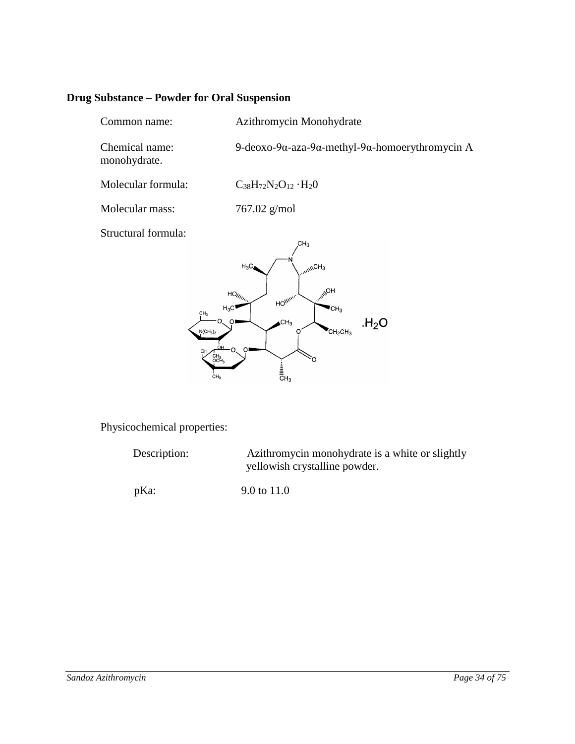**Drug Substance – Powder for Oral Suspension**

Common name: Azithromycin Monohydrate

Chemical name: 9-deoxo-9α-aza-9α-methyl-9α-homoerythromycin A monohydrate.

Molecular formula: $C_{38}H_{72}N_2O_{12} \cdot H_20$

Molecular mass: 767.02 g/mol

Structural formula:

Physicochemical properties:

Description: Azithromycin monohydrate is a white or slightly yellowish crystalline powder.

pKa: 9.0 to 11.0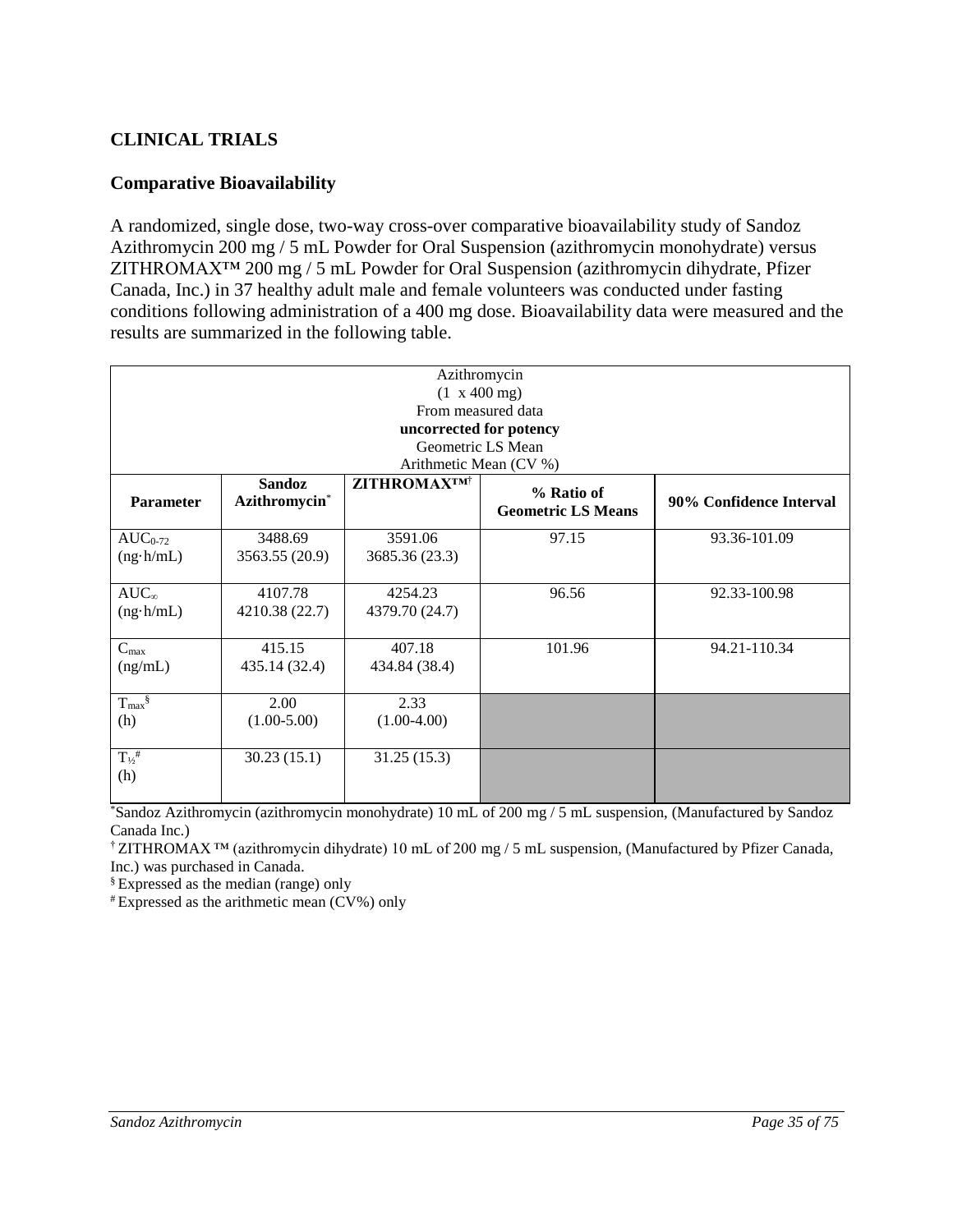## CLINICAL TRIALS

### Comparative Bioavailability

A randomized, single dose, two-way cross-over comparative bioavailability study of Sandoz Azithromycin 200 mg / 5 mL Powder for Oral Suspension (azithromycin monohydrate) versus ZITHROMAX™ 200 mg / 5 mL Powder for Oral Suspension (azithromycin dihydrate, Pfizer Canada, Inc.) in 37 healthy adult male and female volunteers was conducted under fasting conditions following administration of a 400 mg dose. Bioavailability data were measured and the results are summarized in the following table.

| Azithromycin<br>(1 x 400 mg)<br>From measured data<br>**uncorrected for potency**<br>Geometric LS Mean<br>Arithmetic Mean (CV %) | | | | |
|---|---|---|---|---|
| **Parameter** | **Sandoz Azithromycin*** | **ZITHROMAX™†** | **% Ratio of Geometric LS Means** | **90% Confidence Interval** |
| $AUC_{0-72}$ (ng·h/mL) | 3488.69<br>3563.55 (20.9) | 3591.06<br>3685.36 (23.3) | 97.15 | 93.36-101.09 |
| $AUC_{\infty}$ (ng·h/mL) | 4107.78<br>4210.38 (22.7) | 4254.23<br>4379.70 (24.7) | 96.56 | 92.33-100.98 |
| $C_{max}$ (ng/mL) | 415.15<br>435.14 (32.4) | 407.18<br>434.84 (38.4) | 101.96 | 94.21-110.34 |
| $T_{max}$[§] (h) | 2.00<br>(1.00-5.00) | 2.33<br>(1.00-4.00) | | |
| $T_{½}$[#] (h) | 30.23 (15.1) | 31.25 (15.3) | | |

*Sandoz Azithromycin (azithromycin monohydrate) 10 mL of 200 mg / 5 mL suspension, (Manufactured by Sandoz Canada Inc.)

† ZITHROMAX ™ (azithromycin dihydrate) 10 mL of 200 mg / 5 mL suspension, (Manufactured by Pfizer Canada, Inc.) was purchased in Canada.

§ Expressed as the median (range) only

# Expressed as the arithmetic mean (CV%) only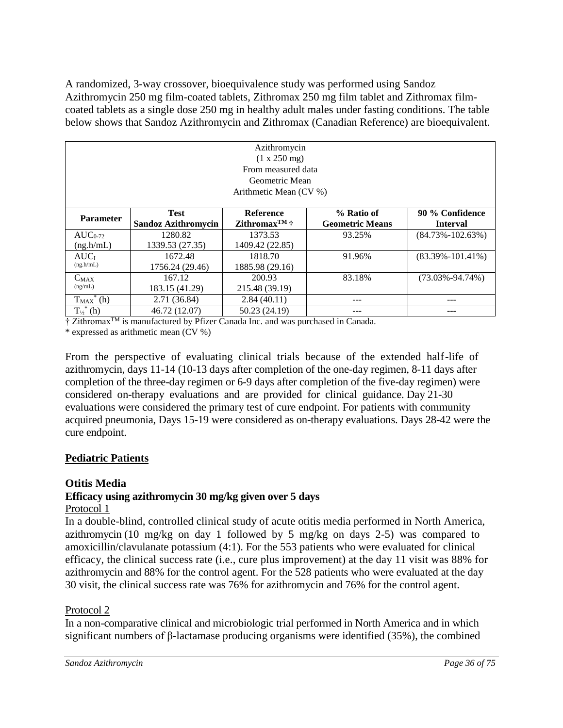A randomized, 3-way crossover, bioequivalence study was performed using Sandoz Azithromycin 250 mg film-coated tablets, Zithromax 250 mg film tablet and Zithromax film-coated tablets as a single dose 250 mg in healthy adult males under fasting conditions. The table below shows that Sandoz Azithromycin and Zithromax (Canadian Reference) are bioequivalent.

| Azithromycin<br>(1 x 250 mg)<br>From measured data<br>Geometric Mean<br>Arithmetic Mean (CV %) | | | | |
|---|---|---|---|---|
| **Parameter** | **Test**<br>**Sandoz Azithromycin** | **Reference**<br>**Zithromax™ †** | **% Ratio of Geometric Means** | **90 % Confidence Interval** |
| $AUC_{0-72}$ (ng.h/mL) | 1280.82<br>1339.53 (27.35) | 1373.53<br>1409.42 (22.85) | 93.25% | (84.73%-102.63%) |
| $AUC_I$ (ng.h/mL) | 1672.48<br>1756.24 (29.46) | 1818.70<br>1885.98 (29.16) | 91.96% | (83.39%-101.41%) |
| $C_{MAX}$ (ng/mL) | 167.12<br>183.15 (41.29) | 200.93<br>215.48 (39.19) | 83.18% | (73.03%-94.74%) |
| $T_{MAX}^*$ (h) | 2.71 (36.84) | 2.84 (40.11) | --- | --- |
| $T_{½}^*$ (h) | 46.72 (12.07) | 50.23 (24.19) | --- | --- |

† Zithromax™ is manufactured by Pfizer Canada Inc. and was purchased in Canada.

\* expressed as arithmetic mean (CV %)

From the perspective of evaluating clinical trials because of the extended half-life of azithromycin, days 11-14 (10-13 days after completion of the one-day regimen, 8-11 days after completion of the three-day regimen or 6-9 days after completion of the five-day regimen) were considered on-therapy evaluations and are provided for clinical guidance. Day 21-30 evaluations were considered the primary test of cure endpoint. For patients with community acquired pneumonia, Days 15-19 were considered as on-therapy evaluations. Days 28-42 were the cure endpoint.

## Pediatric Patients

### Otitis Media

**Efficacy using azithromycin 30 mg/kg given over 5 days**

Protocol 1

In a double-blind, controlled clinical study of acute otitis media performed in North America, azithromycin (10 mg/kg on day 1 followed by 5 mg/kg on days 2-5) was compared to amoxicillin/clavulanate potassium (4:1). For the 553 patients who were evaluated for clinical efficacy, the clinical success rate (i.e., cure plus improvement) at the day 11 visit was 88% for azithromycin and 88% for the control agent. For the 528 patients who were evaluated at the day 30 visit, the clinical success rate was 76% for azithromycin and 76% for the control agent.

Protocol 2

In a non-comparative clinical and microbiologic trial performed in North America and in which significant numbers of β-lactamase producing organisms were identified (35%), the combined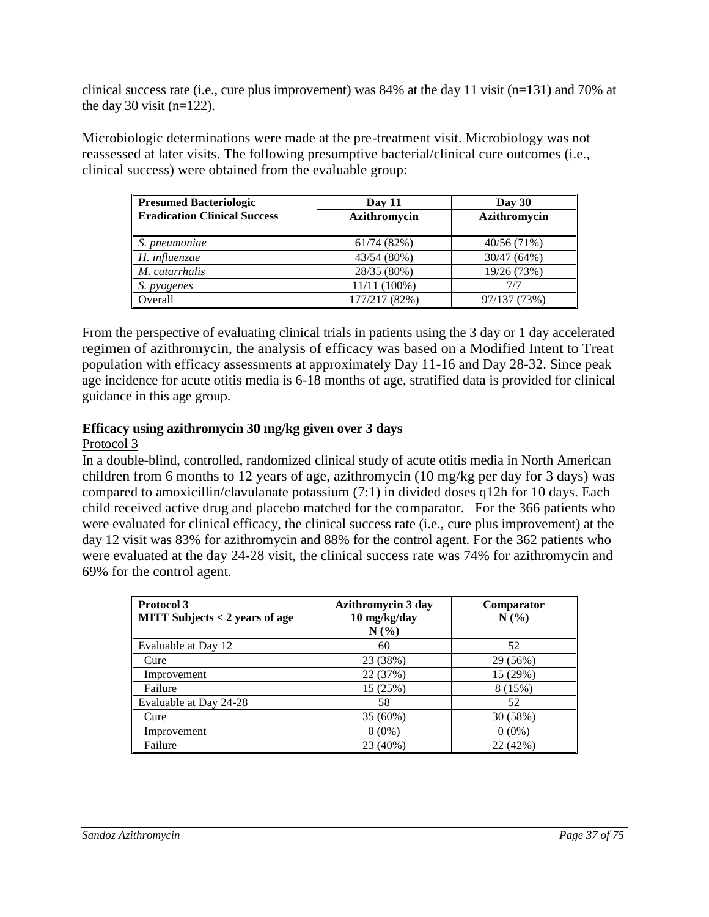clinical success rate (i.e., cure plus improvement) was 84% at the day 11 visit (n=131) and 70% at the day 30 visit (n=122).

Microbiologic determinations were made at the pre-treatment visit. Microbiology was not reassessed at later visits. The following presumptive bacterial/clinical cure outcomes (i.e., clinical success) were obtained from the evaluable group:

| Presumed Bacteriologic Eradication Clinical Success | Day 11 Azithromycin | Day 30 Azithromycin |
|---|---|---|
| *S. pneumoniae* | 61/74 (82%) | 40/56 (71%) |
| *H. influenzae* | 43/54 (80%) | 30/47 (64%) |
| *M. catarrhalis* | 28/35 (80%) | 19/26 (73%) |
| *S. pyogenes* | 11/11 (100%) | 7/7 |
| Overall | 177/217 (82%) | 97/137 (73%) |

From the perspective of evaluating clinical trials in patients using the 3 day or 1 day accelerated regimen of azithromycin, the analysis of efficacy was based on a Modified Intent to Treat population with efficacy assessments at approximately Day 11-16 and Day 28-32. Since peak age incidence for acute otitis media is 6-18 months of age, stratified data is provided for clinical guidance in this age group.

**Efficacy using azithromycin 30 mg/kg given over 3 days**

Protocol 3

In a double-blind, controlled, randomized clinical study of acute otitis media in North American children from 6 months to 12 years of age, azithromycin (10 mg/kg per day for 3 days) was compared to amoxicillin/clavulanate potassium (7:1) in divided doses q12h for 10 days. Each child received active drug and placebo matched for the comparator. For the 366 patients who were evaluated for clinical efficacy, the clinical success rate (i.e., cure plus improvement) at the day 12 visit was 83% for azithromycin and 88% for the control agent. For the 362 patients who were evaluated at the day 24-28 visit, the clinical success rate was 74% for azithromycin and 69% for the control agent.

| Protocol 3<br>MITT Subjects < 2 years of age | Azithromycin 3 day<br>10 mg/kg/day<br>N (%) | Comparator<br>N (%) |
|---|---|---|
| Evaluable at Day 12 | 60 | 52 |
| Cure | 23 (38%) | 29 (56%) |
| Improvement | 22 (37%) | 15 (29%) |
| Failure | 15 (25%) | 8 (15%) |
| Evaluable at Day 24-28 | 58 | 52 |
| Cure | 35 (60%) | 30 (58%) |
| Improvement | 0 (0%) | 0 (0%) |
| Failure | 23 (40%) | 22 (42%) |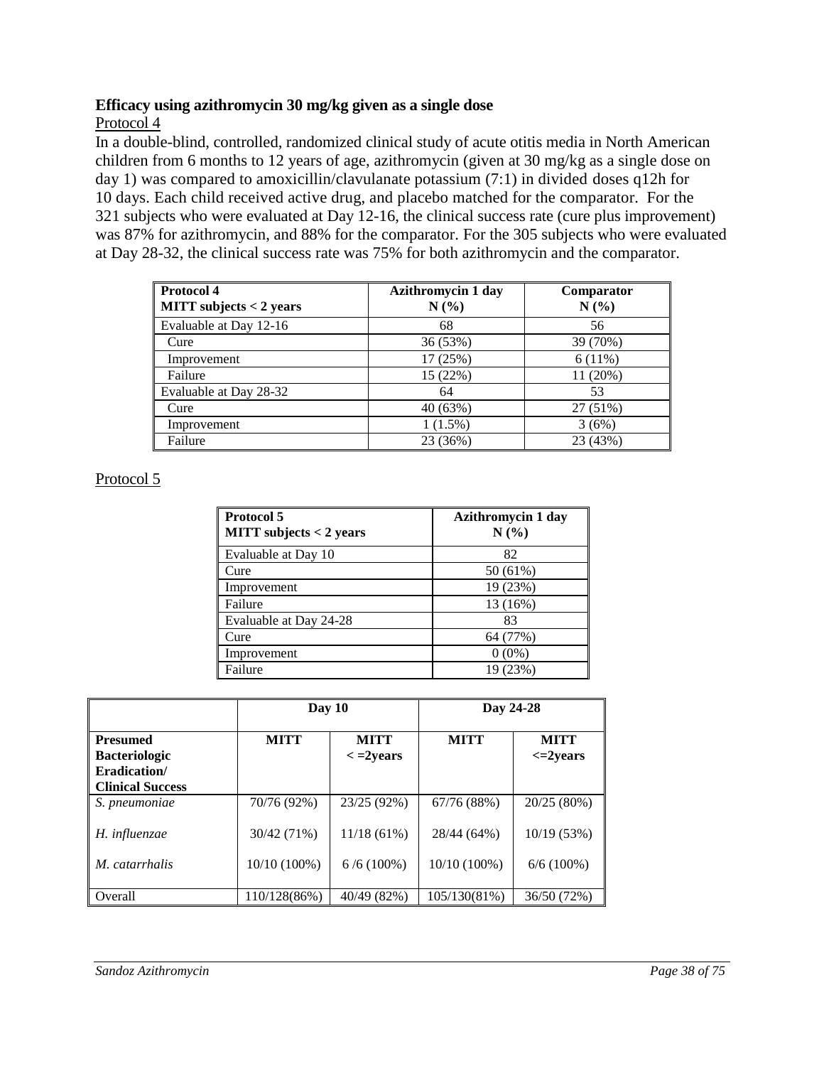**Efficacy using azithromycin 30 mg/kg given as a single dose**

Protocol 4

In a double-blind, controlled, randomized clinical study of acute otitis media in North American children from 6 months to 12 years of age, azithromycin (given at 30 mg/kg as a single dose on day 1) was compared to amoxicillin/clavulanate potassium (7:1) in divided doses q12h for 10 days. Each child received active drug, and placebo matched for the comparator. For the 321 subjects who were evaluated at Day 12-16, the clinical success rate (cure plus improvement) was 87% for azithromycin, and 88% for the comparator. For the 305 subjects who were evaluated at Day 28-32, the clinical success rate was 75% for both azithromycin and the comparator.

| **Protocol 4**<br>**MITT subjects < 2 years** | **Azithromycin 1 day**<br>**N (%)** | **Comparator**<br>**N (%)** |
|---|---|---|
| Evaluable at Day 12-16 | 68 | 56 |
| Cure | 36 (53%) | 39 (70%) |
| Improvement | 17 (25%) | 6 (11%) |
| Failure | 15 (22%) | 11 (20%) |
| Evaluable at Day 28-32 | 64 | 53 |
| Cure | 40 (63%) | 27 (51%) |
| Improvement | 1 (1.5%) | 3 (6%) |
| Failure | 23 (36%) | 23 (43%) |

Protocol 5

| **Protocol 5**<br>**MITT subjects < 2 years** | **Azithromycin 1 day**<br>**N (%)** |
|---|---|
| Evaluable at Day 10 | 82 |
| Cure | 50 (61%) |
| Improvement | 19 (23%) |
| Failure | 13 (16%) |
| Evaluable at Day 24-28 | 83 |
| Cure | 64 (77%) |
| Improvement | 0 (0%) |
| Failure | 19 (23%) |

| | **Day 10** | | **Day 24-28** | |
|---|---|---|---|---|
| **Presumed Bacteriologic Eradication/ Clinical Success** | **MITT** | **MITT < =2years** | **MITT** | **MITT <=2years** |
| *S. pneumoniae* | 70/76 (92%) | 23/25 (92%) | 67/76 (88%) | 20/25 (80%) |
| *H. influenzae* | 30/42 (71%) | 11/18 (61%) | 28/44 (64%) | 10/19 (53%) |
| *M. catarrhalis* | 10/10 (100%) | 6 /6 (100%) | 10/10 (100%) | 6/6 (100%) |
| Overall | 110/128(86%) | 40/49 (82%) | 105/130(81%) | 36/50 (72%) |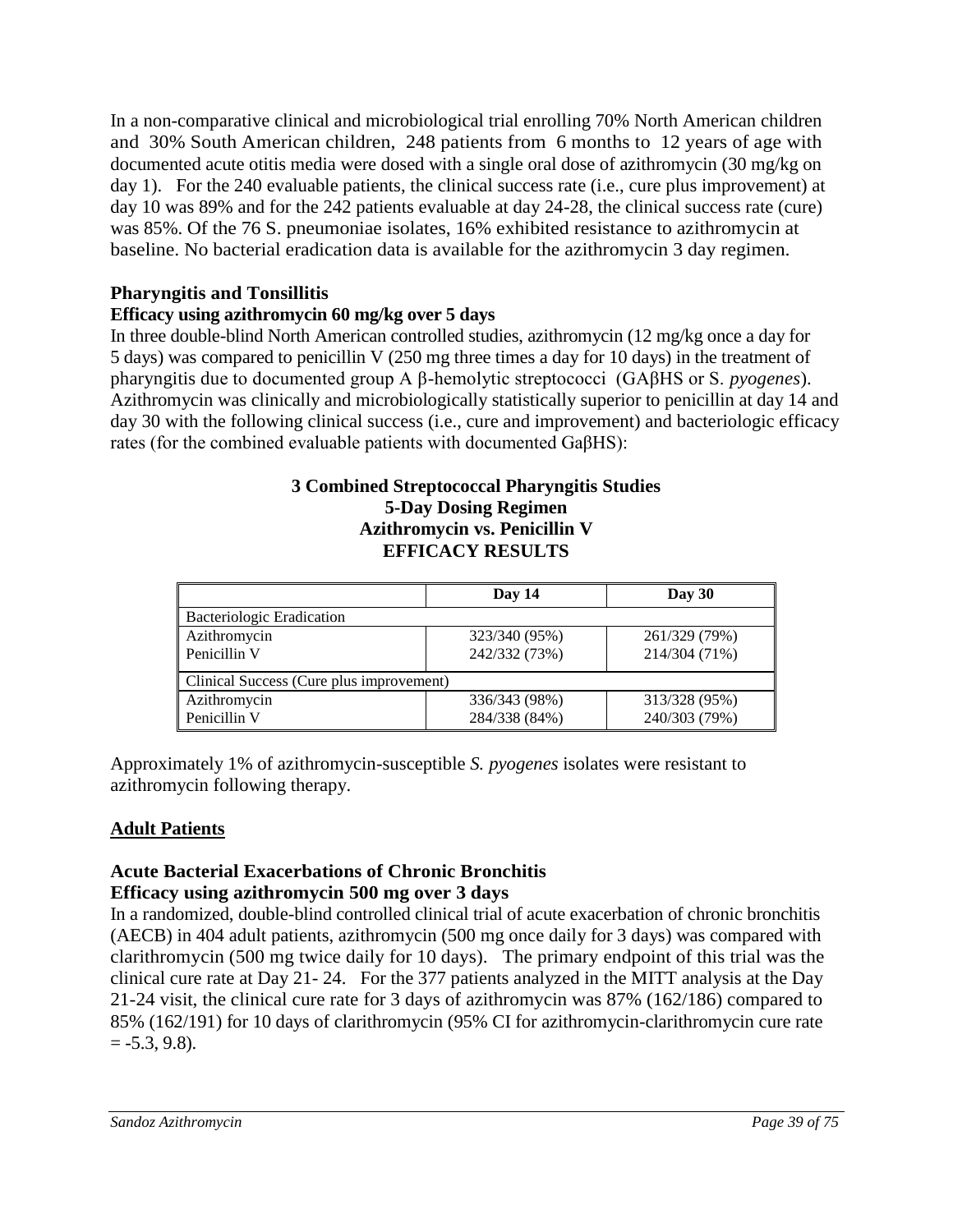In a non-comparative clinical and microbiological trial enrolling 70% North American children and 30% South American children, 248 patients from 6 months to 12 years of age with documented acute otitis media were dosed with a single oral dose of azithromycin (30 mg/kg on day 1). For the 240 evaluable patients, the clinical success rate (i.e., cure plus improvement) at day 10 was 89% and for the 242 patients evaluable at day 24-28, the clinical success rate (cure) was 85%. Of the 76 S. pneumoniae isolates, 16% exhibited resistance to azithromycin at baseline. No bacterial eradication data is available for the azithromycin 3 day regimen.

**Pharyngitis and Tonsillitis**

**Efficacy using azithromycin 60 mg/kg over 5 days**

In three double-blind North American controlled studies, azithromycin (12 mg/kg once a day for 5 days) was compared to penicillin V (250 mg three times a day for 10 days) in the treatment of pharyngitis due to documented group A β-hemolytic streptococci (GAβHS or S. *pyogenes*). Azithromycin was clinically and microbiologically statistically superior to penicillin at day 14 and day 30 with the following clinical success (i.e., cure and improvement) and bacteriologic efficacy rates (for the combined evaluable patients with documented GaβHS):

**3 Combined Streptococcal Pharyngitis Studies**
**5-Day Dosing Regimen**
**Azithromycin vs. Penicillin V**
**EFFICACY RESULTS**

| | Day 14 | Day 30 |
|---|---|---|
| Bacteriologic Eradication | | |
| Azithromycin | 323/340 (95%) | 261/329 (79%) |
| Penicillin V | 242/332 (73%) | 214/304 (71%) |
| Clinical Success (Cure plus improvement) | | |
| Azithromycin | 336/343 (98%) | 313/328 (95%) |
| Penicillin V | 284/338 (84%) | 240/303 (79%) |

Approximately 1% of azithromycin-susceptible *S. pyogenes* isolates were resistant to azithromycin following therapy.

## Adult Patients

**Acute Bacterial Exacerbations of Chronic Bronchitis**

**Efficacy using azithromycin 500 mg over 3 days**

In a randomized, double-blind controlled clinical trial of acute exacerbation of chronic bronchitis (AECB) in 404 adult patients, azithromycin (500 mg once daily for 3 days) was compared with clarithromycin (500 mg twice daily for 10 days). The primary endpoint of this trial was the clinical cure rate at Day 21- 24. For the 377 patients analyzed in the MITT analysis at the Day 21-24 visit, the clinical cure rate for 3 days of azithromycin was 87% (162/186) compared to 85% (162/191) for 10 days of clarithromycin (95% CI for azithromycin-clarithromycin cure rate = -5.3, 9.8).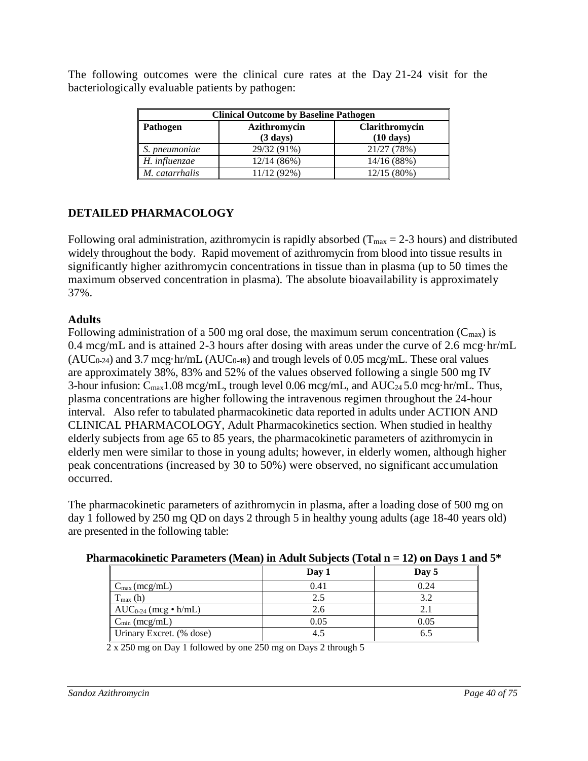The following outcomes were the clinical cure rates at the Day 21-24 visit for the bacteriologically evaluable patients by pathogen:

| Clinical Outcome by Baseline Pathogen | | |
|---|---|---|
| **Pathogen** | **Azithromycin (3 days)** | **Clarithromycin (10 days)** |
| *S. pneumoniae* | 29/32 (91%) | 21/27 (78%) |
| *H. influenzae* | 12/14 (86%) | 14/16 (88%) |
| *M. catarrhalis* | 11/12 (92%) | 12/15 (80%) |

## DETAILED PHARMACOLOGY

Following oral administration, azithromycin is rapidly absorbed ($T_{max}$ = 2-3 hours) and distributed widely throughout the body. Rapid movement of azithromycin from blood into tissue results in significantly higher azithromycin concentrations in tissue than in plasma (up to 50 times the maximum observed concentration in plasma). The absolute bioavailability is approximately 37%.

### Adults

Following administration of a 500 mg oral dose, the maximum serum concentration ($C_{max}$) is 0.4 mcg/mL and is attained 2-3 hours after dosing with areas under the curve of 2.6 mcg·hr/mL ($AUC_{0-24}$) and 3.7 mcg·hr/mL ($AUC_{0-48}$) and trough levels of 0.05 mcg/mL. These oral values are approximately 38%, 83% and 52% of the values observed following a single 500 mg IV 3-hour infusion: $C_{max}$1.08 mcg/mL, trough level 0.06 mcg/mL, and $AUC_{24}$ 5.0 mcg·hr/mL. Thus, plasma concentrations are higher following the intravenous regimen throughout the 24-hour interval. Also refer to tabulated pharmacokinetic data reported in adults under ACTION AND CLINICAL PHARMACOLOGY, Adult Pharmacokinetics section. When studied in healthy elderly subjects from age 65 to 85 years, the pharmacokinetic parameters of azithromycin in elderly men were similar to those in young adults; however, in elderly women, although higher peak concentrations (increased by 30 to 50%) were observed, no significant accumulation occurred.

The pharmacokinetic parameters of azithromycin in plasma, after a loading dose of 500 mg on day 1 followed by 250 mg QD on days 2 through 5 in healthy young adults (age 18-40 years old) are presented in the following table:

**Pharmacokinetic Parameters (Mean) in Adult Subjects (Total n = 12) on Days 1 and 5***

| | Day 1 | Day 5 |
|---|---|---|
| $C_{max}$ (mcg/mL) | 0.41 | 0.24 |
| $T_{max}$ (h) | 2.5 | 3.2 |
| $AUC_{0-24}$ (mcg • h/mL) | 2.6 | 2.1 |
| $C_{min}$ (mcg/mL) | 0.05 | 0.05 |
| Urinary Excret. (% dose) | 4.5 | 6.5 |

2 x 250 mg on Day 1 followed by one 250 mg on Days 2 through 5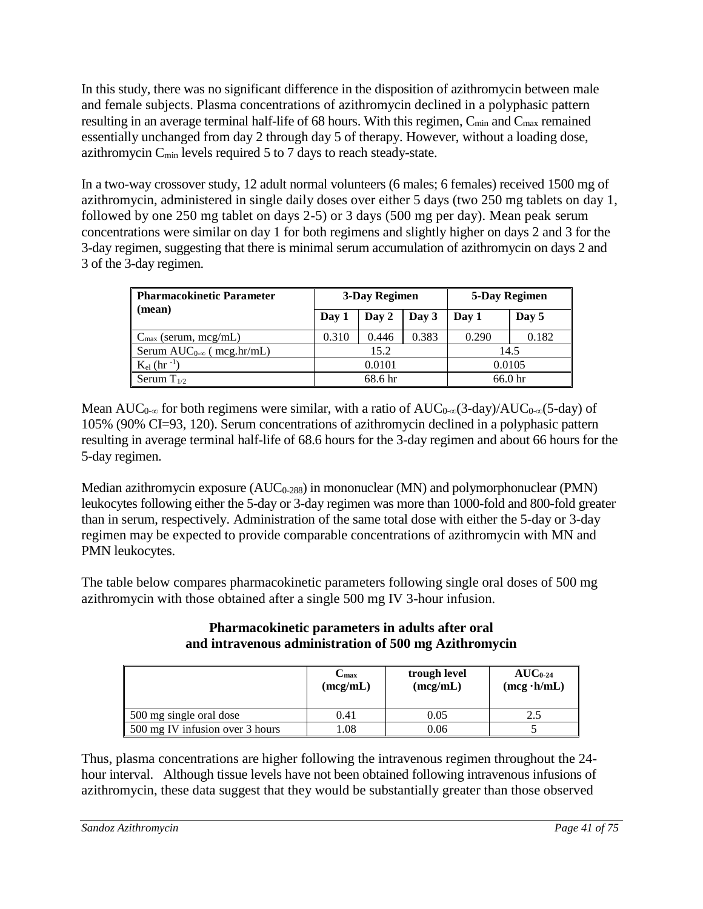In this study, there was no significant difference in the disposition of azithromycin between male and female subjects. Plasma concentrations of azithromycin declined in a polyphasic pattern resulting in an average terminal half-life of 68 hours. With this regimen, $C_{min}$ and $C_{max}$ remained essentially unchanged from day 2 through day 5 of therapy. However, without a loading dose, azithromycin $C_{min}$ levels required 5 to 7 days to reach steady-state.

In a two-way crossover study, 12 adult normal volunteers (6 males; 6 females) received 1500 mg of azithromycin, administered in single daily doses over either 5 days (two 250 mg tablets on day 1, followed by one 250 mg tablet on days 2-5) or 3 days (500 mg per day). Mean peak serum concentrations were similar on day 1 for both regimens and slightly higher on days 2 and 3 for the 3-day regimen, suggesting that there is minimal serum accumulation of azithromycin on days 2 and 3 of the 3-day regimen.

| **Pharmacokinetic Parameter (mean)** | **3-Day Regimen** | | | **5-Day Regimen** | |
|---|---|---|---|---|---|
| | **Day 1** | **Day 2** | **Day 3** | **Day 1** | **Day 5** |
| $C_{max}$ (serum, mcg/mL) | 0.310 | 0.446 | 0.383 | 0.290 | 0.182 |
| Serum $AUC_{0-\infty}$ ( mcg.hr/mL) | 15.2 | | | 14.5 | |
| $K_{el}$ ($hr^{-1}$) | 0.0101 | | | 0.0105 | |
| Serum $T_{1/2}$ | 68.6 hr | | | 66.0 hr | |

Mean $AUC_{0-\infty}$ for both regimens were similar, with a ratio of $AUC_{0-\infty}$(3-day)/$AUC_{0-\infty}$(5-day) of 105% (90% CI=93, 120). Serum concentrations of azithromycin declined in a polyphasic pattern resulting in average terminal half-life of 68.6 hours for the 3-day regimen and about 66 hours for the 5-day regimen.

Median azithromycin exposure ($AUC_{0-288}$) in mononuclear (MN) and polymorphonuclear (PMN) leukocytes following either the 5-day or 3-day regimen was more than 1000-fold and 800-fold greater than in serum, respectively. Administration of the same total dose with either the 5-day or 3-day regimen may be expected to provide comparable concentrations of azithromycin with MN and PMN leukocytes.

The table below compares pharmacokinetic parameters following single oral doses of 500 mg azithromycin with those obtained after a single 500 mg IV 3-hour infusion.

**Pharmacokinetic parameters in adults after oral and intravenous administration of 500 mg Azithromycin**

| | **$C_{max}$ (mcg/mL)** | **trough level (mcg/mL)** | **$AUC_{0-24}$ (mcg ·h/mL)** |
|---|---|---|---|
| 500 mg single oral dose | 0.41 | 0.05 | 2.5 |
| 500 mg IV infusion over 3 hours | 1.08 | 0.06 | 5 |

Thus, plasma concentrations are higher following the intravenous regimen throughout the 24-hour interval. Although tissue levels have not been obtained following intravenous infusions of azithromycin, these data suggest that they would be substantially greater than those observed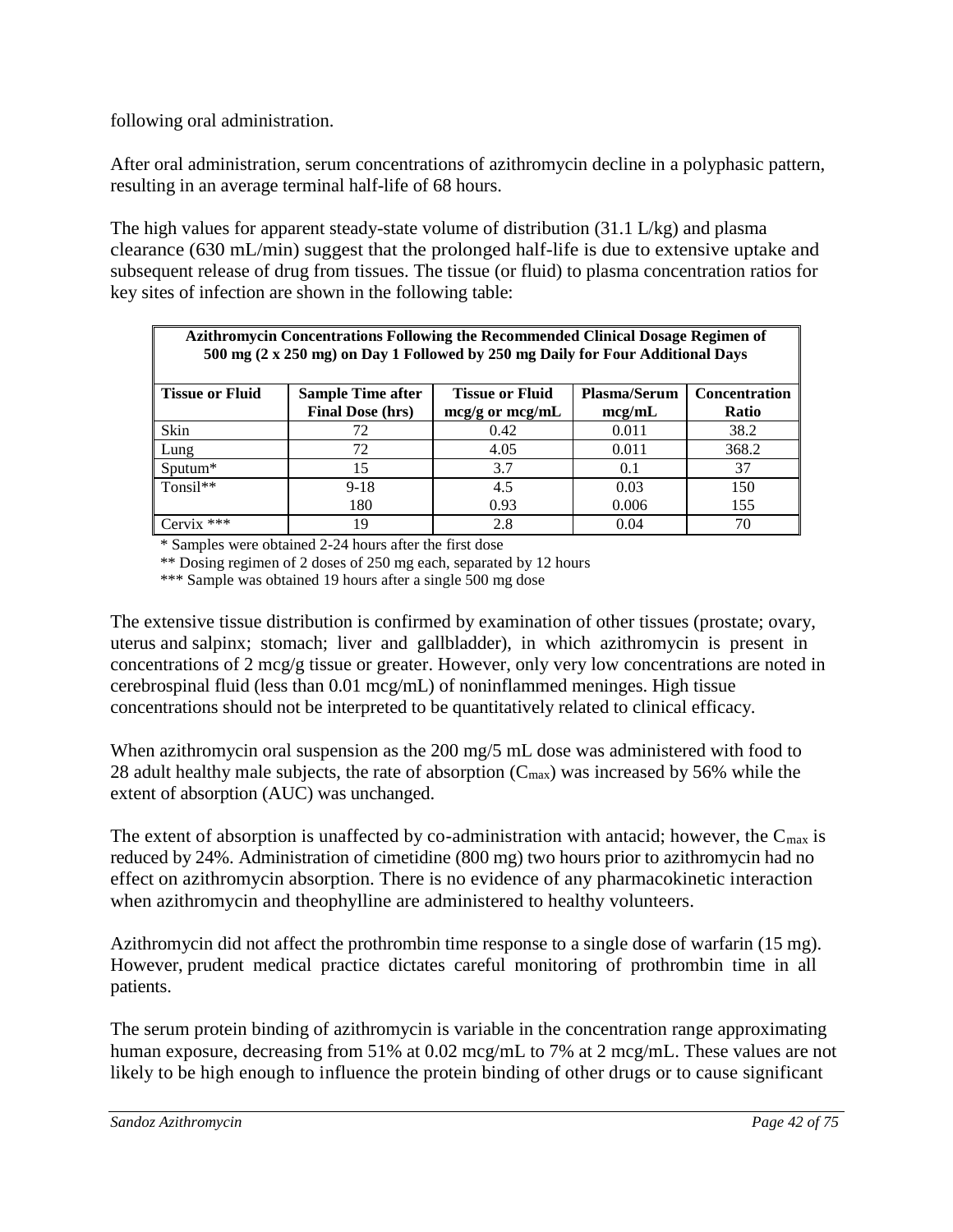following oral administration.

After oral administration, serum concentrations of azithromycin decline in a polyphasic pattern, resulting in an average terminal half-life of 68 hours.

The high values for apparent steady-state volume of distribution (31.1 L/kg) and plasma clearance (630 mL/min) suggest that the prolonged half-life is due to extensive uptake and subsequent release of drug from tissues. The tissue (or fluid) to plasma concentration ratios for key sites of infection are shown in the following table:

| **Azithromycin Concentrations Following the Recommended Clinical Dosage Regimen of 500 mg (2 x 250 mg) on Day 1 Followed by 250 mg Daily for Four Additional Days** | | | | |
|---|---|---|---|---|
| **Tissue or Fluid** | **Sample Time after Final Dose (hrs)** | **Tissue or Fluid mcg/g or mcg/mL** | **Plasma/Serum mcg/mL** | **Concentration Ratio** |
| Skin | 72 | 0.42 | 0.011 | 38.2 |
| Lung | 72 | 4.05 | 0.011 | 368.2 |
| Sputum* | 15 | 3.7 | 0.1 | 37 |
| Tonsil** | 9-18 | 4.5 | 0.03 | 150 |
| | 180 | 0.93 | 0.006 | 155 |
| Cervix *** | 19 | 2.8 | 0.04 | 70 |

\* Samples were obtained 2-24 hours after the first dose

** Dosing regimen of 2 doses of 250 mg each, separated by 12 hours

*** Sample was obtained 19 hours after a single 500 mg dose

The extensive tissue distribution is confirmed by examination of other tissues (prostate; ovary, uterus and salpinx; stomach; liver and gallbladder), in which azithromycin is present in concentrations of 2 mcg/g tissue or greater. However, only very low concentrations are noted in cerebrospinal fluid (less than 0.01 mcg/mL) of noninflammed meninges. High tissue concentrations should not be interpreted to be quantitatively related to clinical efficacy.

When azithromycin oral suspension as the 200 mg/5 mL dose was administered with food to 28 adult healthy male subjects, the rate of absorption ($C_{max}$) was increased by 56% while the extent of absorption (AUC) was unchanged.

The extent of absorption is unaffected by co-administration with antacid; however, the $C_{max}$ is reduced by 24%. Administration of cimetidine (800 mg) two hours prior to azithromycin had no effect on azithromycin absorption. There is no evidence of any pharmacokinetic interaction when azithromycin and theophylline are administered to healthy volunteers.

Azithromycin did not affect the prothrombin time response to a single dose of warfarin (15 mg). However, prudent medical practice dictates careful monitoring of prothrombin time in all patients.

The serum protein binding of azithromycin is variable in the concentration range approximating human exposure, decreasing from 51% at 0.02 mcg/mL to 7% at 2 mcg/mL. These values are not likely to be high enough to influence the protein binding of other drugs or to cause significant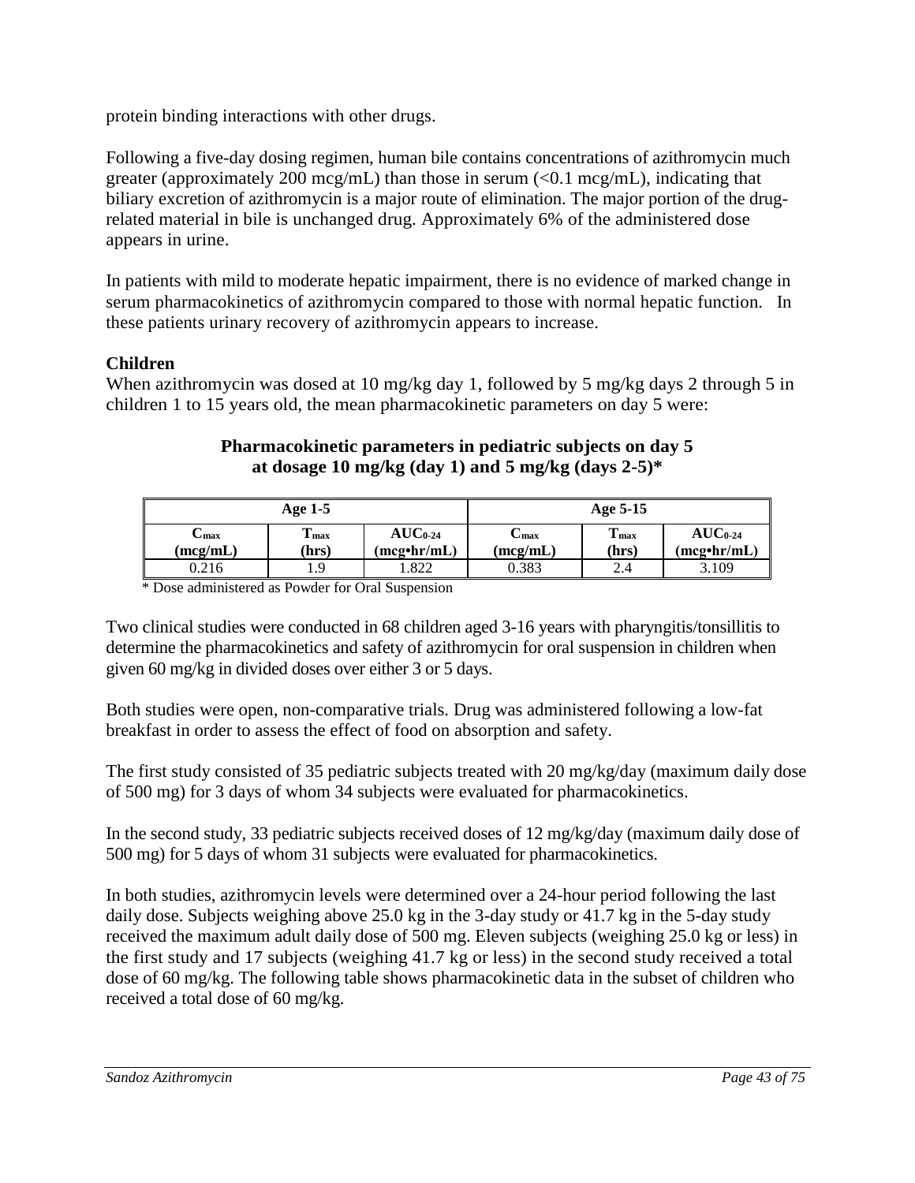protein binding interactions with other drugs.

Following a five-day dosing regimen, human bile contains concentrations of azithromycin much greater (approximately 200 mcg/mL) than those in serum (<0.1 mcg/mL), indicating that biliary excretion of azithromycin is a major route of elimination. The major portion of the drug-related material in bile is unchanged drug. Approximately 6% of the administered dose appears in urine.

In patients with mild to moderate hepatic impairment, there is no evidence of marked change in serum pharmacokinetics of azithromycin compared to those with normal hepatic function. In these patients urinary recovery of azithromycin appears to increase.

**Children**

When azithromycin was dosed at 10 mg/kg day 1, followed by 5 mg/kg days 2 through 5 in children 1 to 15 years old, the mean pharmacokinetic parameters on day 5 were:

**Pharmacokinetic parameters in pediatric subjects on day 5 at dosage 10 mg/kg (day 1) and 5 mg/kg (days 2-5)***

| Age 1-5 | | | Age 5-15 | | |
|---|---|---|---|---|---|
| $C_{max}$ (mcg/mL) | $T_{max}$ (hrs) | $AUC_{0-24}$ (mcg•hr/mL) | $C_{max}$ (mcg/mL) | $T_{max}$ (hrs) | $AUC_{0-24}$ (mcg•hr/mL) |
| 0.216 | 1.9 | 1.822 | 0.383 | 2.4 | 3.109 |

\* Dose administered as Powder for Oral Suspension

Two clinical studies were conducted in 68 children aged 3-16 years with pharyngitis/tonsillitis to determine the pharmacokinetics and safety of azithromycin for oral suspension in children when given 60 mg/kg in divided doses over either 3 or 5 days.

Both studies were open, non-comparative trials. Drug was administered following a low-fat breakfast in order to assess the effect of food on absorption and safety.

The first study consisted of 35 pediatric subjects treated with 20 mg/kg/day (maximum daily dose of 500 mg) for 3 days of whom 34 subjects were evaluated for pharmacokinetics.

In the second study, 33 pediatric subjects received doses of 12 mg/kg/day (maximum daily dose of 500 mg) for 5 days of whom 31 subjects were evaluated for pharmacokinetics.

In both studies, azithromycin levels were determined over a 24-hour period following the last daily dose. Subjects weighing above 25.0 kg in the 3-day study or 41.7 kg in the 5-day study received the maximum adult daily dose of 500 mg. Eleven subjects (weighing 25.0 kg or less) in the first study and 17 subjects (weighing 41.7 kg or less) in the second study received a total dose of 60 mg/kg. The following table shows pharmacokinetic data in the subset of children who received a total dose of 60 mg/kg.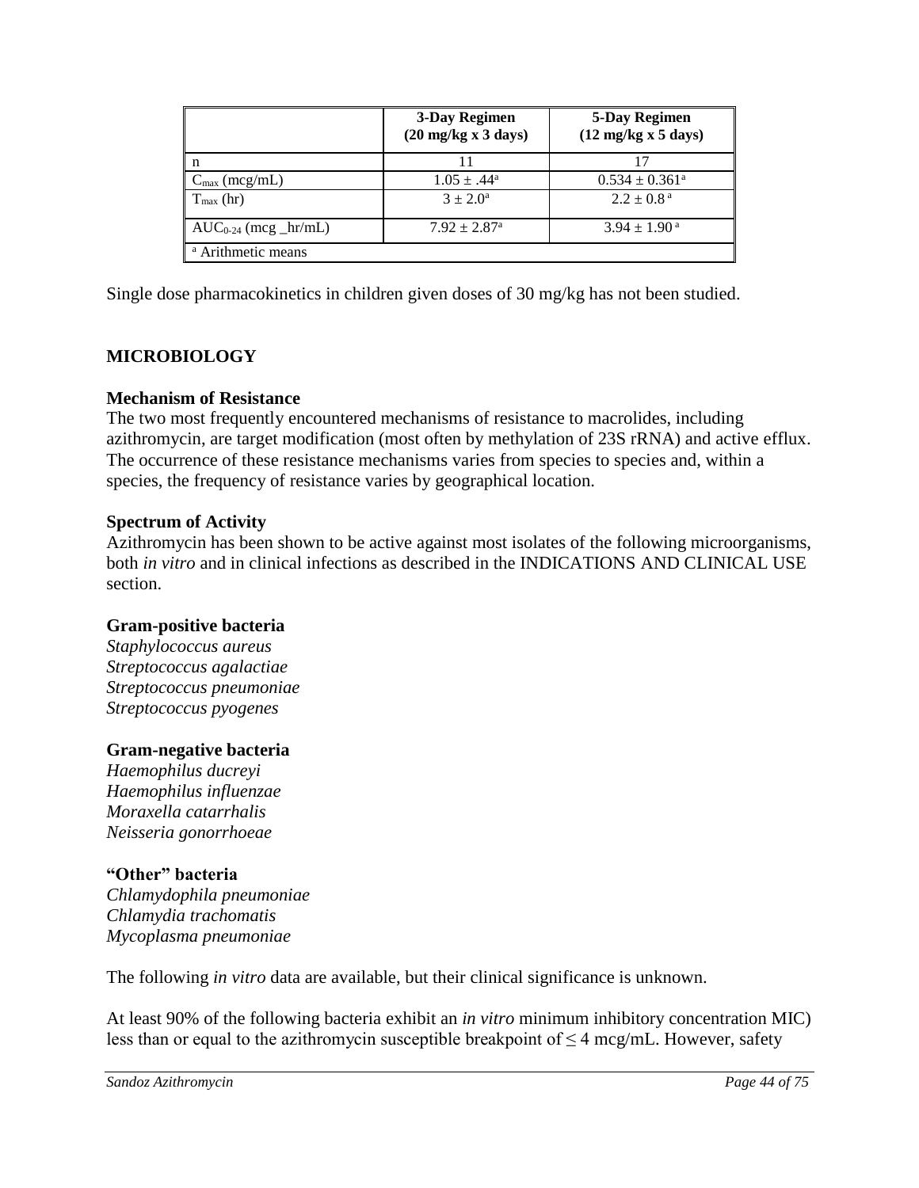| | 3-Day Regimen (20 mg/kg x 3 days) | 5-Day Regimen (12 mg/kg x 5 days) |
|---|---|---|
| n | 11 | 17 |
| $C_{max}$ (mcg/mL) | 1.05 ± .44[a] | 0.534 ± 0.361[a] |
| $T_{max}$ (hr) | 3 ± 2.0[a] | 2.2 ± 0.8[a] |
| $AUC_{0-24}$ (mcg _hr/mL) | 7.92 ± 2.87[a] | 3.94 ± 1.90[a] |
| [a] Arithmetic means | | |

Single dose pharmacokinetics in children given doses of 30 mg/kg has not been studied.

## MICROBIOLOGY

### Mechanism of Resistance

The two most frequently encountered mechanisms of resistance to macrolides, including azithromycin, are target modification (most often by methylation of 23S rRNA) and active efflux. The occurrence of these resistance mechanisms varies from species to species and, within a species, the frequency of resistance varies by geographical location.

### Spectrum of Activity

Azithromycin has been shown to be active against most isolates of the following microorganisms, both *in vitro* and in clinical infections as described in the INDICATIONS AND CLINICAL USE section.

**Gram-positive bacteria**

*Staphylococcus aureus*
*Streptococcus agalactiae*
*Streptococcus pneumoniae*
*Streptococcus pyogenes*

**Gram-negative bacteria**

*Haemophilus ducreyi*
*Haemophilus influenzae*
*Moraxella catarrhalis*
*Neisseria gonorrhoeae*

**"Other" bacteria**

*Chlamydophila pneumoniae*
*Chlamydia trachomatis*
*Mycoplasma pneumoniae*

The following *in vitro* data are available, but their clinical significance is unknown.

At least 90% of the following bacteria exhibit an *in vitro* minimum inhibitory concentration MIC) less than or equal to the azithromycin susceptible breakpoint of ≤ 4 mcg/mL. However, safety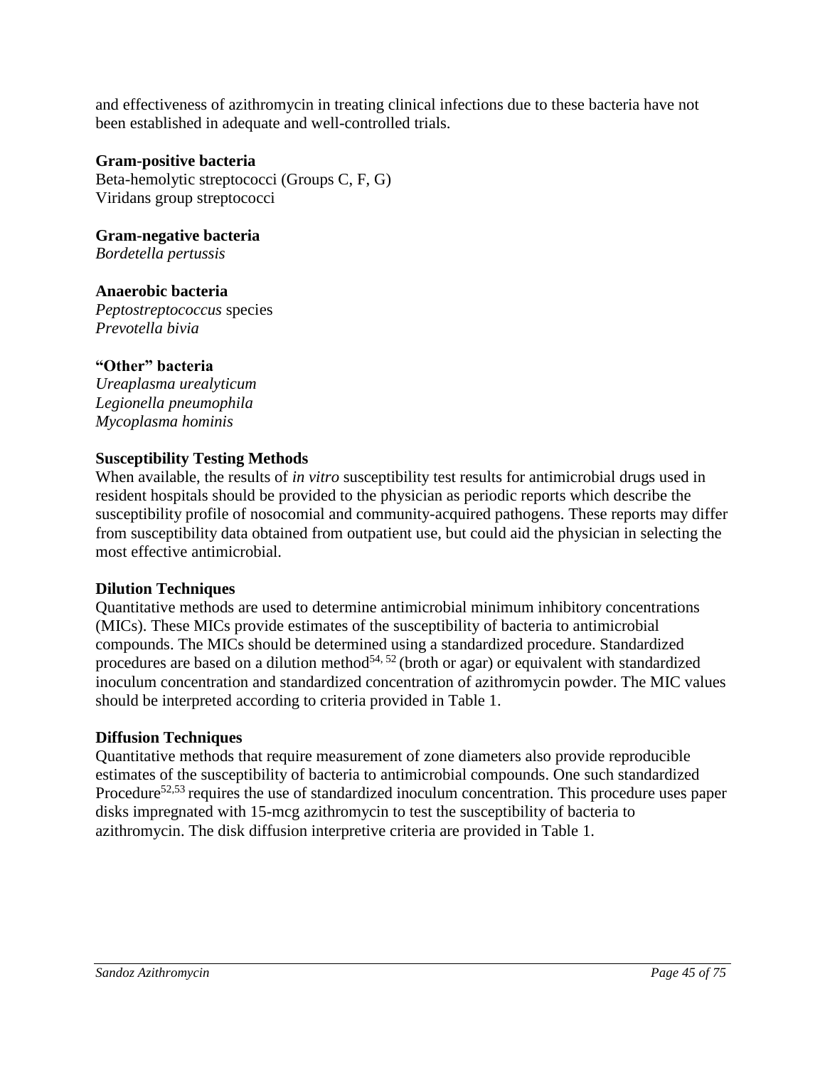and effectiveness of azithromycin in treating clinical infections due to these bacteria have not been established in adequate and well-controlled trials.

**Gram-positive bacteria**
Beta-hemolytic streptococci (Groups C, F, G)
Viridans group streptococci

**Gram-negative bacteria**
*Bordetella pertussis*

**Anaerobic bacteria**
*Peptostreptococcus* species
*Prevotella bivia*

**"Other" bacteria**
*Ureaplasma urealyticum*
*Legionella pneumophila*
*Mycoplasma hominis*

**Susceptibility Testing Methods**
When available, the results of *in vitro* susceptibility test results for antimicrobial drugs used in resident hospitals should be provided to the physician as periodic reports which describe the susceptibility profile of nosocomial and community-acquired pathogens. These reports may differ from susceptibility data obtained from outpatient use, but could aid the physician in selecting the most effective antimicrobial.

**Dilution Techniques**
Quantitative methods are used to determine antimicrobial minimum inhibitory concentrations (MICs). These MICs provide estimates of the susceptibility of bacteria to antimicrobial compounds. The MICs should be determined using a standardized procedure. Standardized procedures are based on a dilution method[54, 52] (broth or agar) or equivalent with standardized inoculum concentration and standardized concentration of azithromycin powder. The MIC values should be interpreted according to criteria provided in Table 1.

**Diffusion Techniques**
Quantitative methods that require measurement of zone diameters also provide reproducible estimates of the susceptibility of bacteria to antimicrobial compounds. One such standardized Procedure[52,53] requires the use of standardized inoculum concentration. This procedure uses paper disks impregnated with 15-mcg azithromycin to test the susceptibility of bacteria to azithromycin. The disk diffusion interpretive criteria are provided in Table 1.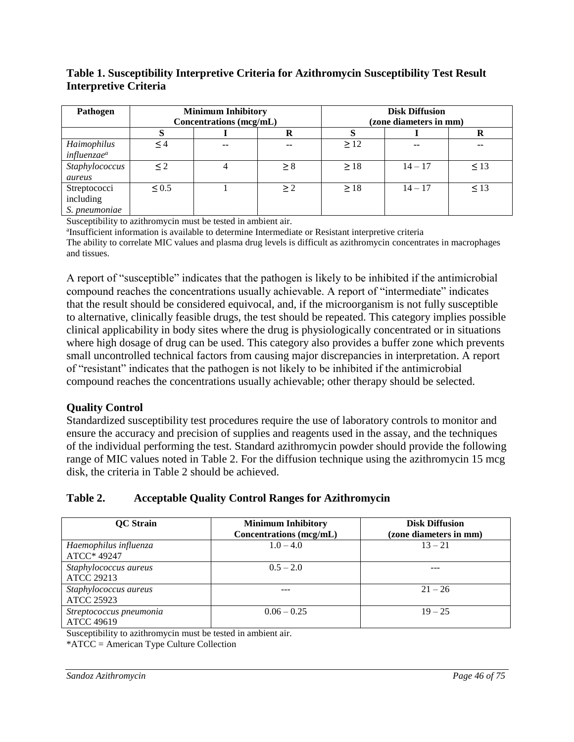**Table 1. Susceptibility Interpretive Criteria for Azithromycin Susceptibility Test Result Interpretive Criteria**

| Pathogen | Minimum Inhibitory Concentrations (mcg/mL) | | | Disk Diffusion (zone diameters in mm) | | |
|---|---|---|---|---|---|---|
| | S | I | R | S | I | R |
| *Haimophilus influenzae*[a] | ≤ 4 | -- | -- | ≥ 12 | -- | -- |
| *Staphylococcus aureus* | ≤ 2 | 4 | ≥ 8 | ≥ 18 | 14 – 17 | ≤ 13 |
| Streptococci including *S. pneumoniae* | ≤ 0.5 | 1 | ≥ 2 | ≥ 18 | 14 – 17 | ≤ 13 |

Susceptibility to azithromycin must be tested in ambient air.

[a]Insufficient information is available to determine Intermediate or Resistant interpretive criteria

The ability to correlate MIC values and plasma drug levels is difficult as azithromycin concentrates in macrophages and tissues.

A report of "susceptible" indicates that the pathogen is likely to be inhibited if the antimicrobial compound reaches the concentrations usually achievable. A report of "intermediate" indicates that the result should be considered equivocal, and, if the microorganism is not fully susceptible to alternative, clinically feasible drugs, the test should be repeated. This category implies possible clinical applicability in body sites where the drug is physiologically concentrated or in situations where high dosage of drug can be used. This category also provides a buffer zone which prevents small uncontrolled technical factors from causing major discrepancies in interpretation. A report of "resistant" indicates that the pathogen is not likely to be inhibited if the antimicrobial compound reaches the concentrations usually achievable; other therapy should be selected.

### Quality Control

Standardized susceptibility test procedures require the use of laboratory controls to monitor and ensure the accuracy and precision of supplies and reagents used in the assay, and the techniques of the individual performing the test. Standard azithromycin powder should provide the following range of MIC values noted in Table 2. For the diffusion technique using the azithromycin 15 mcg disk, the criteria in Table 2 should be achieved.

**Table 2. Acceptable Quality Control Ranges for Azithromycin**

| QC Strain | Minimum Inhibitory Concentrations (mcg/mL) | Disk Diffusion (zone diameters in mm) |
|---|---|---|
| *Haemophilus influenza* ATCC* 49247 | 1.0 – 4.0 | 13 – 21 |
| *Staphylococcus aureus* ATCC 29213 | 0.5 – 2.0 | --- |
| *Staphylococcus aureus* ATCC 25923 | --- | 21 – 26 |
| *Streptococcus pneumonia* ATCC 49619 | 0.06 – 0.25 | 19 – 25 |

Susceptibility to azithromycin must be tested in ambient air.

*ATCC = American Type Culture Collection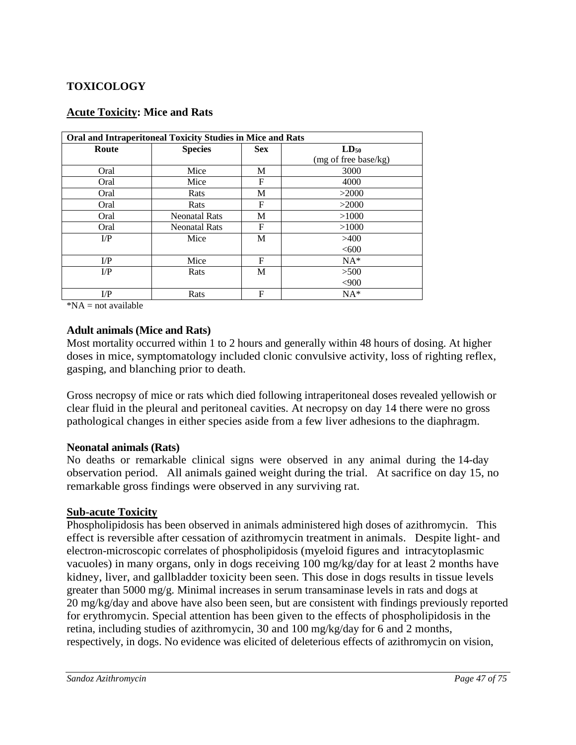## TOXICOLOGY

### Acute Toxicity: Mice and Rats

| Oral and Intraperitoneal Toxicity Studies in Mice and Rats | | | |
|---|---|---|---|
| **Route** | **Species** | **Sex** | **$LD_{50}$** (mg of free base/kg) |
| Oral | Mice | M | 3000 |
| Oral | Mice | F | 4000 |
| Oral | Rats | M | >2000 |
| Oral | Rats | F | >2000 |
| Oral | Neonatal Rats | M | >1000 |
| Oral | Neonatal Rats | F | >1000 |
| I/P | Mice | M | >400 <600 |
| I/P | Mice | F | NA* |
| I/P | Rats | M | >500 <900 |
| I/P | Rats | F | NA* |

*NA = not available

**Adult animals (Mice and Rats)**

Most mortality occurred within 1 to 2 hours and generally within 48 hours of dosing. At higher doses in mice, symptomatology included clonic convulsive activity, loss of righting reflex, gasping, and blanching prior to death.

Gross necropsy of mice or rats which died following intraperitoneal doses revealed yellowish or clear fluid in the pleural and peritoneal cavities. At necropsy on day 14 there were no gross pathological changes in either species aside from a few liver adhesions to the diaphragm.

**Neonatal animals (Rats)**

No deaths or remarkable clinical signs were observed in any animal during the 14-day observation period. All animals gained weight during the trial. At sacrifice on day 15, no remarkable gross findings were observed in any surviving rat.

### Sub-acute Toxicity

Phospholipidosis has been observed in animals administered high doses of azithromycin. This effect is reversible after cessation of azithromycin treatment in animals. Despite light- and electron-microscopic correlates of phospholipidosis (myeloid figures and intracytoplasmic vacuoles) in many organs, only in dogs receiving 100 mg/kg/day for at least 2 months have kidney, liver, and gallbladder toxicity been seen. This dose in dogs results in tissue levels greater than 5000 mg/g. Minimal increases in serum transaminase levels in rats and dogs at 20 mg/kg/day and above have also been seen, but are consistent with findings previously reported for erythromycin. Special attention has been given to the effects of phospholipidosis in the retina, including studies of azithromycin, 30 and 100 mg/kg/day for 6 and 2 months, respectively, in dogs. No evidence was elicited of deleterious effects of azithromycin on vision,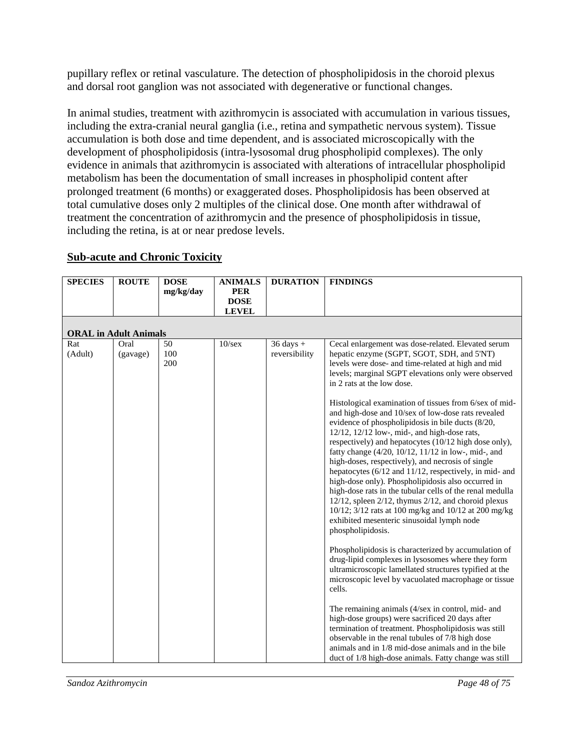pupillary reflex or retinal vasculature. The detection of phospholipidosis in the choroid plexus and dorsal root ganglion was not associated with degenerative or functional changes.

In animal studies, treatment with azithromycin is associated with accumulation in various tissues, including the extra-cranial neural ganglia (i.e., retina and sympathetic nervous system). Tissue accumulation is both dose and time dependent, and is associated microscopically with the development of phospholipidosis (intra-lysosomal drug phospholipid complexes). The only evidence in animals that azithromycin is associated with alterations of intracellular phospholipid metabolism has been the documentation of small increases in phospholipid content after prolonged treatment (6 months) or exaggerated doses. Phospholipidosis has been observed at total cumulative doses only 2 multiples of the clinical dose. One month after withdrawal of treatment the concentration of azithromycin and the presence of phospholipidosis in tissue, including the retina, is at or near predose levels.

## Sub-acute and Chronic Toxicity

| SPECIES | ROUTE | DOSE mg/kg/day | ANIMALS PER DOSE LEVEL | DURATION | FINDINGS |
|---|---|---|---|---|---|
| **ORAL in Adult Animals** | | | | | |
| Rat (Adult) | Oral (gavage) | 50<br>100<br>200 | 10/sex | 36 days + reversibility | Cecal enlargement was dose-related. Elevated serum hepatic enzyme (SGPT, SGOT, SDH, and 5'NT) levels were dose- and time-related at high and mid levels; marginal SGPT elevations only were observed in 2 rats at the low dose.<br><br>Histological examination of tissues from 6/sex of mid- and high-dose and 10/sex of low-dose rats revealed evidence of phospholipidosis in bile ducts (8/20, 12/12, 12/12 low-, mid-, and high-dose rats, respectively) and hepatocytes (10/12 high dose only), fatty change (4/20, 10/12, 11/12 in low-, mid-, and high-doses, respectively), and necrosis of single hepatocytes (6/12 and 11/12, respectively, in mid- and high-dose only). Phospholipidosis also occurred in high-dose rats in the tubular cells of the renal medulla 12/12, spleen 2/12, thymus 2/12, and choroid plexus 10/12; 3/12 rats at 100 mg/kg and 10/12 at 200 mg/kg exhibited mesenteric sinusoidal lymph node phospholipidosis.<br><br>Phospholipidosis is characterized by accumulation of drug-lipid complexes in lysosomes where they form ultramicroscopic lamellated structures typified at the microscopic level by vacuolated macrophage or tissue cells.<br><br>The remaining animals (4/sex in control, mid- and high-dose groups) were sacrificed 20 days after termination of treatment. Phospholipidosis was still observable in the renal tubules of 7/8 high dose animals and in 1/8 mid-dose animals and in the bile duct of 1/8 high-dose animals. Fatty change was still |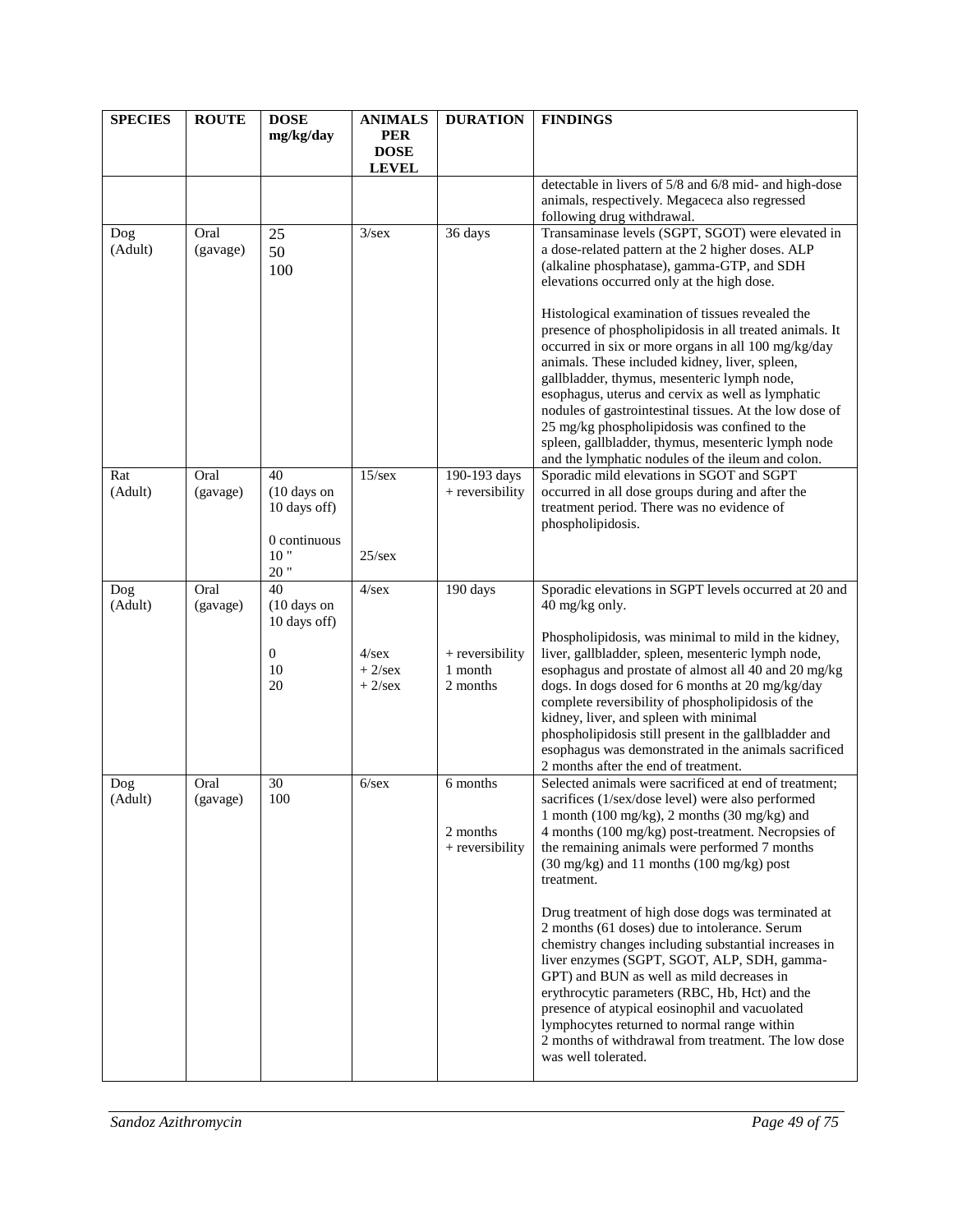| SPECIES | ROUTE | DOSE mg/kg/day | ANIMALS PER DOSE LEVEL | DURATION | FINDINGS |
|---|---|---|---|---|---|
| | | | | | detectable in livers of 5/8 and 6/8 mid- and high-dose animals, respectively. Megaceca also regressed following drug withdrawal. |
| Dog (Adult) | Oral (gavage) | 25<br>50<br>100 | 3/sex | 36 days | Transaminase levels (SGPT, SGOT) were elevated in a dose-related pattern at the 2 higher doses. ALP (alkaline phosphatase), gamma-GTP, and SDH elevations occurred only at the high dose.<br><br>Histological examination of tissues revealed the presence of phospholipidosis in all treated animals. It occurred in six or more organs in all 100 mg/kg/day animals. These included kidney, liver, spleen, gallbladder, thymus, mesenteric lymph node, esophagus, uterus and cervix as well as lymphatic nodules of gastrointestinal tissues. At the low dose of 25 mg/kg phospholipidosis was confined to the spleen, gallbladder, thymus, mesenteric lymph node and the lymphatic nodules of the ileum and colon. |
| Rat (Adult) | Oral (gavage) | 40 (10 days on 10 days off)<br><br>0 continuous<br>10 "<br>20 " | 15/sex<br><br><br><br>25/sex | 190-193 days + reversibility | Sporadic mild elevations in SGOT and SGPT occurred in all dose groups during and after the treatment period. There was no evidence of phospholipidosis. |
| Dog (Adult) | Oral (gavage) | 40 (10 days on 10 days off)<br><br>0<br>10<br>20 | 4/sex<br><br><br>4/sex<br>+ 2/sex<br>+ 2/sex | 190 days<br><br><br>+ reversibility<br>1 month<br>2 months | Sporadic elevations in SGPT levels occurred at 20 and 40 mg/kg only.<br><br>Phospholipidosis, was minimal to mild in the kidney, liver, gallbladder, spleen, mesenteric lymph node, esophagus and prostate of almost all 40 and 20 mg/kg dogs. In dogs dosed for 6 months at 20 mg/kg/day complete reversibility of phospholipidosis of the kidney, liver, and spleen with minimal phospholipidosis still present in the gallbladder and esophagus was demonstrated in the animals sacrificed 2 months after the end of treatment. |
| Dog (Adult) | Oral (gavage) | 30<br>100 | 6/sex | 6 months<br><br><br>2 months<br>+ reversibility | Selected animals were sacrificed at end of treatment; sacrifices (1/sex/dose level) were also performed 1 month (100 mg/kg), 2 months (30 mg/kg) and 4 months (100 mg/kg) post-treatment. Necropsies of the remaining animals were performed 7 months (30 mg/kg) and 11 months (100 mg/kg) post treatment.<br><br>Drug treatment of high dose dogs was terminated at 2 months (61 doses) due to intolerance. Serum chemistry changes including substantial increases in liver enzymes (SGPT, SGOT, ALP, SDH, gamma-GPT) and BUN as well as mild decreases in erythrocytic parameters (RBC, Hb, Hct) and the presence of atypical eosinophil and vacuolated lymphocytes returned to normal range within 2 months of withdrawal from treatment. The low dose was well tolerated. |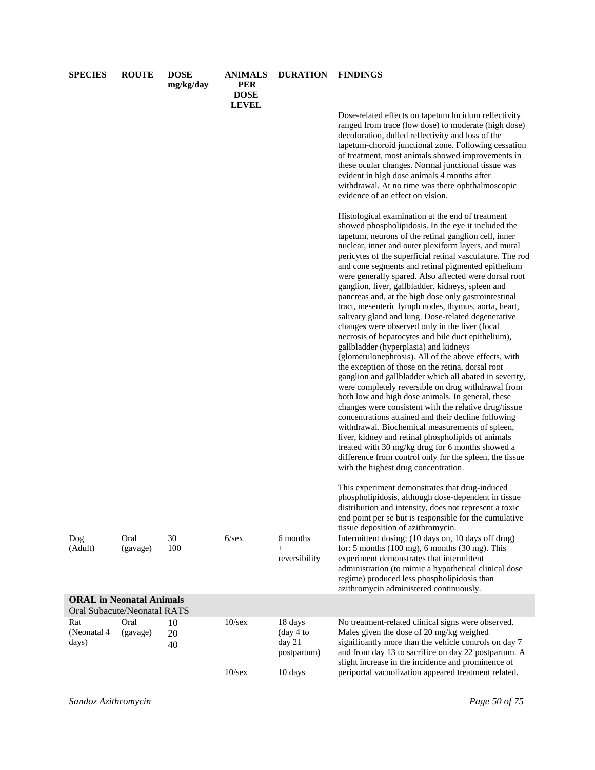| SPECIES | ROUTE | DOSE mg/kg/day | ANIMALS PER DOSE LEVEL | DURATION | FINDINGS |
|---|---|---|---|---|---|
| | | | | | Dose-related effects on tapetum lucidum reflectivity ranged from trace (low dose) to moderate (high dose) decoloration, dulled reflectivity and loss of the tapetum-choroid junctional zone. Following cessation of treatment, most animals showed improvements in these ocular changes. Normal junctional tissue was evident in high dose animals 4 months after withdrawal. At no time was there ophthalmoscopic evidence of an effect on vision.<br><br>Histological examination at the end of treatment showed phospholipidosis. In the eye it included the tapetum, neurons of the retinal ganglion cell, inner nuclear, inner and outer plexiform layers, and mural pericytes of the superficial retinal vasculature. The rod and cone segments and retinal pigmented epithelium were generally spared. Also affected were dorsal root ganglion, liver, gallbladder, kidneys, spleen and pancreas and, at the high dose only gastrointestinal tract, mesenteric lymph nodes, thymus, aorta, heart, salivary gland and lung. Dose-related degenerative changes were observed only in the liver (focal necrosis of hepatocytes and bile duct epithelium), gallbladder (hyperplasia) and kidneys (glomerulonephrosis). All of the above effects, with the exception of those on the retina, dorsal root ganglion and gallbladder which all abated in severity, were completely reversible on drug withdrawal from both low and high dose animals. In general, these changes were consistent with the relative drug/tissue concentrations attained and their decline following withdrawal. Biochemical measurements of spleen, liver, kidney and retinal phospholipids of animals treated with 30 mg/kg drug for 6 months showed a difference from control only for the spleen, the tissue with the highest drug concentration.<br><br>This experiment demonstrates that drug-induced phospholipidosis, although dose-dependent in tissue distribution and intensity, does not represent a toxic end point per se but is responsible for the cumulative tissue deposition of azithromycin. |
| Dog (Adult) | Oral (gavage) | 30<br>100 | 6/sex | 6 months + reversibility | Intermittent dosing: (10 days on, 10 days off drug) for: 5 months (100 mg), 6 months (30 mg). This experiment demonstrates that intermittent administration (to mimic a hypothetical clinical dose regime) produced less phospholipidosis than azithromycin administered continuously. |
| **ORAL in Neonatal Animals** | | | | | |
| Oral Subacute/Neonatal RATS | | | | | |
| Rat (Neonatal 4 days) | Oral (gavage) | 10<br>20<br>40 | 10/sex<br><br><br>10/sex | 18 days (day 4 to day 21 postpartum)<br><br>10 days | No treatment-related clinical signs were observed. Males given the dose of 20 mg/kg weighed significantly more than the vehicle controls on day 7 and from day 13 to sacrifice on day 22 postpartum. A slight increase in the incidence and prominence of periportal vacuolization appeared treatment related. |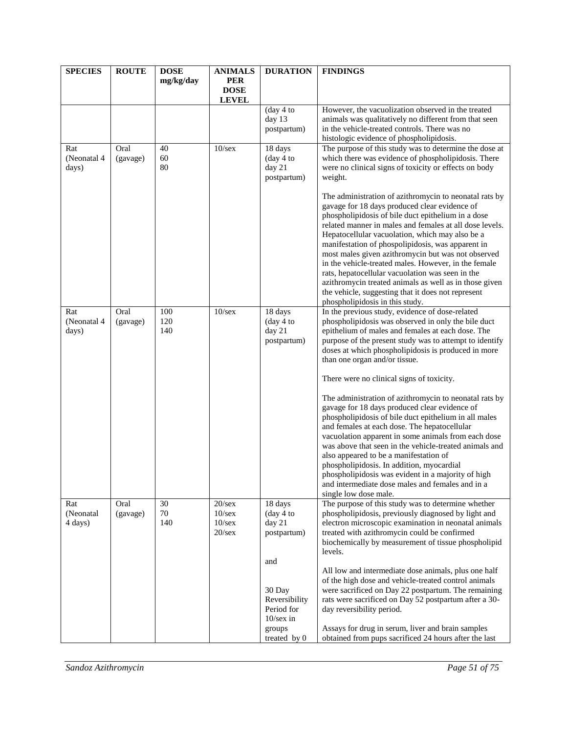| SPECIES | ROUTE | DOSE mg/kg/day | ANIMALS PER DOSE LEVEL | DURATION | FINDINGS |
|---|---|---|---|---|---|
| | | | | (day 4 to day 13 postpartum) | However, the vacuolization observed in the treated animals was qualitatively no different from that seen in the vehicle-treated controls. There was no histologic evidence of phospholipidosis. |
| Rat (Neonatal 4 days) | Oral (gavage) | 40<br>60<br>80 | 10/sex | 18 days (day 4 to day 21 postpartum) | The purpose of this study was to determine the dose at which there was evidence of phospholipidosis. There were no clinical signs of toxicity or effects on body weight.<br><br>The administration of azithromycin to neonatal rats by gavage for 18 days produced clear evidence of phospholipidosis of bile duct epithelium in a dose related manner in males and females at all dose levels. Hepatocellular vacuolation, which may also be a manifestation of phospolipidosis, was apparent in most males given azithromycin but was not observed in the vehicle-treated males. However, in the female rats, hepatocellular vacuolation was seen in the azithromycin treated animals as well as in those given the vehicle, suggesting that it does not represent phospholipidosis in this study. |
| Rat (Neonatal 4 days) | Oral (gavage) | 100<br>120<br>140 | 10/sex | 18 days (day 4 to day 21 postpartum) | In the previous study, evidence of dose-related phospholipidosis was observed in only the bile duct epithelium of males and females at each dose. The purpose of the present study was to attempt to identify doses at which phospholipidosis is produced in more than one organ and/or tissue.<br><br>There were no clinical signs of toxicity.<br><br>The administration of azithromycin to neonatal rats by gavage for 18 days produced clear evidence of phospholipidosis of bile duct epithelium in all males and females at each dose. The hepatocellular vacuolation apparent in some animals from each dose was above that seen in the vehicle-treated animals and also appeared to be a manifestation of phospholipidosis. In addition, myocardial phospholipidosis was evident in a majority of high and intermediate dose males and females and in a single low dose male. |
| Rat (Neonatal 4 days) | Oral (gavage) | 30<br>70<br>140 | 20/sex<br>10/sex<br>10/sex<br>20/sex | 18 days (day 4 to day 21 postpartum)<br><br>and<br><br>30 Day Reversibility Period for 10/sex in groups treated by 0 | The purpose of this study was to determine whether phospholipidosis, previously diagnosed by light and electron microscopic examination in neonatal animals treated with azithromycin could be confirmed biochemically by measurement of tissue phospholipid levels.<br><br>All low and intermediate dose animals, plus one half of the high dose and vehicle-treated control animals were sacrificed on Day 22 postpartum. The remaining rats were sacrificed on Day 52 postpartum after a 30-day reversibility period.<br><br>Assays for drug in serum, liver and brain samples obtained from pups sacrificed 24 hours after the last |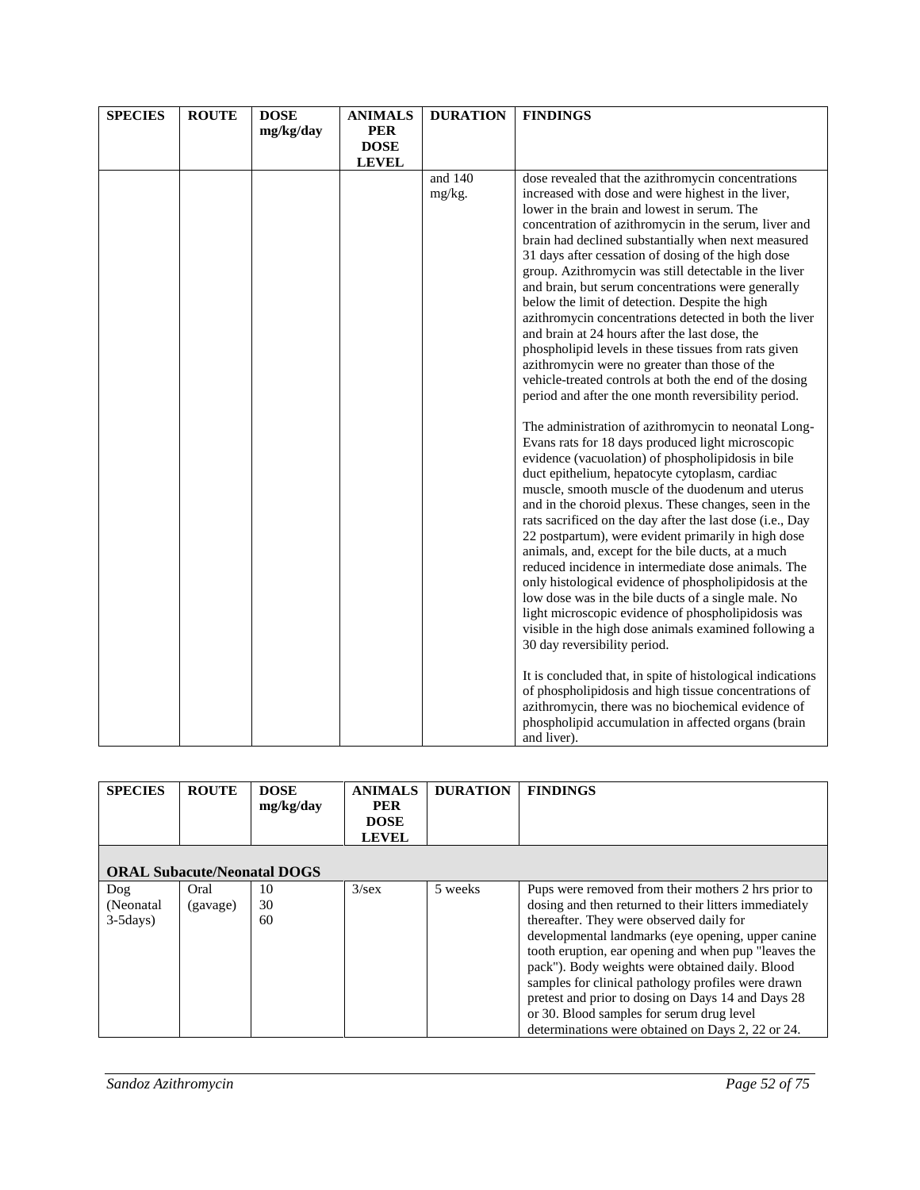| SPECIES | ROUTE | DOSE mg/kg/day | ANIMALS PER DOSE LEVEL | DURATION | FINDINGS |
|---|---|---|---|---|---|
| | | | | and 140 mg/kg. | dose revealed that the azithromycin concentrations increased with dose and were highest in the liver, lower in the brain and lowest in serum. The concentration of azithromycin in the serum, liver and brain had declined substantially when next measured 31 days after cessation of dosing of the high dose group. Azithromycin was still detectable in the liver and brain, but serum concentrations were generally below the limit of detection. Despite the high azithromycin concentrations detected in both the liver and brain at 24 hours after the last dose, the phospholipid levels in these tissues from rats given azithromycin were no greater than those of the vehicle-treated controls at both the end of the dosing period and after the one month reversibility period.<br><br>The administration of azithromycin to neonatal Long-Evans rats for 18 days produced light microscopic evidence (vacuolation) of phospholipidosis in bile duct epithelium, hepatocyte cytoplasm, cardiac muscle, smooth muscle of the duodenum and uterus and in the choroid plexus. These changes, seen in the rats sacrificed on the day after the last dose (i.e., Day 22 postpartum), were evident primarily in high dose animals, and, except for the bile ducts, at a much reduced incidence in intermediate dose animals. The only histological evidence of phospholipidosis at the low dose was in the bile ducts of a single male. No light microscopic evidence of phospholipidosis was visible in the high dose animals examined following a 30 day reversibility period.<br><br>It is concluded that, in spite of histological indications of phospholipidosis and high tissue concentrations of azithromycin, there was no biochemical evidence of phospholipid accumulation in affected organs (brain and liver). |

| SPECIES | ROUTE | DOSE mg/kg/day | ANIMALS PER DOSE LEVEL | DURATION | FINDINGS |
|---|---|---|---|---|---|
| **ORAL Subacute/Neonatal DOGS** | | | | | |
| Dog (Neonatal 3-5days) | Oral (gavage) | 10<br>30<br>60 | 3/sex | 5 weeks | Pups were removed from their mothers 2 hrs prior to dosing and then returned to their litters immediately thereafter. They were observed daily for developmental landmarks (eye opening, upper canine tooth eruption, ear opening and when pup "leaves the pack"). Body weights were obtained daily. Blood samples for clinical pathology profiles were drawn pretest and prior to dosing on Days 14 and Days 28 or 30. Blood samples for serum drug level determinations were obtained on Days 2, 22 or 24. |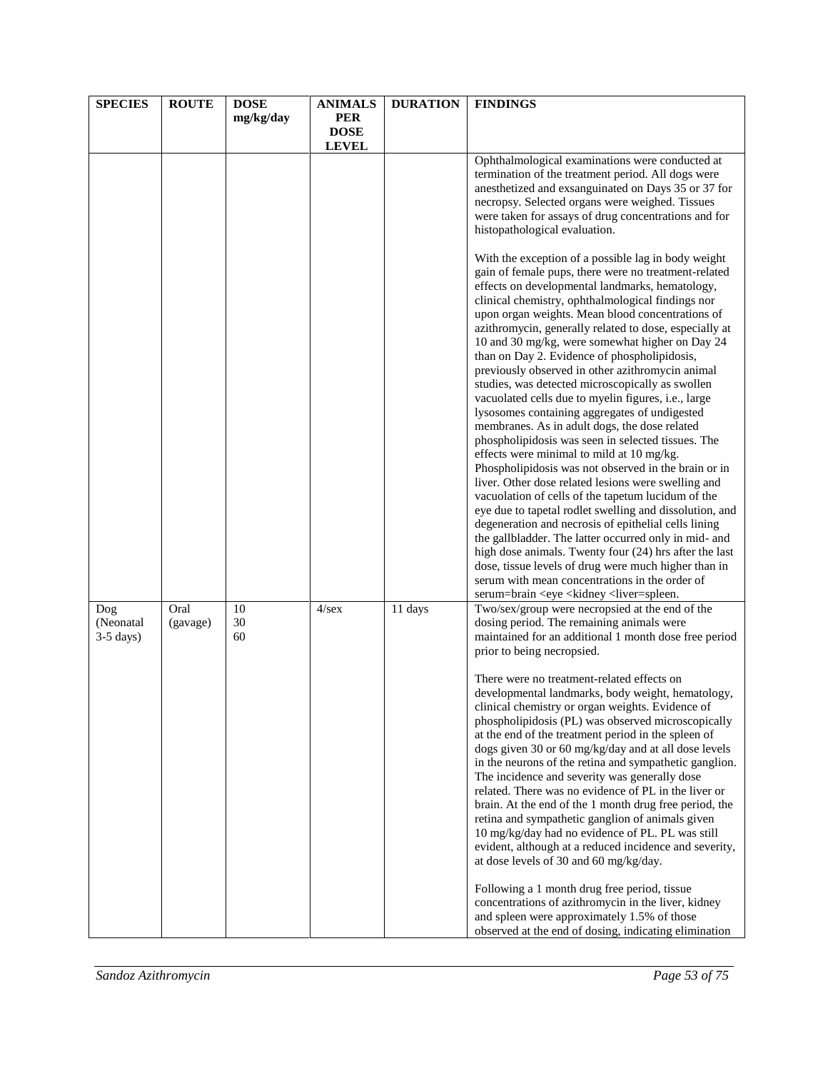| SPECIES | ROUTE | DOSE mg/kg/day | ANIMALS PER DOSE LEVEL | DURATION | FINDINGS |
|---|---|---|---|---|---|
| | | | | | Ophthalmological examinations were conducted at termination of the treatment period. All dogs were anesthetized and exsanguinated on Days 35 or 37 for necropsy. Selected organs were weighed. Tissues were taken for assays of drug concentrations and for histopathological evaluation.<br><br>With the exception of a possible lag in body weight gain of female pups, there were no treatment-related effects on developmental landmarks, hematology, clinical chemistry, ophthalmological findings nor upon organ weights. Mean blood concentrations of azithromycin, generally related to dose, especially at 10 and 30 mg/kg, were somewhat higher on Day 24 than on Day 2. Evidence of phospholipidosis, previously observed in other azithromycin animal studies, was detected microscopically as swollen vacuolated cells due to myelin figures, i.e., large lysosomes containing aggregates of undigested membranes. As in adult dogs, the dose related phospholipidosis was seen in selected tissues. The effects were minimal to mild at 10 mg/kg. Phospholipidosis was not observed in the brain or in liver. Other dose related lesions were swelling and vacuolation of cells of the tapetum lucidum of the eye due to tapetal rodlet swelling and dissolution, and degeneration and necrosis of epithelial cells lining the gallbladder. The latter occurred only in mid- and high dose animals. Twenty four (24) hrs after the last dose, tissue levels of drug were much higher than in serum with mean concentrations in the order of serum=brain <eye <kidney <liver=spleen. |
| Dog (Neonatal 3-5 days) | Oral (gavage) | 10<br>30<br>60 | 4/sex | 11 days | Two/sex/group were necropsied at the end of the dosing period. The remaining animals were maintained for an additional 1 month dose free period prior to being necropsied.<br><br>There were no treatment-related effects on developmental landmarks, body weight, hematology, clinical chemistry or organ weights. Evidence of phospholipidosis (PL) was observed microscopically at the end of the treatment period in the spleen of dogs given 30 or 60 mg/kg/day and at all dose levels in the neurons of the retina and sympathetic ganglion. The incidence and severity was generally dose related. There was no evidence of PL in the liver or brain. At the end of the 1 month drug free period, the retina and sympathetic ganglion of animals given 10 mg/kg/day had no evidence of PL. PL was still evident, although at a reduced incidence and severity, at dose levels of 30 and 60 mg/kg/day.<br><br>Following a 1 month drug free period, tissue concentrations of azithromycin in the liver, kidney and spleen were approximately 1.5% of those observed at the end of dosing, indicating elimination |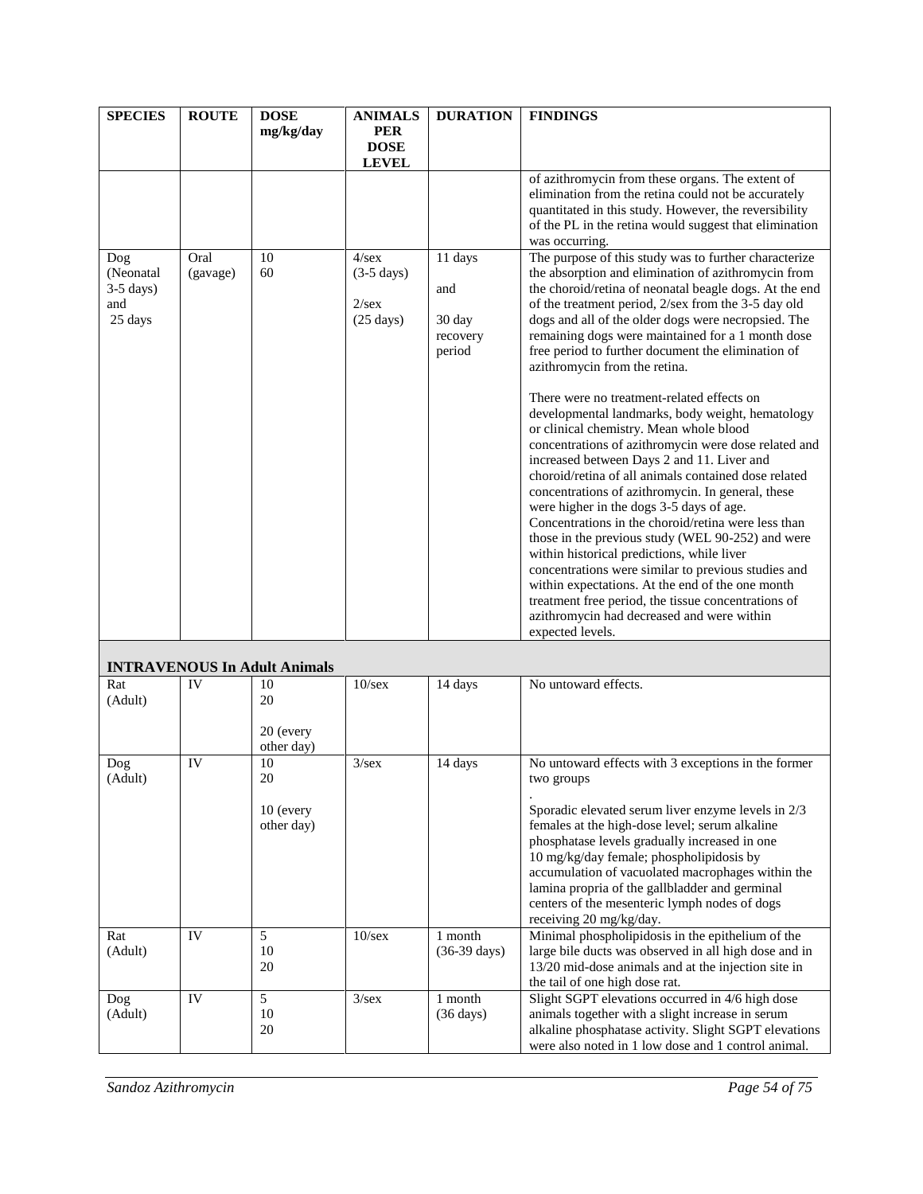| SPECIES | ROUTE | DOSE mg/kg/day | ANIMALS PER DOSE LEVEL | DURATION | FINDINGS |
|---|---|---|---|---|---|
| | | | | | of azithromycin from these organs. The extent of elimination from the retina could not be accurately quantitated in this study. However, the reversibility of the PL in the retina would suggest that elimination was occurring. |
| Dog (Neonatal 3-5 days) and 25 days | Oral (gavage) | 10<br>60 | 4/sex (3-5 days)<br><br>2/sex (25 days) | 11 days<br><br>and<br><br>30 day recovery period | The purpose of this study was to further characterize the absorption and elimination of azithromycin from the choroid/retina of neonatal beagle dogs. At the end of the treatment period, 2/sex from the 3-5 day old dogs and all of the older dogs were necropsied. The remaining dogs were maintained for a 1 month dose free period to further document the elimination of azithromycin from the retina.<br><br>There were no treatment-related effects on developmental landmarks, body weight, hematology or clinical chemistry. Mean whole blood concentrations of azithromycin were dose related and increased between Days 2 and 11. Liver and choroid/retina of all animals contained dose related concentrations of azithromycin. In general, these were higher in the dogs 3-5 days of age. Concentrations in the choroid/retina were less than those in the previous study (WEL 90-252) and were within historical predictions, while liver concentrations were similar to previous studies and within expectations. At the end of the one month treatment free period, the tissue concentrations of azithromycin had decreased and were within expected levels. |
| **INTRAVENOUS In Adult Animals** | | | | | |
| Rat (Adult) | IV | 10<br>20<br><br>20 (every other day) | 10/sex | 14 days | No untoward effects. |
| Dog (Adult) | IV | 10<br>20<br><br>10 (every other day) | 3/sex | 14 days | No untoward effects with 3 exceptions in the former two groups<br>.<br>Sporadic elevated serum liver enzyme levels in 2/3 females at the high-dose level; serum alkaline phosphatase levels gradually increased in one 10 mg/kg/day female; phospholipidosis by accumulation of vacuolated macrophages within the lamina propria of the gallbladder and germinal centers of the mesenteric lymph nodes of dogs receiving 20 mg/kg/day. |
| Rat (Adult) | IV | 5<br>10<br>20 | 10/sex | 1 month (36-39 days) | Minimal phospholipidosis in the epithelium of the large bile ducts was observed in all high dose and in 13/20 mid-dose animals and at the injection site in the tail of one high dose rat. |
| Dog (Adult) | IV | 5<br>10<br>20 | 3/sex | 1 month (36 days) | Slight SGPT elevations occurred in 4/6 high dose animals together with a slight increase in serum alkaline phosphatase activity. Slight SGPT elevations were also noted in 1 low dose and 1 control animal. |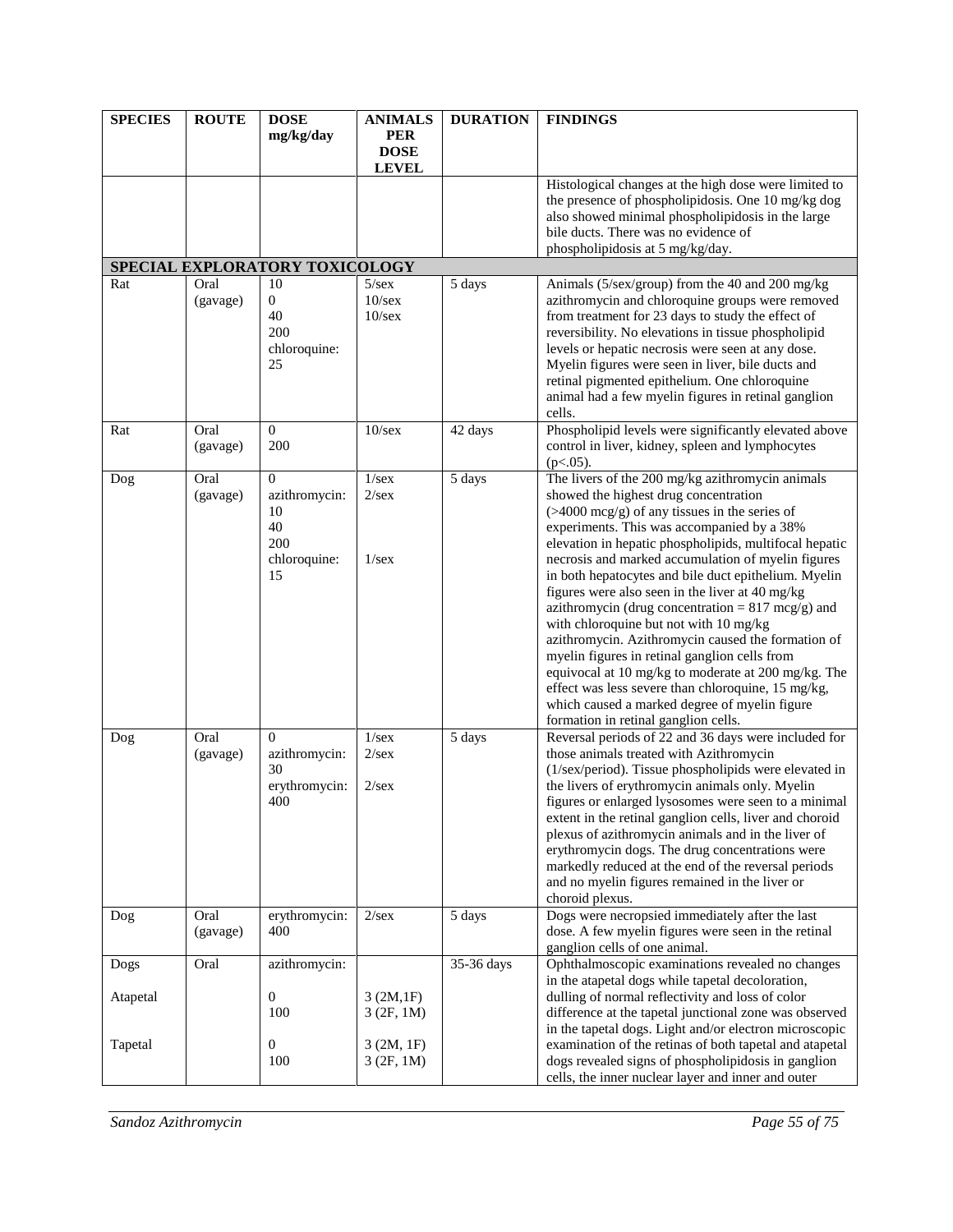| SPECIES | ROUTE | DOSE mg/kg/day | ANIMALS PER DOSE LEVEL | DURATION | FINDINGS |
|---|---|---|---|---|---|
| | | | | | Histological changes at the high dose were limited to the presence of phospholipidosis. One 10 mg/kg dog also showed minimal phospholipidosis in the large bile ducts. There was no evidence of phospholipidosis at 5 mg/kg/day. |
| **SPECIAL EXPLORATORY TOXICOLOGY** | | | | | |
| Rat | Oral (gavage) | 10<br>0<br>40<br>200<br>chloroquine: 25 | 5/sex<br>10/sex<br>10/sex | 5 days | Animals (5/sex/group) from the 40 and 200 mg/kg azithromycin and chloroquine groups were removed from treatment for 23 days to study the effect of reversibility. No elevations in tissue phospholipid levels or hepatic necrosis were seen at any dose. Myelin figures were seen in liver, bile ducts and retinal pigmented epithelium. One chloroquine animal had a few myelin figures in retinal ganglion cells. |
| Rat | Oral (gavage) | 0<br>200 | 10/sex | 42 days | Phospholipid levels were significantly elevated above control in liver, kidney, spleen and lymphocytes ($p<.05$). |
| Dog | Oral (gavage) | 0<br>azithromycin: 10<br>40<br>200<br>chloroquine: 15 | 1/sex<br>2/sex<br><br>1/sex | 5 days | The livers of the 200 mg/kg azithromycin animals showed the highest drug concentration (>4000 mcg/g) of any tissues in the series of experiments. This was accompanied by a 38% elevation in hepatic phospholipids, multifocal hepatic necrosis and marked accumulation of myelin figures in both hepatocytes and bile duct epithelium. Myelin figures were also seen in the liver at 40 mg/kg azithromycin (drug concentration = 817 mcg/g) and with chloroquine but not with 10 mg/kg azithromycin. Azithromycin caused the formation of myelin figures in retinal ganglion cells from equivocal at 10 mg/kg to moderate at 200 mg/kg. The effect was less severe than chloroquine, 15 mg/kg, which caused a marked degree of myelin figure formation in retinal ganglion cells. |
| Dog | Oral (gavage) | 0<br>azithromycin: 30<br>erythromycin: 400 | 1/sex<br>2/sex<br><br>2/sex | 5 days | Reversal periods of 22 and 36 days were included for those animals treated with Azithromycin (1/sex/period). Tissue phospholipids were elevated in the livers of erythromycin animals only. Myelin figures or enlarged lysosomes were seen to a minimal extent in the retinal ganglion cells, liver and choroid plexus of azithromycin animals and in the liver of erythromycin dogs. The drug concentrations were markedly reduced at the end of the reversal periods and no myelin figures remained in the liver or choroid plexus. |
| Dog | Oral (gavage) | erythromycin: 400 | 2/sex | 5 days | Dogs were necropsied immediately after the last dose. A few myelin figures were seen in the retinal ganglion cells of one animal. |
| Dogs<br><br>Atapetal<br><br><br>Tapetal | Oral | azithromycin:<br><br>0<br>100<br><br>0<br>100 | <br><br>3 (2M,1F)<br>3 (2F, 1M)<br><br>3 (2M, 1F)<br>3 (2F, 1M) | 35-36 days | Ophthalmoscopic examinations revealed no changes in the atapetal dogs while tapetal decoloration, dulling of normal reflectivity and loss of color difference at the tapetal junctional zone was observed in the tapetal dogs. Light and/or electron microscopic examination of the retinas of both tapetal and atapetal dogs revealed signs of phospholipidosis in ganglion cells, the inner nuclear layer and inner and outer |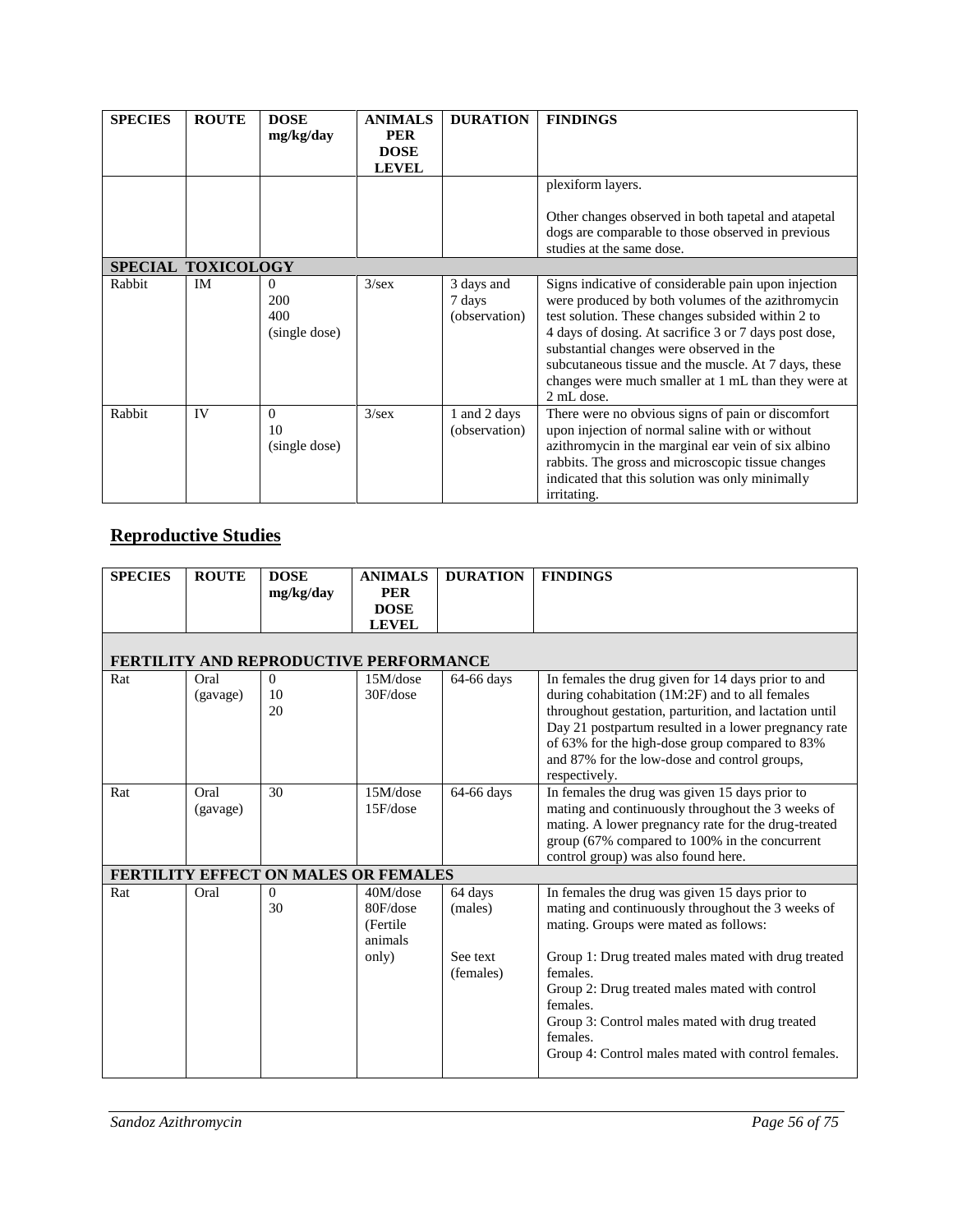| SPECIES | ROUTE | DOSE mg/kg/day | ANIMALS PER DOSE LEVEL | DURATION | FINDINGS |
|---|---|---|---|---|---|
| | | | | | plexiform layers.<br><br>Other changes observed in both tapetal and atapetal dogs are comparable to those observed in previous studies at the same dose. |
| **SPECIAL TOXICOLOGY** | | | | | |
| Rabbit | IM | 0<br>200<br>400<br>(single dose) | 3/sex | 3 days and 7 days (observation) | Signs indicative of considerable pain upon injection were produced by both volumes of the azithromycin test solution. These changes subsided within 2 to 4 days of dosing. At sacrifice 3 or 7 days post dose, substantial changes were observed in the subcutaneous tissue and the muscle. At 7 days, these changes were much smaller at 1 mL than they were at 2 mL dose. |
| Rabbit | IV | 0<br>10<br>(single dose) | 3/sex | 1 and 2 days (observation) | There were no obvious signs of pain or discomfort upon injection of normal saline with or without azithromycin in the marginal ear vein of six albino rabbits. The gross and microscopic tissue changes indicated that this solution was only minimally irritating. |

## Reproductive Studies

| SPECIES | ROUTE | DOSE mg/kg/day | ANIMALS PER DOSE LEVEL | DURATION | FINDINGS |
|---|---|---|---|---|---|
| **FERTILITY AND REPRODUCTIVE PERFORMANCE** | | | | | |
| Rat | Oral (gavage) | 0<br>10<br>20 | 15M/dose<br>30F/dose | 64-66 days | In females the drug given for 14 days prior to and during cohabitation (1M:2F) and to all females throughout gestation, parturition, and lactation until Day 21 postpartum resulted in a lower pregnancy rate of 63% for the high-dose group compared to 83% and 87% for the low-dose and control groups, respectively. |
| Rat | Oral (gavage) | 30 | 15M/dose<br>15F/dose | 64-66 days | In females the drug was given 15 days prior to mating and continuously throughout the 3 weeks of mating. A lower pregnancy rate for the drug-treated group (67% compared to 100% in the concurrent control group) was also found here. |
| **FERTILITY EFFECT ON MALES OR FEMALES** | | | | | |
| Rat | Oral | 0<br>30 | 40M/dose<br>80F/dose<br>(Fertile animals only) | 64 days (males)<br><br>See text (females) | In females the drug was given 15 days prior to mating and continuously throughout the 3 weeks of mating. Groups were mated as follows:<br><br>Group 1: Drug treated males mated with drug treated females.<br>Group 2: Drug treated males mated with control females.<br>Group 3: Control males mated with drug treated females.<br>Group 4: Control males mated with control females. |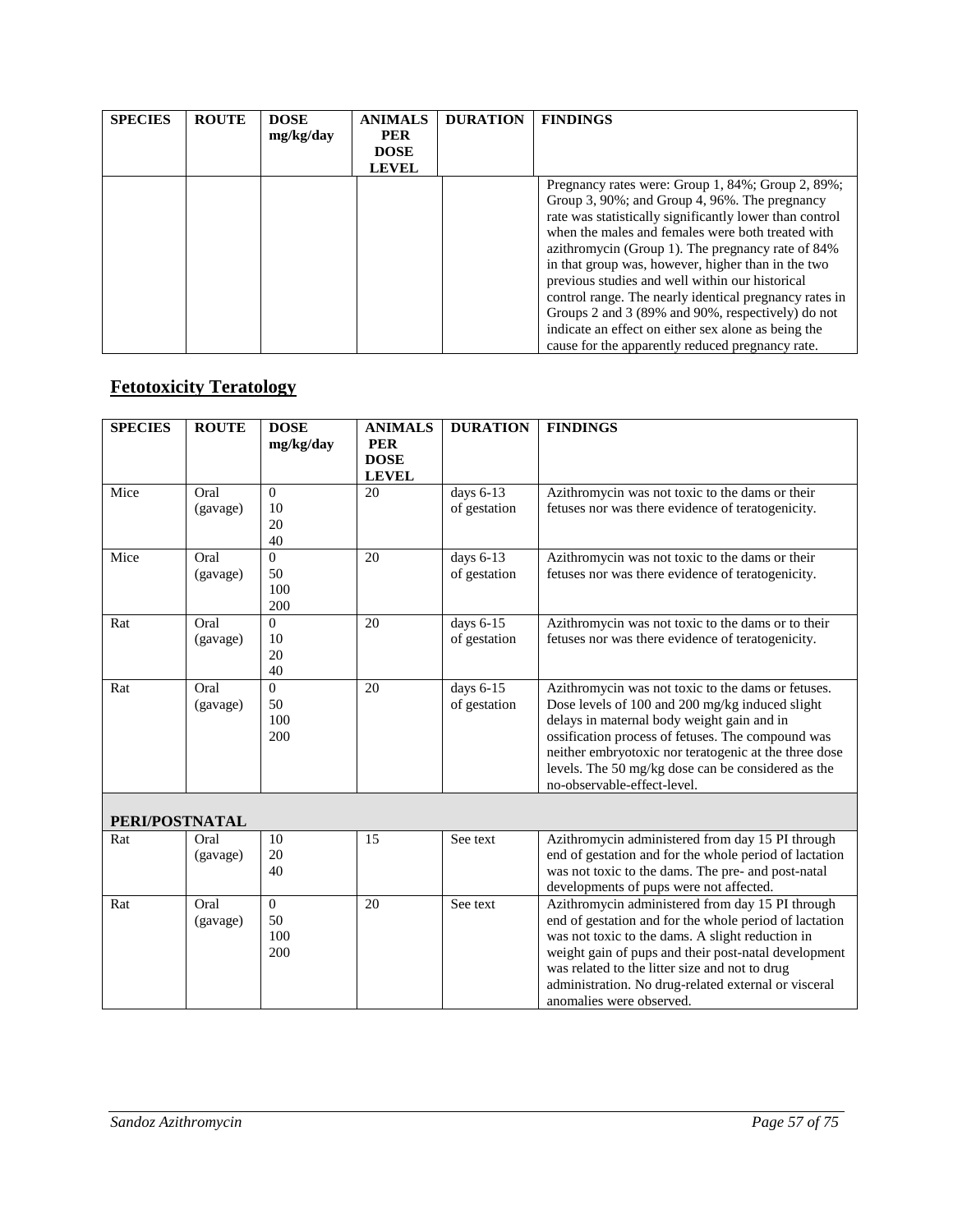| SPECIES | ROUTE | DOSE mg/kg/day | ANIMALS PER DOSE LEVEL | DURATION | FINDINGS |
|---|---|---|---|---|---|
| | | | | | Pregnancy rates were: Group 1, 84%; Group 2, 89%; Group 3, 90%; and Group 4, 96%. The pregnancy rate was statistically significantly lower than control when the males and females were both treated with azithromycin (Group 1). The pregnancy rate of 84% in that group was, however, higher than in the two previous studies and well within our historical control range. The nearly identical pregnancy rates in Groups 2 and 3 (89% and 90%, respectively) do not indicate an effect on either sex alone as being the cause for the apparently reduced pregnancy rate. |

## Fetotoxicity Teratology

| SPECIES | ROUTE | DOSE mg/kg/day | ANIMALS PER DOSE LEVEL | DURATION | FINDINGS |
|---|---|---|---|---|---|
| Mice | Oral (gavage) | 0<br>10<br>20<br>40 | 20 | days 6-13 of gestation | Azithromycin was not toxic to the dams or their fetuses nor was there evidence of teratogenicity. |
| Mice | Oral (gavage) | 0<br>50<br>100<br>200 | 20 | days 6-13 of gestation | Azithromycin was not toxic to the dams or their fetuses nor was there evidence of teratogenicity. |
| Rat | Oral (gavage) | 0<br>10<br>20<br>40 | 20 | days 6-15 of gestation | Azithromycin was not toxic to the dams or to their fetuses nor was there evidence of teratogenicity. |
| Rat | Oral (gavage) | 0<br>50<br>100<br>200 | 20 | days 6-15 of gestation | Azithromycin was not toxic to the dams or fetuses. Dose levels of 100 and 200 mg/kg induced slight delays in maternal body weight gain and in ossification process of fetuses. The compound was neither embryotoxic nor teratogenic at the three dose levels. The 50 mg/kg dose can be considered as the no-observable-effect-level. |
| **PERI/POSTNATAL** | | | | | |
| Rat | Oral (gavage) | 10<br>20<br>40 | 15 | See text | Azithromycin administered from day 15 PI through end of gestation and for the whole period of lactation was not toxic to the dams. The pre- and post-natal developments of pups were not affected. |
| Rat | Oral (gavage) | 0<br>50<br>100<br>200 | 20 | See text | Azithromycin administered from day 15 PI through end of gestation and for the whole period of lactation was not toxic to the dams. A slight reduction in weight gain of pups and their post-natal development was related to the litter size and not to drug administration. No drug-related external or visceral anomalies were observed. |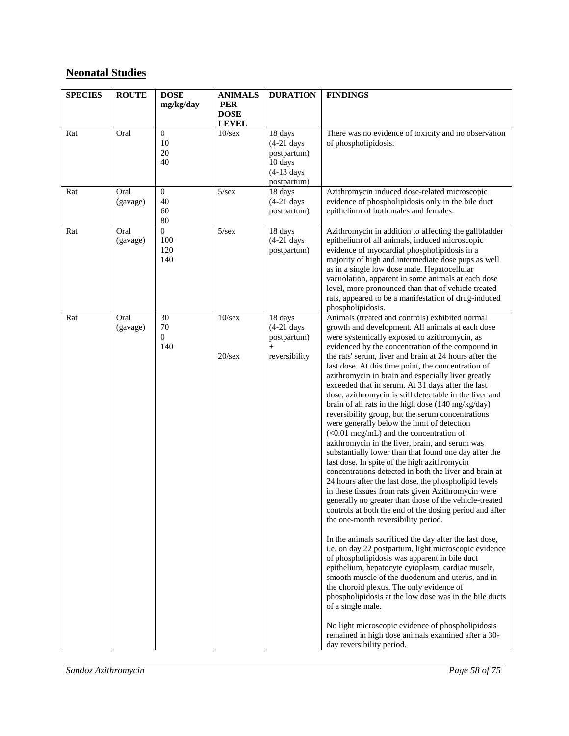## Neonatal Studies

| SPECIES | ROUTE | DOSE mg/kg/day | ANIMALS PER DOSE LEVEL | DURATION | FINDINGS |
|---|---|---|---|---|---|
| Rat | Oral | 0<br>10<br>20<br>40 | 10/sex | 18 days (4-21 days postpartum)<br>10 days (4-13 days postpartum) | There was no evidence of toxicity and no observation of phospholipidosis. |
| Rat | Oral (gavage) | 0<br>40<br>60<br>80 | 5/sex | 18 days (4-21 days postpartum) | Azithromycin induced dose-related microscopic evidence of phospholipidosis only in the bile duct epithelium of both males and females. |
| Rat | Oral (gavage) | 0<br>100<br>120<br>140 | 5/sex | 18 days (4-21 days postpartum) | Azithromycin in addition to affecting the gallbladder epithelium of all animals, induced microscopic evidence of myocardial phospholipidosis in a majority of high and intermediate dose pups as well as in a single low dose male. Hepatocellular vacuolation, apparent in some animals at each dose level, more pronounced than that of vehicle treated rats, appeared to be a manifestation of drug-induced phospholipidosis. |
| Rat | Oral (gavage) | 30<br>70<br>0<br>140 | 10/sex<br><br>20/sex | 18 days (4-21 days postpartum) + reversibility | Animals (treated and controls) exhibited normal growth and development. All animals at each dose were systemically exposed to azithromycin, as evidenced by the concentration of the compound in the rats' serum, liver and brain at 24 hours after the last dose. At this time point, the concentration of azithromycin in brain and especially liver greatly exceeded that in serum. At 31 days after the last dose, azithromycin is still detectable in the liver and brain of all rats in the high dose (140 mg/kg/day) reversibility group, but the serum concentrations were generally below the limit of detection (<0.01 mcg/mL) and the concentration of azithromycin in the liver, brain, and serum was substantially lower than that found one day after the last dose. In spite of the high azithromycin concentrations detected in both the liver and brain at 24 hours after the last dose, the phospholipid levels in these tissues from rats given Azithromycin were generally no greater than those of the vehicle-treated controls at both the end of the dosing period and after the one-month reversibility period.<br><br>In the animals sacrificed the day after the last dose, i.e. on day 22 postpartum, light microscopic evidence of phospholipidosis was apparent in bile duct epithelium, hepatocyte cytoplasm, cardiac muscle, smooth muscle of the duodenum and uterus, and in the choroid plexus. The only evidence of phospholipidosis at the low dose was in the bile ducts of a single male.<br><br>No light microscopic evidence of phospholipidosis remained in high dose animals examined after a 30-day reversibility period. |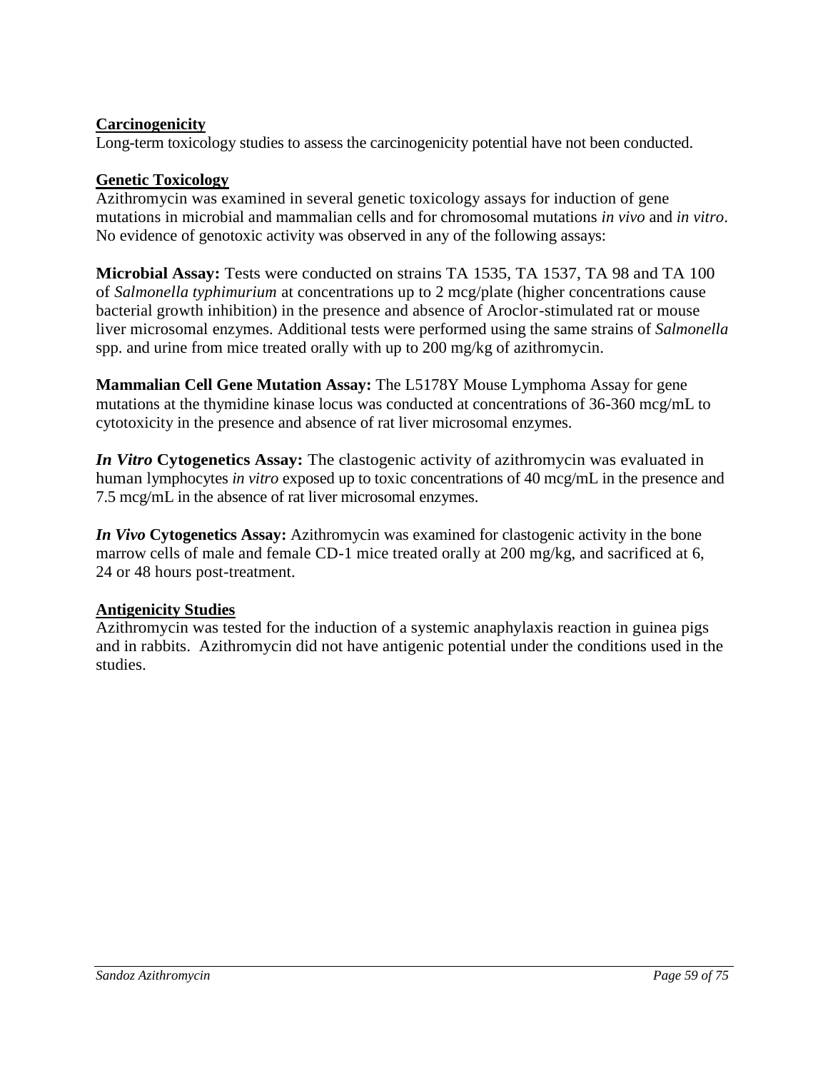### Carcinogenicity

Long-term toxicology studies to assess the carcinogenicity potential have not been conducted.

### Genetic Toxicology

Azithromycin was examined in several genetic toxicology assays for induction of gene mutations in microbial and mammalian cells and for chromosomal mutations *in vivo* and *in vitro*. No evidence of genotoxic activity was observed in any of the following assays:

**Microbial Assay:** Tests were conducted on strains TA 1535, TA 1537, TA 98 and TA 100 of *Salmonella typhimurium* at concentrations up to 2 mcg/plate (higher concentrations cause bacterial growth inhibition) in the presence and absence of Aroclor-stimulated rat or mouse liver microsomal enzymes. Additional tests were performed using the same strains of *Salmonella* spp. and urine from mice treated orally with up to 200 mg/kg of azithromycin.

**Mammalian Cell Gene Mutation Assay:** The L5178Y Mouse Lymphoma Assay for gene mutations at the thymidine kinase locus was conducted at concentrations of 36-360 mcg/mL to cytotoxicity in the presence and absence of rat liver microsomal enzymes.

***In Vitro* Cytogenetics Assay:** The clastogenic activity of azithromycin was evaluated in human lymphocytes *in vitro* exposed up to toxic concentrations of 40 mcg/mL in the presence and 7.5 mcg/mL in the absence of rat liver microsomal enzymes.

***In Vivo* Cytogenetics Assay:** Azithromycin was examined for clastogenic activity in the bone marrow cells of male and female CD-1 mice treated orally at 200 mg/kg, and sacrificed at 6, 24 or 48 hours post-treatment.

### Antigenicity Studies

Azithromycin was tested for the induction of a systemic anaphylaxis reaction in guinea pigs and in rabbits. Azithromycin did not have antigenic potential under the conditions used in the studies.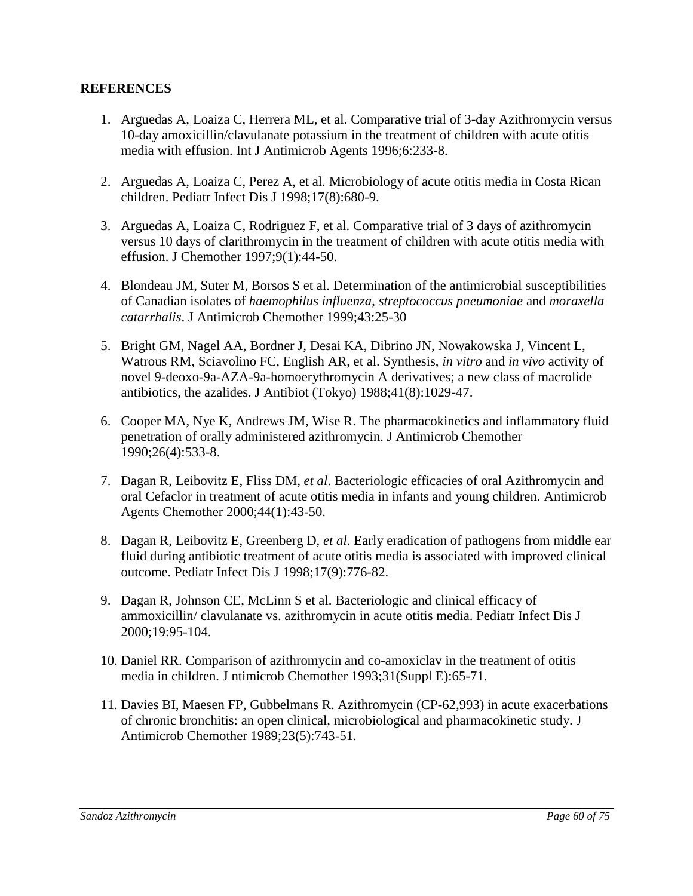## REFERENCES

1. Arguedas A, Loaiza C, Herrera ML, et al. Comparative trial of 3-day Azithromycin versus 10-day amoxicillin/clavulanate potassium in the treatment of children with acute otitis media with effusion. Int J Antimicrob Agents 1996;6:233-8.

2. Arguedas A, Loaiza C, Perez A, et al. Microbiology of acute otitis media in Costa Rican children. Pediatr Infect Dis J 1998;17(8):680-9.

3. Arguedas A, Loaiza C, Rodriguez F, et al. Comparative trial of 3 days of azithromycin versus 10 days of clarithromycin in the treatment of children with acute otitis media with effusion. J Chemother 1997;9(1):44-50.

4. Blondeau JM, Suter M, Borsos S et al. Determination of the antimicrobial susceptibilities of Canadian isolates of *haemophilus influenza*, *streptococcus pneumoniae* and *moraxella catarrhalis*. J Antimicrob Chemother 1999;43:25-30

5. Bright GM, Nagel AA, Bordner J, Desai KA, Dibrino JN, Nowakowska J, Vincent L, Watrous RM, Sciavolino FC, English AR, et al. Synthesis, *in vitro* and *in vivo* activity of novel 9-deoxo-9a-AZA-9a-homoerythromycin A derivatives; a new class of macrolide antibiotics, the azalides. J Antibiot (Tokyo) 1988;41(8):1029-47.

6. Cooper MA, Nye K, Andrews JM, Wise R. The pharmacokinetics and inflammatory fluid penetration of orally administered azithromycin. J Antimicrob Chemother 1990;26(4):533-8.

7. Dagan R, Leibovitz E, Fliss DM, *et al*. Bacteriologic efficacies of oral Azithromycin and oral Cefaclor in treatment of acute otitis media in infants and young children. Antimicrob Agents Chemother 2000;44(1):43-50.

8. Dagan R, Leibovitz E, Greenberg D, *et al*. Early eradication of pathogens from middle ear fluid during antibiotic treatment of acute otitis media is associated with improved clinical outcome. Pediatr Infect Dis J 1998;17(9):776-82.

9. Dagan R, Johnson CE, McLinn S et al. Bacteriologic and clinical efficacy of ammoxicillin/ clavulanate vs. azithromycin in acute otitis media. Pediatr Infect Dis J 2000;19:95-104.

10. Daniel RR. Comparison of azithromycin and co-amoxiclav in the treatment of otitis media in children. J ntimicrob Chemother 1993;31(Suppl E):65-71.

11. Davies BI, Maesen FP, Gubbelmans R. Azithromycin (CP-62,993) in acute exacerbations of chronic bronchitis: an open clinical, microbiological and pharmacokinetic study. J Antimicrob Chemother 1989;23(5):743-51.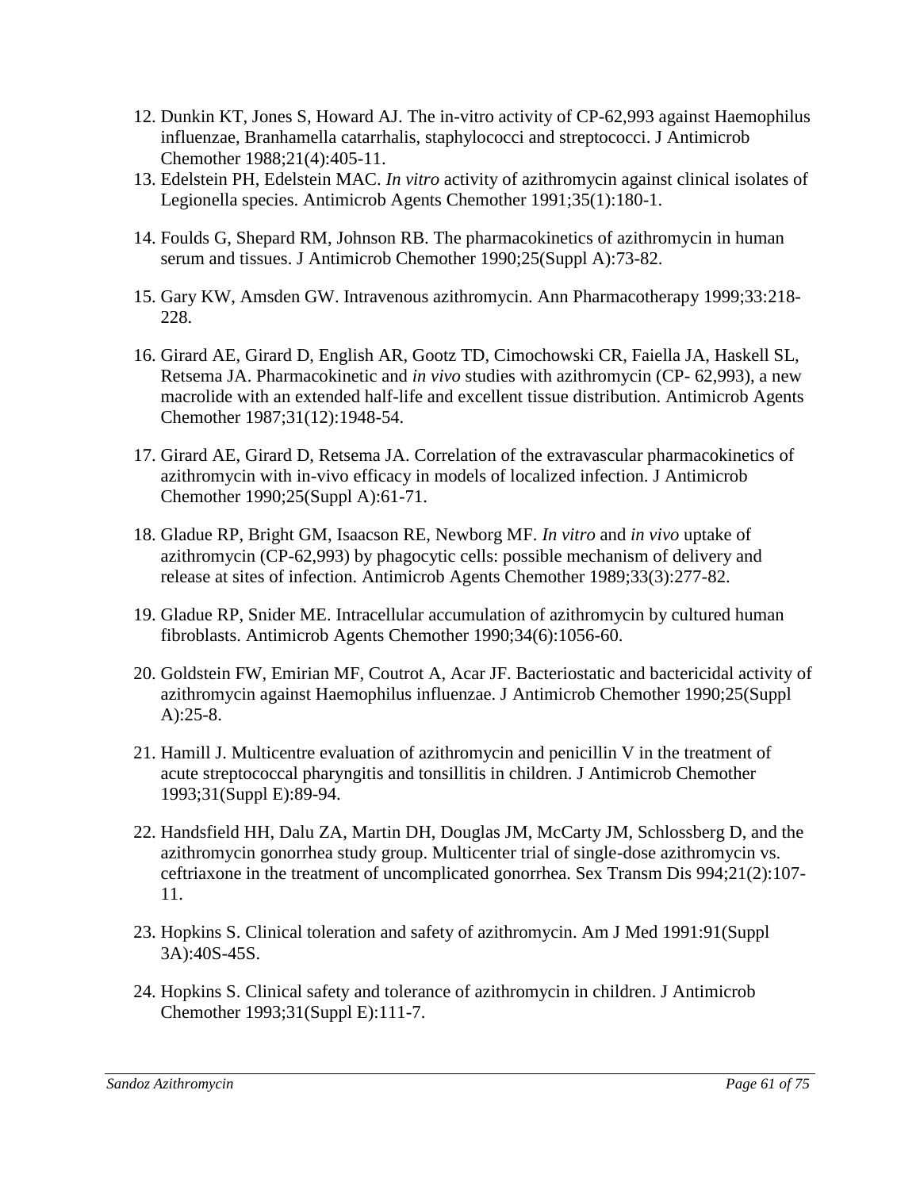12. Dunkin KT, Jones S, Howard AJ. The in-vitro activity of CP-62,993 against Haemophilus influenzae, Branhamella catarrhalis, staphylococci and streptococci. J Antimicrob Chemother 1988;21(4):405-11.
13. Edelstein PH, Edelstein MAC. *In vitro* activity of azithromycin against clinical isolates of Legionella species. Antimicrob Agents Chemother 1991;35(1):180-1.
14. Foulds G, Shepard RM, Johnson RB. The pharmacokinetics of azithromycin in human serum and tissues. J Antimicrob Chemother 1990;25(Suppl A):73-82.
15. Gary KW, Amsden GW. Intravenous azithromycin. Ann Pharmacotherapy 1999;33:218-228.
16. Girard AE, Girard D, English AR, Gootz TD, Cimochowski CR, Faiella JA, Haskell SL, Retsema JA. Pharmacokinetic and *in vivo* studies with azithromycin (CP- 62,993), a new macrolide with an extended half-life and excellent tissue distribution. Antimicrob Agents Chemother 1987;31(12):1948-54.
17. Girard AE, Girard D, Retsema JA. Correlation of the extravascular pharmacokinetics of azithromycin with in-vivo efficacy in models of localized infection. J Antimicrob Chemother 1990;25(Suppl A):61-71.
18. Gladue RP, Bright GM, Isaacson RE, Newborg MF. *In vitro* and *in vivo* uptake of azithromycin (CP-62,993) by phagocytic cells: possible mechanism of delivery and release at sites of infection. Antimicrob Agents Chemother 1989;33(3):277-82.
19. Gladue RP, Snider ME. Intracellular accumulation of azithromycin by cultured human fibroblasts. Antimicrob Agents Chemother 1990;34(6):1056-60.
20. Goldstein FW, Emirian MF, Coutrot A, Acar JF. Bacteriostatic and bactericidal activity of azithromycin against Haemophilus influenzae. J Antimicrob Chemother 1990;25(Suppl A):25-8.
21. Hamill J. Multicentre evaluation of azithromycin and penicillin V in the treatment of acute streptococcal pharyngitis and tonsillitis in children. J Antimicrob Chemother 1993;31(Suppl E):89-94.
22. Handsfield HH, Dalu ZA, Martin DH, Douglas JM, McCarty JM, Schlossberg D, and the azithromycin gonorrhea study group. Multicenter trial of single-dose azithromycin vs. ceftriaxone in the treatment of uncomplicated gonorrhea. Sex Transm Dis 994;21(2):107-11.
23. Hopkins S. Clinical toleration and safety of azithromycin. Am J Med 1991:91(Suppl 3A):40S-45S.
24. Hopkins S. Clinical safety and tolerance of azithromycin in children. J Antimicrob Chemother 1993;31(Suppl E):111-7.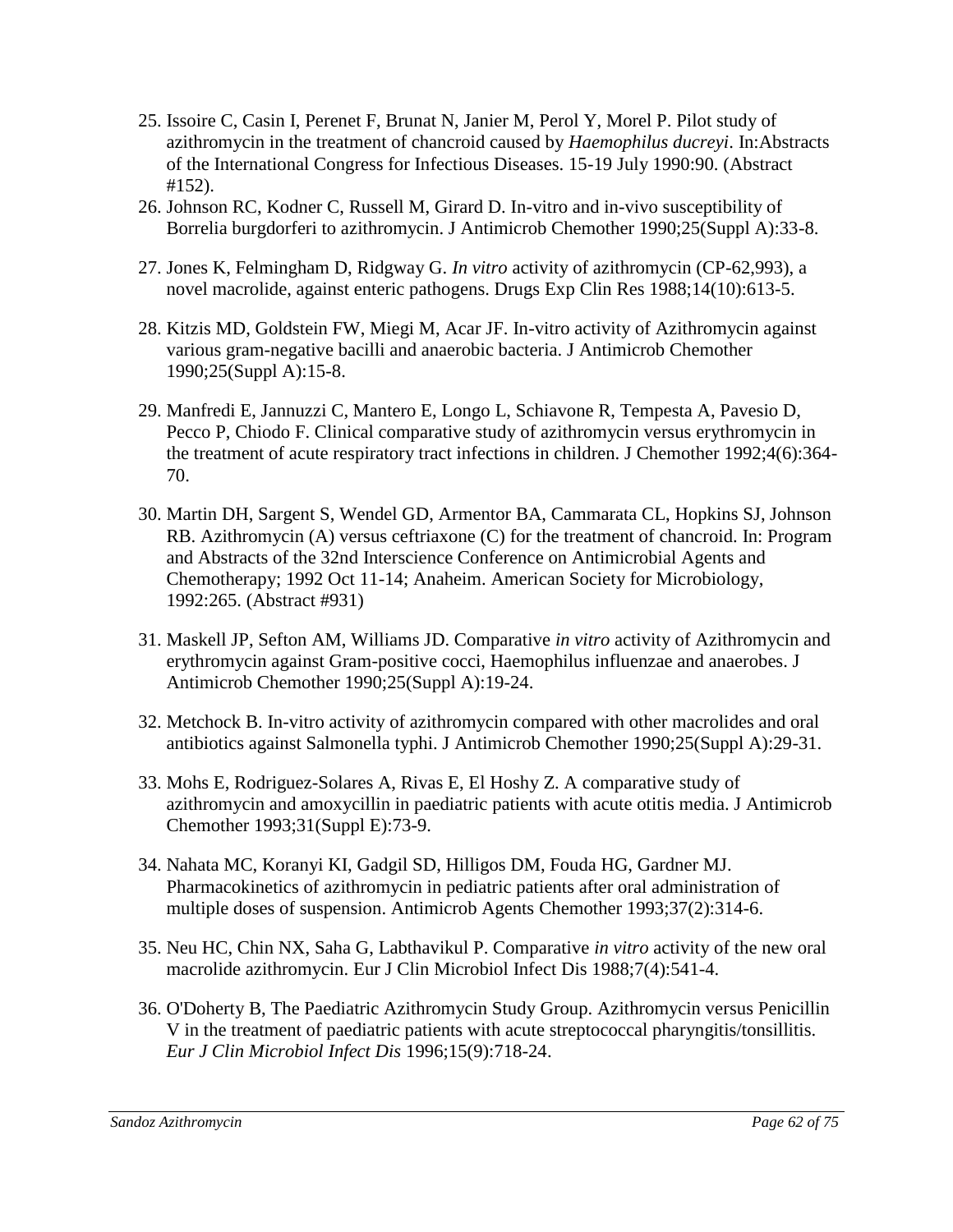25. Issoire C, Casin I, Perenet F, Brunat N, Janier M, Perol Y, Morel P. Pilot study of azithromycin in the treatment of chancroid caused by *Haemophilus ducreyi*. In:Abstracts of the International Congress for Infectious Diseases. 15-19 July 1990:90. (Abstract #152).
26. Johnson RC, Kodner C, Russell M, Girard D. In-vitro and in-vivo susceptibility of Borrelia burgdorferi to azithromycin. J Antimicrob Chemother 1990;25(Suppl A):33-8.
27. Jones K, Felmingham D, Ridgway G. *In vitro* activity of azithromycin (CP-62,993), a novel macrolide, against enteric pathogens. Drugs Exp Clin Res 1988;14(10):613-5.
28. Kitzis MD, Goldstein FW, Miegi M, Acar JF. In-vitro activity of Azithromycin against various gram-negative bacilli and anaerobic bacteria. J Antimicrob Chemother 1990;25(Suppl A):15-8.
29. Manfredi E, Jannuzzi C, Mantero E, Longo L, Schiavone R, Tempesta A, Pavesio D, Pecco P, Chiodo F. Clinical comparative study of azithromycin versus erythromycin in the treatment of acute respiratory tract infections in children. J Chemother 1992;4(6):364-70.
30. Martin DH, Sargent S, Wendel GD, Armentor BA, Cammarata CL, Hopkins SJ, Johnson RB. Azithromycin (A) versus ceftriaxone (C) for the treatment of chancroid. In: Program and Abstracts of the 32nd Interscience Conference on Antimicrobial Agents and Chemotherapy; 1992 Oct 11-14; Anaheim. American Society for Microbiology, 1992:265. (Abstract #931)
31. Maskell JP, Sefton AM, Williams JD. Comparative *in vitro* activity of Azithromycin and erythromycin against Gram-positive cocci, Haemophilus influenzae and anaerobes. J Antimicrob Chemother 1990;25(Suppl A):19-24.
32. Metchock B. In-vitro activity of azithromycin compared with other macrolides and oral antibiotics against Salmonella typhi. J Antimicrob Chemother 1990;25(Suppl A):29-31.
33. Mohs E, Rodriguez-Solares A, Rivas E, El Hoshy Z. A comparative study of azithromycin and amoxycillin in paediatric patients with acute otitis media. J Antimicrob Chemother 1993;31(Suppl E):73-9.
34. Nahata MC, Koranyi KI, Gadgil SD, Hilligos DM, Fouda HG, Gardner MJ. Pharmacokinetics of azithromycin in pediatric patients after oral administration of multiple doses of suspension. Antimicrob Agents Chemother 1993;37(2):314-6.
35. Neu HC, Chin NX, Saha G, Labthavikul P. Comparative *in vitro* activity of the new oral macrolide azithromycin. Eur J Clin Microbiol Infect Dis 1988;7(4):541-4.
36. O'Doherty B, The Paediatric Azithromycin Study Group. Azithromycin versus Penicillin V in the treatment of paediatric patients with acute streptococcal pharyngitis/tonsillitis. *Eur J Clin Microbiol Infect Dis* 1996;15(9):718-24.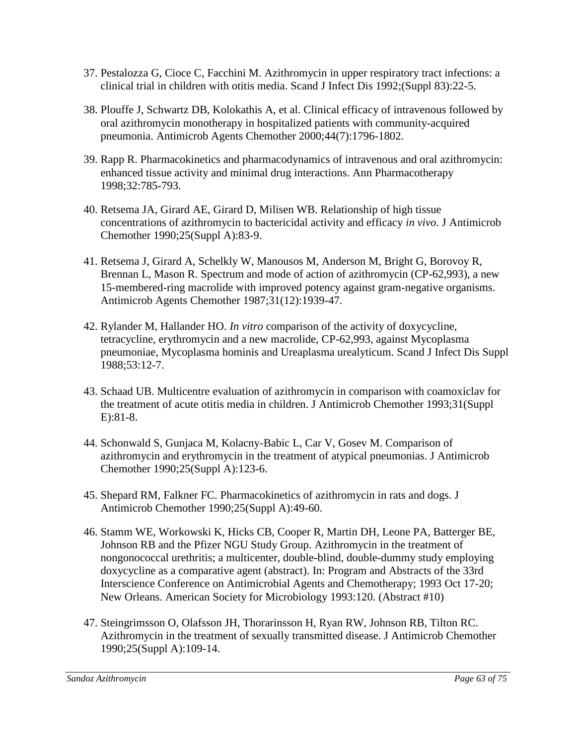37. Pestalozza G, Cioce C, Facchini M. Azithromycin in upper respiratory tract infections: a clinical trial in children with otitis media. Scand J Infect Dis 1992;(Suppl 83):22-5.

38. Plouffe J, Schwartz DB, Kolokathis A, et al. Clinical efficacy of intravenous followed by oral azithromycin monotherapy in hospitalized patients with community-acquired pneumonia. Antimicrob Agents Chemother 2000;44(7):1796-1802.

39. Rapp R. Pharmacokinetics and pharmacodynamics of intravenous and oral azithromycin: enhanced tissue activity and minimal drug interactions. Ann Pharmacotherapy 1998;32:785-793.

40. Retsema JA, Girard AE, Girard D, Milisen WB. Relationship of high tissue concentrations of azithromycin to bactericidal activity and efficacy *in vivo*. J Antimicrob Chemother 1990;25(Suppl A):83-9.

41. Retsema J, Girard A, Schelkly W, Manousos M, Anderson M, Bright G, Borovoy R, Brennan L, Mason R. Spectrum and mode of action of azithromycin (CP-62,993), a new 15-membered-ring macrolide with improved potency against gram-negative organisms. Antimicrob Agents Chemother 1987;31(12):1939-47.

42. Rylander M, Hallander HO. *In vitro* comparison of the activity of doxycycline, tetracycline, erythromycin and a new macrolide, CP-62,993, against Mycoplasma pneumoniae, Mycoplasma hominis and Ureaplasma urealyticum. Scand J Infect Dis Suppl 1988;53:12-7.

43. Schaad UB. Multicentre evaluation of azithromycin in comparison with coamoxiclav for the treatment of acute otitis media in children. J Antimicrob Chemother 1993;31(Suppl E):81-8.

44. Schonwald S, Gunjaca M, Kolacny-Babic L, Car V, Gosev M. Comparison of azithromycin and erythromycin in the treatment of atypical pneumonias. J Antimicrob Chemother 1990;25(Suppl A):123-6.

45. Shepard RM, Falkner FC. Pharmacokinetics of azithromycin in rats and dogs. J Antimicrob Chemother 1990;25(Suppl A):49-60.

46. Stamm WE, Workowski K, Hicks CB, Cooper R, Martin DH, Leone PA, Batterger BE, Johnson RB and the Pfizer NGU Study Group. Azithromycin in the treatment of nongonococcal urethritis; a multicenter, double-blind, double-dummy study employing doxycycline as a comparative agent (abstract). In: Program and Abstracts of the 33rd Interscience Conference on Antimicrobial Agents and Chemotherapy; 1993 Oct 17-20; New Orleans. American Society for Microbiology 1993:120. (Abstract #10)

47. Steingrimsson O, Olafsson JH, Thorarinsson H, Ryan RW, Johnson RB, Tilton RC. Azithromycin in the treatment of sexually transmitted disease. J Antimicrob Chemother 1990;25(Suppl A):109-14.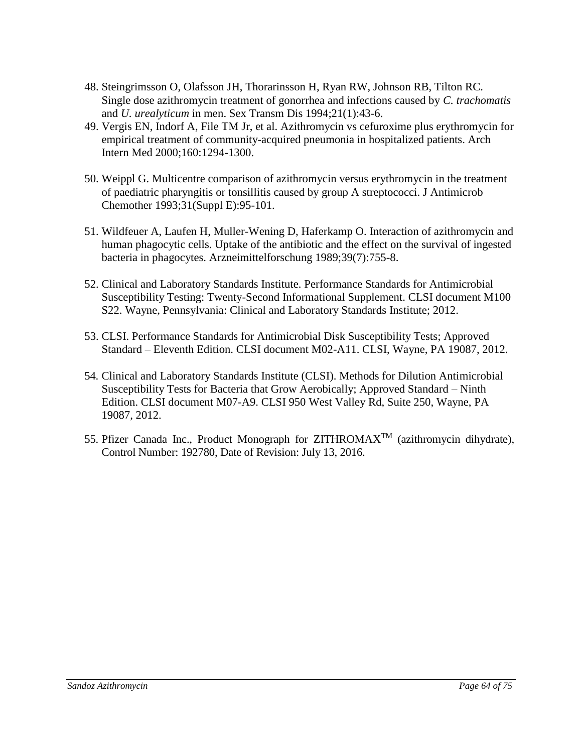48. Steingrimsson O, Olafsson JH, Thorarinsson H, Ryan RW, Johnson RB, Tilton RC. Single dose azithromycin treatment of gonorrhea and infections caused by *C. trachomatis* and *U. urealyticum* in men. Sex Transm Dis 1994;21(1):43-6.
49. Vergis EN, Indorf A, File TM Jr, et al. Azithromycin vs cefuroxime plus erythromycin for empirical treatment of community-acquired pneumonia in hospitalized patients. Arch Intern Med 2000;160:1294-1300.
50. Weippl G. Multicentre comparison of azithromycin versus erythromycin in the treatment of paediatric pharyngitis or tonsillitis caused by group A streptococci. J Antimicrob Chemother 1993;31(Suppl E):95-101.
51. Wildfeuer A, Laufen H, Muller-Wening D, Haferkamp O. Interaction of azithromycin and human phagocytic cells. Uptake of the antibiotic and the effect on the survival of ingested bacteria in phagocytes. Arzneimittelforschung 1989;39(7):755-8.
52. Clinical and Laboratory Standards Institute. Performance Standards for Antimicrobial Susceptibility Testing: Twenty-Second Informational Supplement. CLSI document M100 S22. Wayne, Pennsylvania: Clinical and Laboratory Standards Institute; 2012.
53. CLSI. Performance Standards for Antimicrobial Disk Susceptibility Tests; Approved Standard – Eleventh Edition. CLSI document M02-A11. CLSI, Wayne, PA 19087, 2012.
54. Clinical and Laboratory Standards Institute (CLSI). Methods for Dilution Antimicrobial Susceptibility Tests for Bacteria that Grow Aerobically; Approved Standard – Ninth Edition. CLSI document M07-A9. CLSI 950 West Valley Rd, Suite 250, Wayne, PA 19087, 2012.
55. Pfizer Canada Inc., Product Monograph for ZITHROMAX™ (azithromycin dihydrate), Control Number: 192780, Date of Revision: July 13, 2016.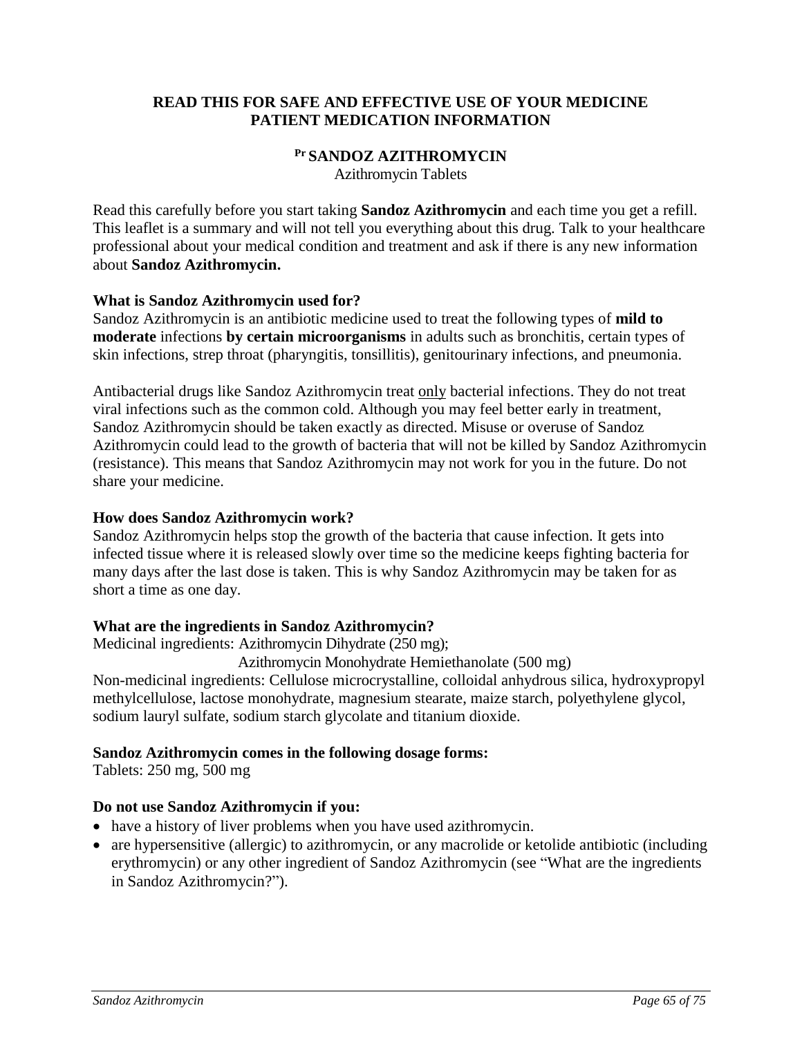**READ THIS FOR SAFE AND EFFECTIVE USE OF YOUR MEDICINE**
**PATIENT MEDICATION INFORMATION**

**Pr SANDOZ AZITHROMYCIN**
Azithromycin Tablets

Read this carefully before you start taking **Sandoz Azithromycin** and each time you get a refill. This leaflet is a summary and will not tell you everything about this drug. Talk to your healthcare professional about your medical condition and treatment and ask if there is any new information about **Sandoz Azithromycin.**

**What is Sandoz Azithromycin used for?**

Sandoz Azithromycin is an antibiotic medicine used to treat the following types of **mild to moderate** infections **by certain microorganisms** in adults such as bronchitis, certain types of skin infections, strep throat (pharyngitis, tonsillitis), genitourinary infections, and pneumonia.

Antibacterial drugs like Sandoz Azithromycin treat only bacterial infections. They do not treat viral infections such as the common cold. Although you may feel better early in treatment, Sandoz Azithromycin should be taken exactly as directed. Misuse or overuse of Sandoz Azithromycin could lead to the growth of bacteria that will not be killed by Sandoz Azithromycin (resistance). This means that Sandoz Azithromycin may not work for you in the future. Do not share your medicine.

**How does Sandoz Azithromycin work?**

Sandoz Azithromycin helps stop the growth of the bacteria that cause infection. It gets into infected tissue where it is released slowly over time so the medicine keeps fighting bacteria for many days after the last dose is taken. This is why Sandoz Azithromycin may be taken for as short a time as one day.

**What are the ingredients in Sandoz Azithromycin?**

Medicinal ingredients: Azithromycin Dihydrate (250 mg);
Azithromycin Monohydrate Hemiethanolate (500 mg)

Non-medicinal ingredients: Cellulose microcrystalline, colloidal anhydrous silica, hydroxypropyl methylcellulose, lactose monohydrate, magnesium stearate, maize starch, polyethylene glycol, sodium lauryl sulfate, sodium starch glycolate and titanium dioxide.

**Sandoz Azithromycin comes in the following dosage forms:**

Tablets: 250 mg, 500 mg

**Do not use Sandoz Azithromycin if you:**

- have a history of liver problems when you have used azithromycin.
- are hypersensitive (allergic) to azithromycin, or any macrolide or ketolide antibiotic (including erythromycin) or any other ingredient of Sandoz Azithromycin (see "What are the ingredients in Sandoz Azithromycin?").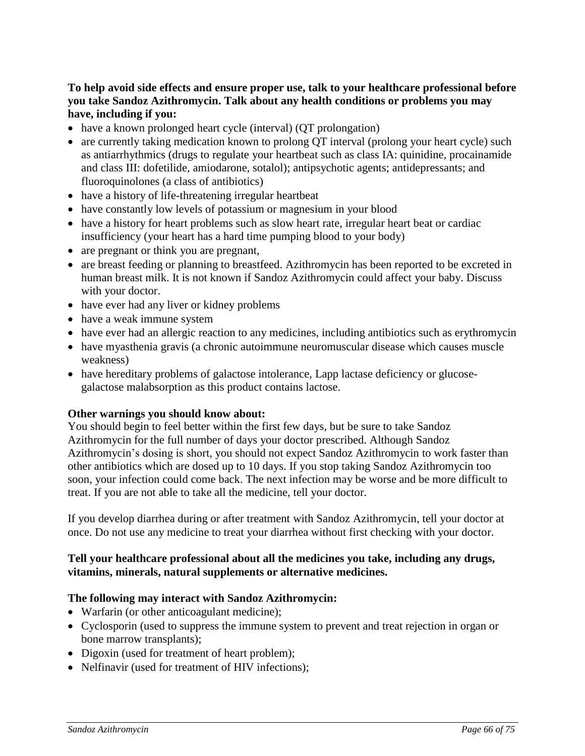**To help avoid side effects and ensure proper use, talk to your healthcare professional before you take Sandoz Azithromycin. Talk about any health conditions or problems you may have, including if you:**

- have a known prolonged heart cycle (interval) (QT prolongation)
- are currently taking medication known to prolong QT interval (prolong your heart cycle) such as antiarrhythmics (drugs to regulate your heartbeat such as class IA: quinidine, procainamide and class III: dofetilide, amiodarone, sotalol); antipsychotic agents; antidepressants; and fluoroquinolones (a class of antibiotics)
- have a history of life-threatening irregular heartbeat
- have constantly low levels of potassium or magnesium in your blood
- have a history for heart problems such as slow heart rate, irregular heart beat or cardiac insufficiency (your heart has a hard time pumping blood to your body)
- are pregnant or think you are pregnant,
- are breast feeding or planning to breastfeed. Azithromycin has been reported to be excreted in human breast milk. It is not known if Sandoz Azithromycin could affect your baby. Discuss with your doctor.
- have ever had any liver or kidney problems
- have a weak immune system
- have ever had an allergic reaction to any medicines, including antibiotics such as erythromycin
- have myasthenia gravis (a chronic autoimmune neuromuscular disease which causes muscle weakness)
- have hereditary problems of galactose intolerance, Lapp lactase deficiency or glucose-galactose malabsorption as this product contains lactose.

**Other warnings you should know about:**

You should begin to feel better within the first few days, but be sure to take Sandoz Azithromycin for the full number of days your doctor prescribed. Although Sandoz Azithromycin's dosing is short, you should not expect Sandoz Azithromycin to work faster than other antibiotics which are dosed up to 10 days. If you stop taking Sandoz Azithromycin too soon, your infection could come back. The next infection may be worse and be more difficult to treat. If you are not able to take all the medicine, tell your doctor.

If you develop diarrhea during or after treatment with Sandoz Azithromycin, tell your doctor at once. Do not use any medicine to treat your diarrhea without first checking with your doctor.

**Tell your healthcare professional about all the medicines you take, including any drugs, vitamins, minerals, natural supplements or alternative medicines.**

**The following may interact with Sandoz Azithromycin:**

- Warfarin (or other anticoagulant medicine);
- Cyclosporin (used to suppress the immune system to prevent and treat rejection in organ or bone marrow transplants);
- Digoxin (used for treatment of heart problem);
- Nelfinavir (used for treatment of HIV infections);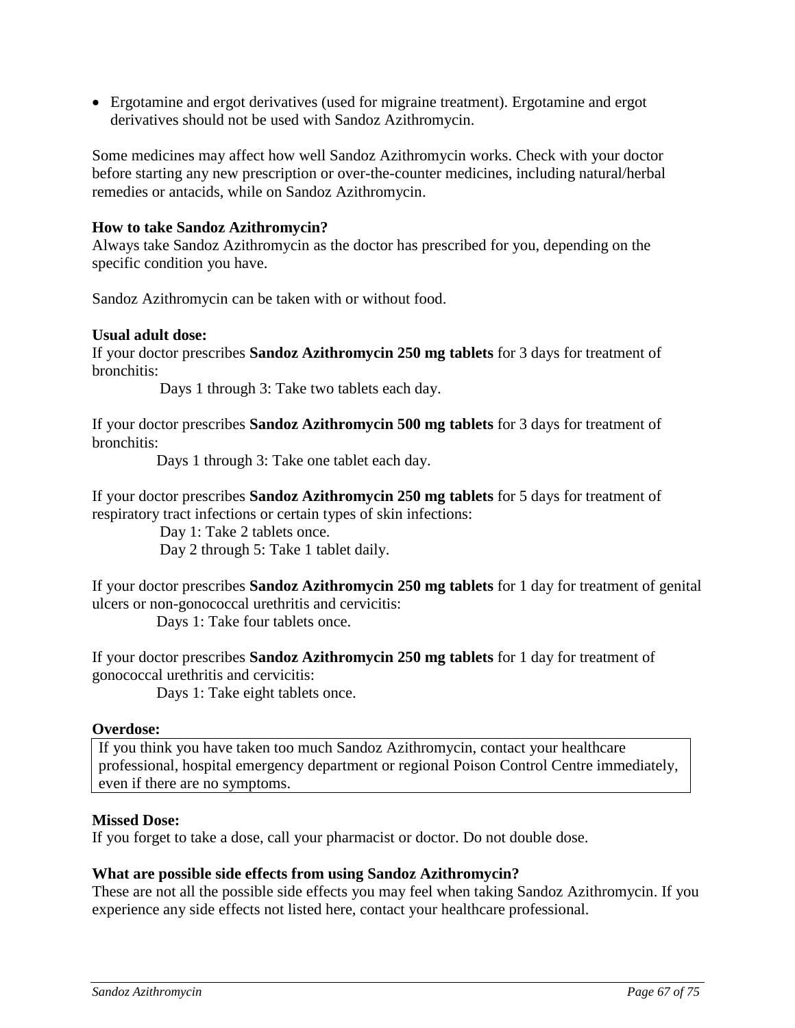- Ergotamine and ergot derivatives (used for migraine treatment). Ergotamine and ergot derivatives should not be used with Sandoz Azithromycin.

Some medicines may affect how well Sandoz Azithromycin works. Check with your doctor before starting any new prescription or over-the-counter medicines, including natural/herbal remedies or antacids, while on Sandoz Azithromycin.

**How to take Sandoz Azithromycin?**

Always take Sandoz Azithromycin as the doctor has prescribed for you, depending on the specific condition you have.

Sandoz Azithromycin can be taken with or without food.

**Usual adult dose:**

If your doctor prescribes **Sandoz Azithromycin 250 mg tablets** for 3 days for treatment of bronchitis:

Days 1 through 3: Take two tablets each day.

If your doctor prescribes **Sandoz Azithromycin 500 mg tablets** for 3 days for treatment of bronchitis:

Days 1 through 3: Take one tablet each day.

If your doctor prescribes **Sandoz Azithromycin 250 mg tablets** for 5 days for treatment of respiratory tract infections or certain types of skin infections:

Day 1: Take 2 tablets once.
Day 2 through 5: Take 1 tablet daily.

If your doctor prescribes **Sandoz Azithromycin 250 mg tablets** for 1 day for treatment of genital ulcers or non-gonococcal urethritis and cervicitis:

Days 1: Take four tablets once.

If your doctor prescribes **Sandoz Azithromycin 250 mg tablets** for 1 day for treatment of gonococcal urethritis and cervicitis:

Days 1: Take eight tablets once.

**Overdose:**

| If you think you have taken too much Sandoz Azithromycin, contact your healthcare professional, hospital emergency department or regional Poison Control Centre immediately, even if there are no symptoms. |
|---|

**Missed Dose:**

If you forget to take a dose, call your pharmacist or doctor. Do not double dose.

**What are possible side effects from using Sandoz Azithromycin?**

These are not all the possible side effects you may feel when taking Sandoz Azithromycin. If you experience any side effects not listed here, contact your healthcare professional.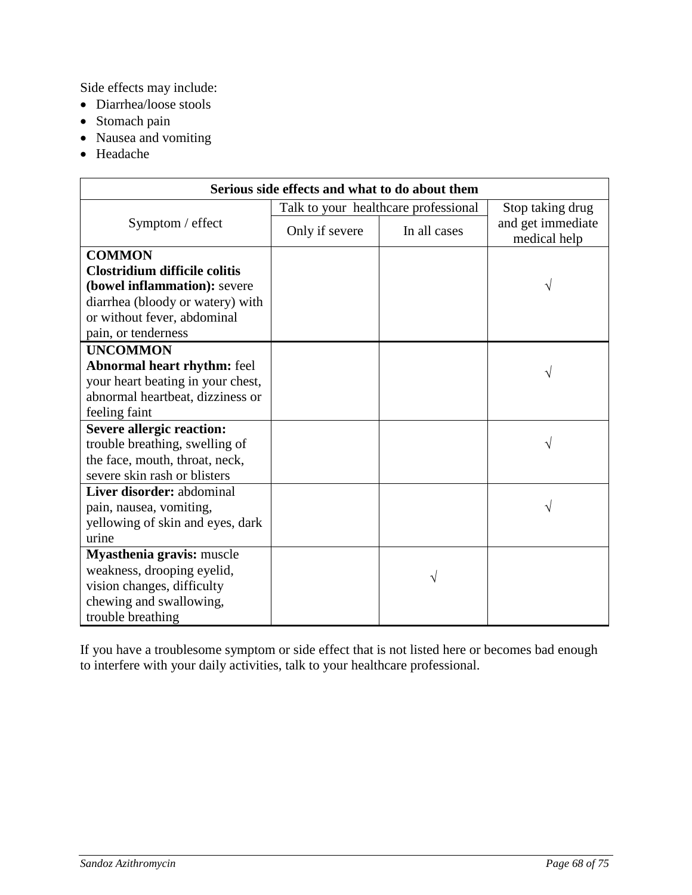Side effects may include:

- Diarrhea/loose stools
- Stomach pain
- Nausea and vomiting
- Headache

| Serious side effects and what to do about them | | | |
|---|---|---|---|
| Symptom / effect | Talk to your healthcare professional | | Stop taking drug and get immediate medical help |
| | Only if severe | In all cases | |
| **COMMON** **Clostridium difficile colitis (bowel inflammation):** severe diarrhea (bloody or watery) with or without fever, abdominal pain, or tenderness | | | √ |
| **UNCOMMON** **Abnormal heart rhythm:** feel your heart beating in your chest, abnormal heartbeat, dizziness or feeling faint | | | √ |
| **Severe allergic reaction:** trouble breathing, swelling of the face, mouth, throat, neck, severe skin rash or blisters | | | √ |
| **Liver disorder:** abdominal pain, nausea, vomiting, yellowing of skin and eyes, dark urine | | | √ |
| **Myasthenia gravis:** muscle weakness, drooping eyelid, vision changes, difficulty chewing and swallowing, trouble breathing | | √ | |

If you have a troublesome symptom or side effect that is not listed here or becomes bad enough to interfere with your daily activities, talk to your healthcare professional.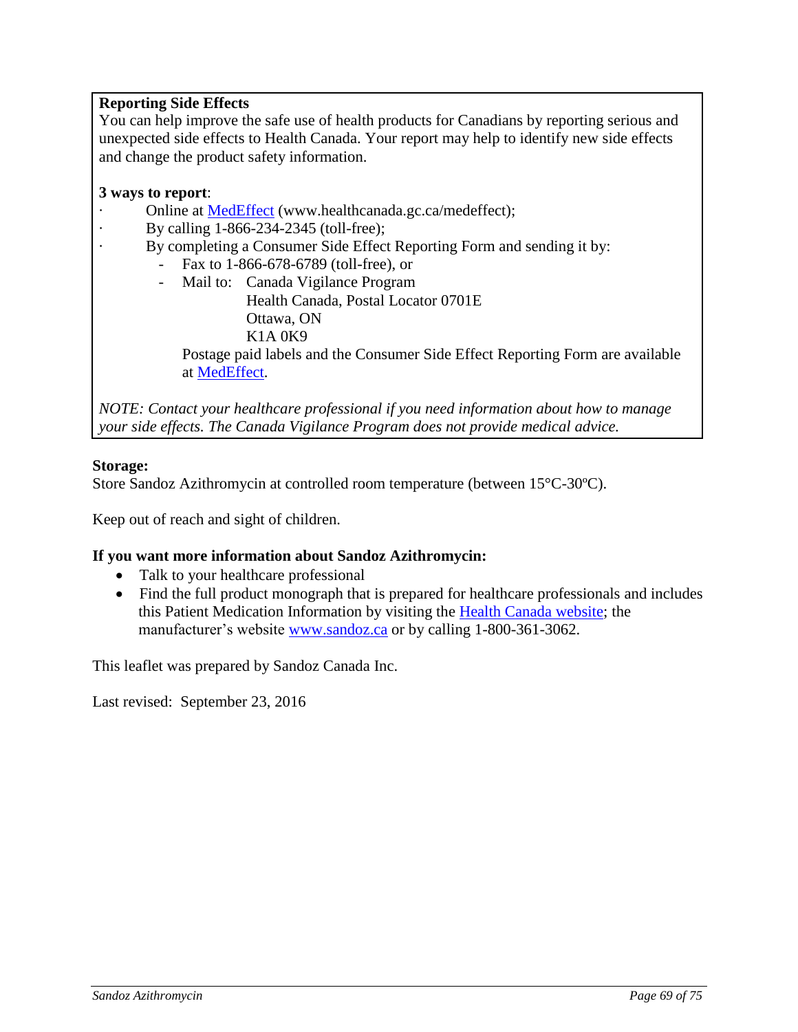**Reporting Side Effects**

You can help improve the safe use of health products for Canadians by reporting serious and unexpected side effects to Health Canada. Your report may help to identify new side effects and change the product safety information.

**3 ways to report**:

- Online at MedEffect (www.healthcanada.gc.ca/medeffect);
- By calling 1-866-234-2345 (toll-free);
- By completing a Consumer Side Effect Reporting Form and sending it by:
  - Fax to 1-866-678-6789 (toll-free), or
  - Mail to: Canada Vigilance Program
    Health Canada, Postal Locator 0701E
    Ottawa, ON
    K1A 0K9

    Postage paid labels and the Consumer Side Effect Reporting Form are available at MedEffect.

*NOTE: Contact your healthcare professional if you need information about how to manage your side effects. The Canada Vigilance Program does not provide medical advice.*

**Storage:**

Store Sandoz Azithromycin at controlled room temperature (between 15°C-30ºC).

Keep out of reach and sight of children.

**If you want more information about Sandoz Azithromycin:**

- Talk to your healthcare professional
- Find the full product monograph that is prepared for healthcare professionals and includes this Patient Medication Information by visiting the Health Canada website; the manufacturer's website www.sandoz.ca or by calling 1-800-361-3062.

This leaflet was prepared by Sandoz Canada Inc.

Last revised: September 23, 2016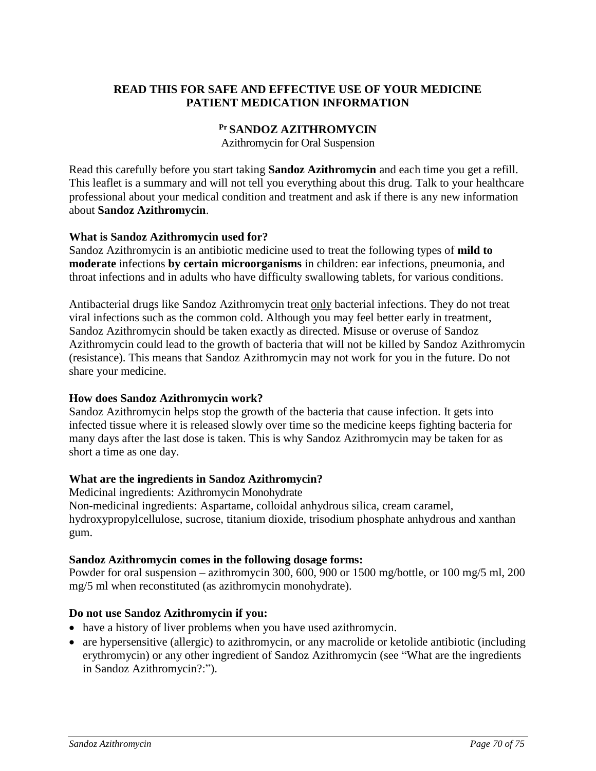**READ THIS FOR SAFE AND EFFECTIVE USE OF YOUR MEDICINE**
**PATIENT MEDICATION INFORMATION**

**[Pr] SANDOZ AZITHROMYCIN**
Azithromycin for Oral Suspension

Read this carefully before you start taking **Sandoz Azithromycin** and each time you get a refill. This leaflet is a summary and will not tell you everything about this drug. Talk to your healthcare professional about your medical condition and treatment and ask if there is any new information about **Sandoz Azithromycin**.

**What is Sandoz Azithromycin used for?**
Sandoz Azithromycin is an antibiotic medicine used to treat the following types of **mild to moderate** infections **by certain microorganisms** in children: ear infections, pneumonia, and throat infections and in adults who have difficulty swallowing tablets, for various conditions.

Antibacterial drugs like Sandoz Azithromycin treat only bacterial infections. They do not treat viral infections such as the common cold. Although you may feel better early in treatment, Sandoz Azithromycin should be taken exactly as directed. Misuse or overuse of Sandoz Azithromycin could lead to the growth of bacteria that will not be killed by Sandoz Azithromycin (resistance). This means that Sandoz Azithromycin may not work for you in the future. Do not share your medicine.

**How does Sandoz Azithromycin work?**
Sandoz Azithromycin helps stop the growth of the bacteria that cause infection. It gets into infected tissue where it is released slowly over time so the medicine keeps fighting bacteria for many days after the last dose is taken. This is why Sandoz Azithromycin may be taken for as short a time as one day.

**What are the ingredients in Sandoz Azithromycin?**
Medicinal ingredients: Azithromycin Monohydrate
Non-medicinal ingredients: Aspartame, colloidal anhydrous silica, cream caramel, hydroxypropylcellulose, sucrose, titanium dioxide, trisodium phosphate anhydrous and xanthan gum.

**Sandoz Azithromycin comes in the following dosage forms:**
Powder for oral suspension – azithromycin 300, 600, 900 or 1500 mg/bottle, or 100 mg/5 ml, 200 mg/5 ml when reconstituted (as azithromycin monohydrate).

**Do not use Sandoz Azithromycin if you:**

- have a history of liver problems when you have used azithromycin.
- are hypersensitive (allergic) to azithromycin, or any macrolide or ketolide antibiotic (including erythromycin) or any other ingredient of Sandoz Azithromycin (see “What are the ingredients in Sandoz Azithromycin?:”).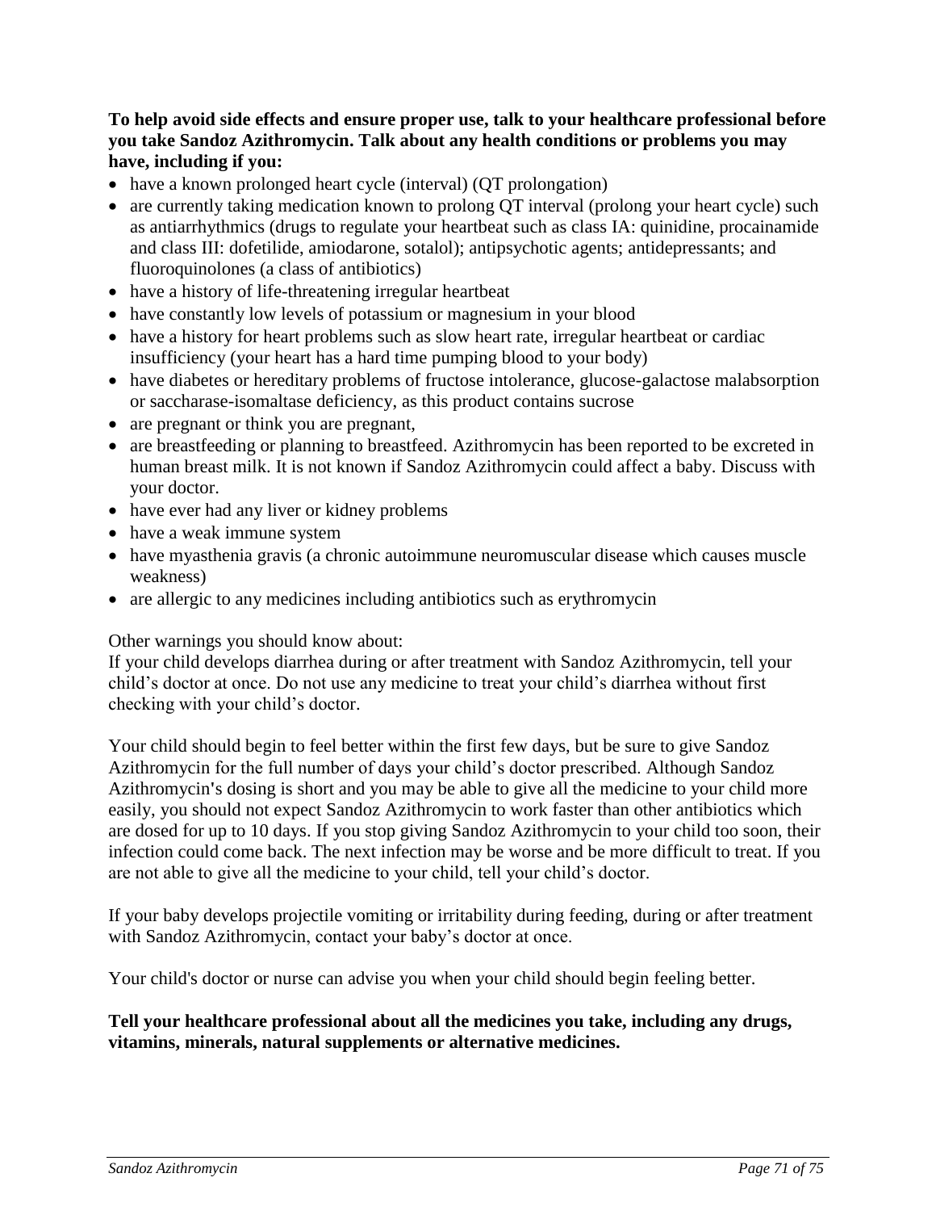**To help avoid side effects and ensure proper use, talk to your healthcare professional before you take Sandoz Azithromycin. Talk about any health conditions or problems you may have, including if you:**

- have a known prolonged heart cycle (interval) (QT prolongation)
- are currently taking medication known to prolong QT interval (prolong your heart cycle) such as antiarrhythmics (drugs to regulate your heartbeat such as class IA: quinidine, procainamide and class III: dofetilide, amiodarone, sotalol); antipsychotic agents; antidepressants; and fluoroquinolones (a class of antibiotics)
- have a history of life-threatening irregular heartbeat
- have constantly low levels of potassium or magnesium in your blood
- have a history for heart problems such as slow heart rate, irregular heartbeat or cardiac insufficiency (your heart has a hard time pumping blood to your body)
- have diabetes or hereditary problems of fructose intolerance, glucose-galactose malabsorption or saccharase-isomaltase deficiency, as this product contains sucrose
- are pregnant or think you are pregnant,
- are breastfeeding or planning to breastfeed. Azithromycin has been reported to be excreted in human breast milk. It is not known if Sandoz Azithromycin could affect a baby. Discuss with your doctor.
- have ever had any liver or kidney problems
- have a weak immune system
- have myasthenia gravis (a chronic autoimmune neuromuscular disease which causes muscle weakness)
- are allergic to any medicines including antibiotics such as erythromycin

Other warnings you should know about:
If your child develops diarrhea during or after treatment with Sandoz Azithromycin, tell your child's doctor at once. Do not use any medicine to treat your child's diarrhea without first checking with your child's doctor.

Your child should begin to feel better within the first few days, but be sure to give Sandoz Azithromycin for the full number of days your child's doctor prescribed. Although Sandoz Azithromycin's dosing is short and you may be able to give all the medicine to your child more easily, you should not expect Sandoz Azithromycin to work faster than other antibiotics which are dosed for up to 10 days. If you stop giving Sandoz Azithromycin to your child too soon, their infection could come back. The next infection may be worse and be more difficult to treat. If you are not able to give all the medicine to your child, tell your child's doctor.

If your baby develops projectile vomiting or irritability during feeding, during or after treatment with Sandoz Azithromycin, contact your baby's doctor at once.

Your child's doctor or nurse can advise you when your child should begin feeling better.

**Tell your healthcare professional about all the medicines you take, including any drugs, vitamins, minerals, natural supplements or alternative medicines.**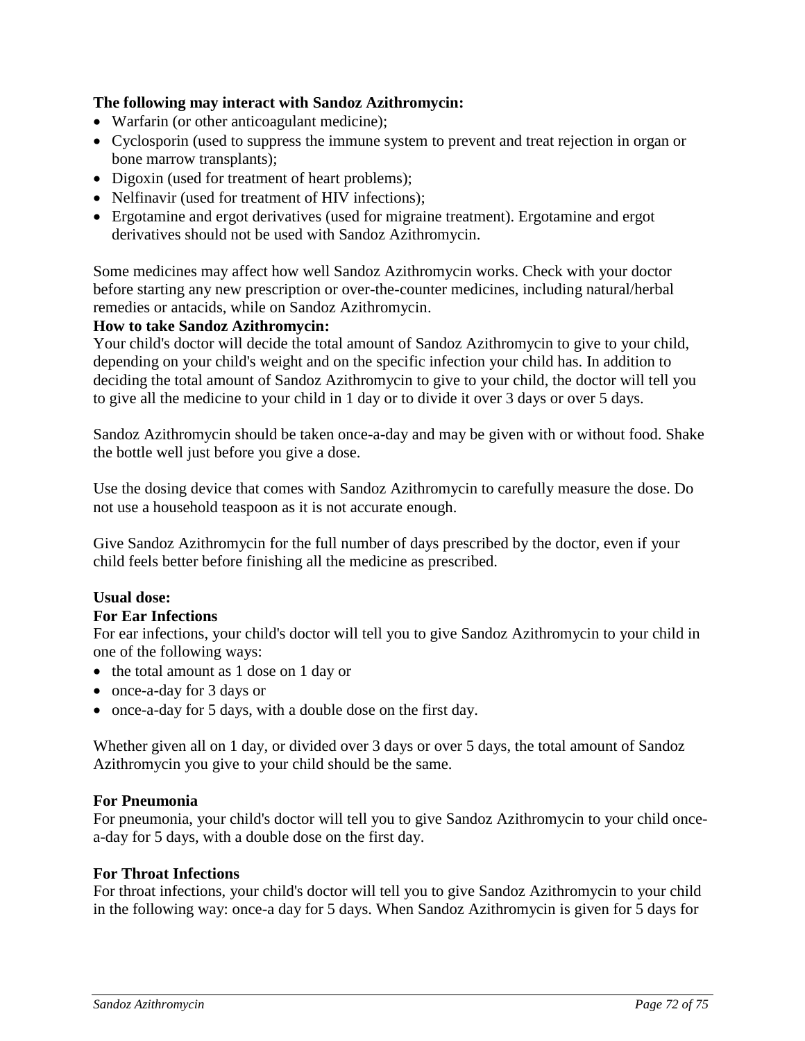**The following may interact with Sandoz Azithromycin:**

- Warfarin (or other anticoagulant medicine);
- Cyclosporin (used to suppress the immune system to prevent and treat rejection in organ or bone marrow transplants);
- Digoxin (used for treatment of heart problems);
- Nelfinavir (used for treatment of HIV infections);
- Ergotamine and ergot derivatives (used for migraine treatment). Ergotamine and ergot derivatives should not be used with Sandoz Azithromycin.

Some medicines may affect how well Sandoz Azithromycin works. Check with your doctor before starting any new prescription or over-the-counter medicines, including natural/herbal remedies or antacids, while on Sandoz Azithromycin.

**How to take Sandoz Azithromycin:**

Your child's doctor will decide the total amount of Sandoz Azithromycin to give to your child, depending on your child's weight and on the specific infection your child has. In addition to deciding the total amount of Sandoz Azithromycin to give to your child, the doctor will tell you to give all the medicine to your child in 1 day or to divide it over 3 days or over 5 days.

Sandoz Azithromycin should be taken once-a-day and may be given with or without food. Shake the bottle well just before you give a dose.

Use the dosing device that comes with Sandoz Azithromycin to carefully measure the dose. Do not use a household teaspoon as it is not accurate enough.

Give Sandoz Azithromycin for the full number of days prescribed by the doctor, even if your child feels better before finishing all the medicine as prescribed.

**Usual dose:**

**For Ear Infections**

For ear infections, your child's doctor will tell you to give Sandoz Azithromycin to your child in one of the following ways:

- the total amount as 1 dose on 1 day or
- once-a-day for 3 days or
- once-a-day for 5 days, with a double dose on the first day.

Whether given all on 1 day, or divided over 3 days or over 5 days, the total amount of Sandoz Azithromycin you give to your child should be the same.

**For Pneumonia**

For pneumonia, your child's doctor will tell you to give Sandoz Azithromycin to your child once-a-day for 5 days, with a double dose on the first day.

**For Throat Infections**

For throat infections, your child's doctor will tell you to give Sandoz Azithromycin to your child in the following way: once-a day for 5 days. When Sandoz Azithromycin is given for 5 days for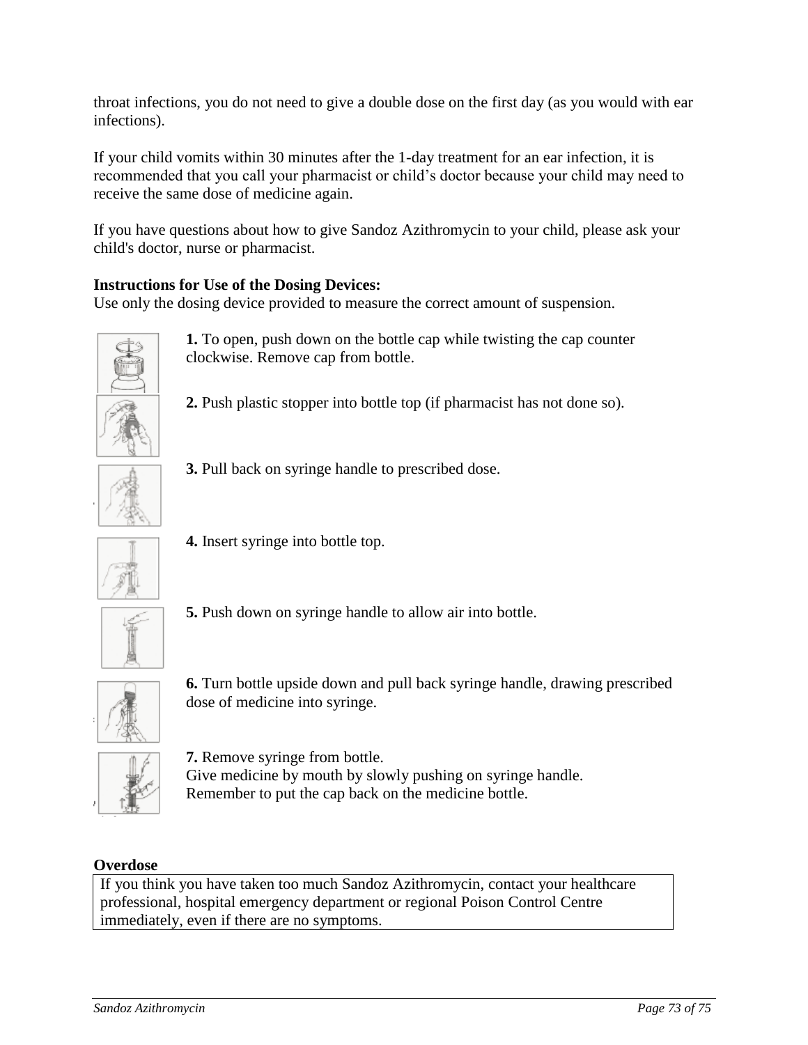throat infections, you do not need to give a double dose on the first day (as you would with ear infections).

If your child vomits within 30 minutes after the 1-day treatment for an ear infection, it is recommended that you call your pharmacist or child's doctor because your child may need to receive the same dose of medicine again.

If you have questions about how to give Sandoz Azithromycin to your child, please ask your child's doctor, nurse or pharmacist.

**Instructions for Use of the Dosing Devices:**
Use only the dosing device provided to measure the correct amount of suspension.

**1.** To open, push down on the bottle cap while twisting the cap counter clockwise. Remove cap from bottle.

**2.** Push plastic stopper into bottle top (if pharmacist has not done so).

**3.** Pull back on syringe handle to prescribed dose.

**4.** Insert syringe into bottle top.

**5.** Push down on syringe handle to allow air into bottle.

**6.** Turn bottle upside down and pull back syringe handle, drawing prescribed dose of medicine into syringe.

**7.** Remove syringe from bottle.
Give medicine by mouth by slowly pushing on syringe handle.
Remember to put the cap back on the medicine bottle.

**Overdose**

| If you think you have taken too much Sandoz Azithromycin, contact your healthcare professional, hospital emergency department or regional Poison Control Centre immediately, even if there are no symptoms. |
|---|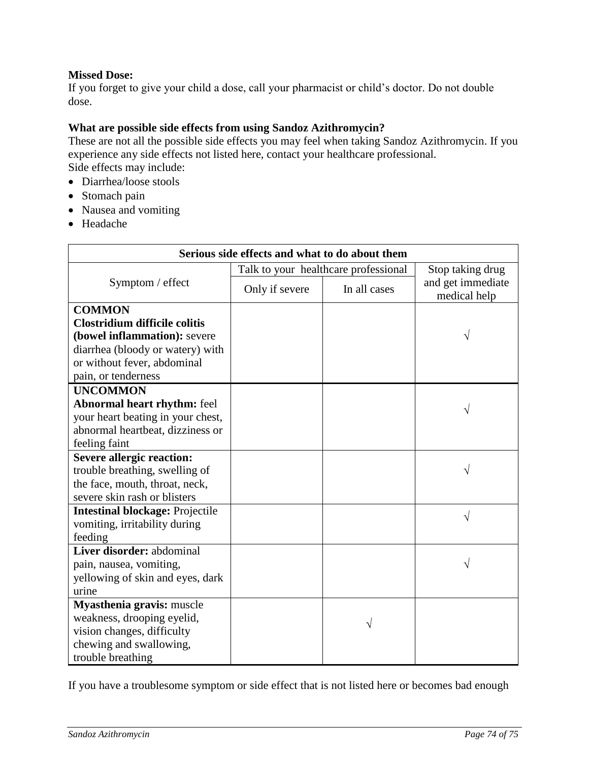**Missed Dose:**
If you forget to give your child a dose, call your pharmacist or child's doctor. Do not double dose.

**What are possible side effects from using Sandoz Azithromycin?**
These are not all the possible side effects you may feel when taking Sandoz Azithromycin. If you experience any side effects not listed here, contact your healthcare professional.
Side effects may include:

- Diarrhea/loose stools
- Stomach pain
- Nausea and vomiting
- Headache

| Serious side effects and what to do about them | | | |
|---|---|---|---|
| Symptom / effect | Talk to your healthcare professional | | Stop taking drug and get immediate medical help |
| | Only if severe | In all cases | |
| **COMMON** **Clostridium difficile colitis (bowel inflammation):** severe diarrhea (bloody or watery) with or without fever, abdominal pain, or tenderness | | | √ |
| **UNCOMMON** **Abnormal heart rhythm:** feel your heart beating in your chest, abnormal heartbeat, dizziness or feeling faint | | | √ |
| **Severe allergic reaction:** trouble breathing, swelling of the face, mouth, throat, neck, severe skin rash or blisters | | | √ |
| **Intestinal blockage:** Projectile vomiting, irritability during feeding | | | √ |
| **Liver disorder:** abdominal pain, nausea, vomiting, yellowing of skin and eyes, dark urine | | | √ |
| **Myasthenia gravis:** muscle weakness, drooping eyelid, vision changes, difficulty chewing and swallowing, trouble breathing | | √ | |

If you have a troublesome symptom or side effect that is not listed here or becomes bad enough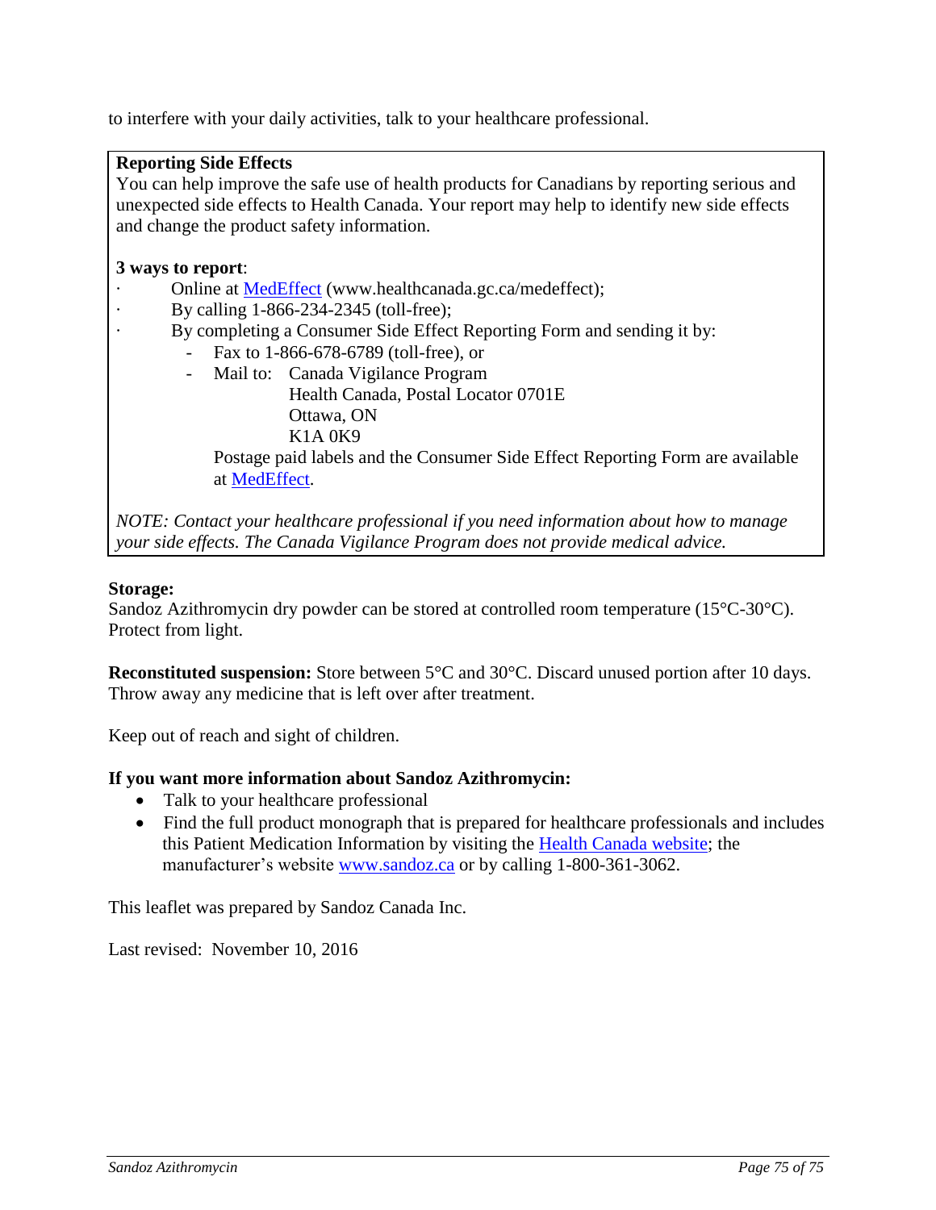to interfere with your daily activities, talk to your healthcare professional.

**Reporting Side Effects**

You can help improve the safe use of health products for Canadians by reporting serious and unexpected side effects to Health Canada. Your report may help to identify new side effects and change the product safety information.

**3 ways to report**:

- Online at MedEffect (www.healthcanada.gc.ca/medeffect);
- By calling 1-866-234-2345 (toll-free);
- By completing a Consumer Side Effect Reporting Form and sending it by:
  - Fax to 1-866-678-6789 (toll-free), or
  - Mail to: Canada Vigilance Program
    Health Canada, Postal Locator 0701E
    Ottawa, ON
    K1A 0K9

    Postage paid labels and the Consumer Side Effect Reporting Form are available at MedEffect.

*NOTE: Contact your healthcare professional if you need information about how to manage your side effects. The Canada Vigilance Program does not provide medical advice.*

**Storage:**

Sandoz Azithromycin dry powder can be stored at controlled room temperature (15°C-30°C). Protect from light.

**Reconstituted suspension:** Store between 5°C and 30°C. Discard unused portion after 10 days. Throw away any medicine that is left over after treatment.

Keep out of reach and sight of children.

**If you want more information about Sandoz Azithromycin:**

- Talk to your healthcare professional
- Find the full product monograph that is prepared for healthcare professionals and includes this Patient Medication Information by visiting the Health Canada website; the manufacturer's website www.sandoz.ca or by calling 1-800-361-3062.

This leaflet was prepared by Sandoz Canada Inc.

Last revised: November 10, 2016